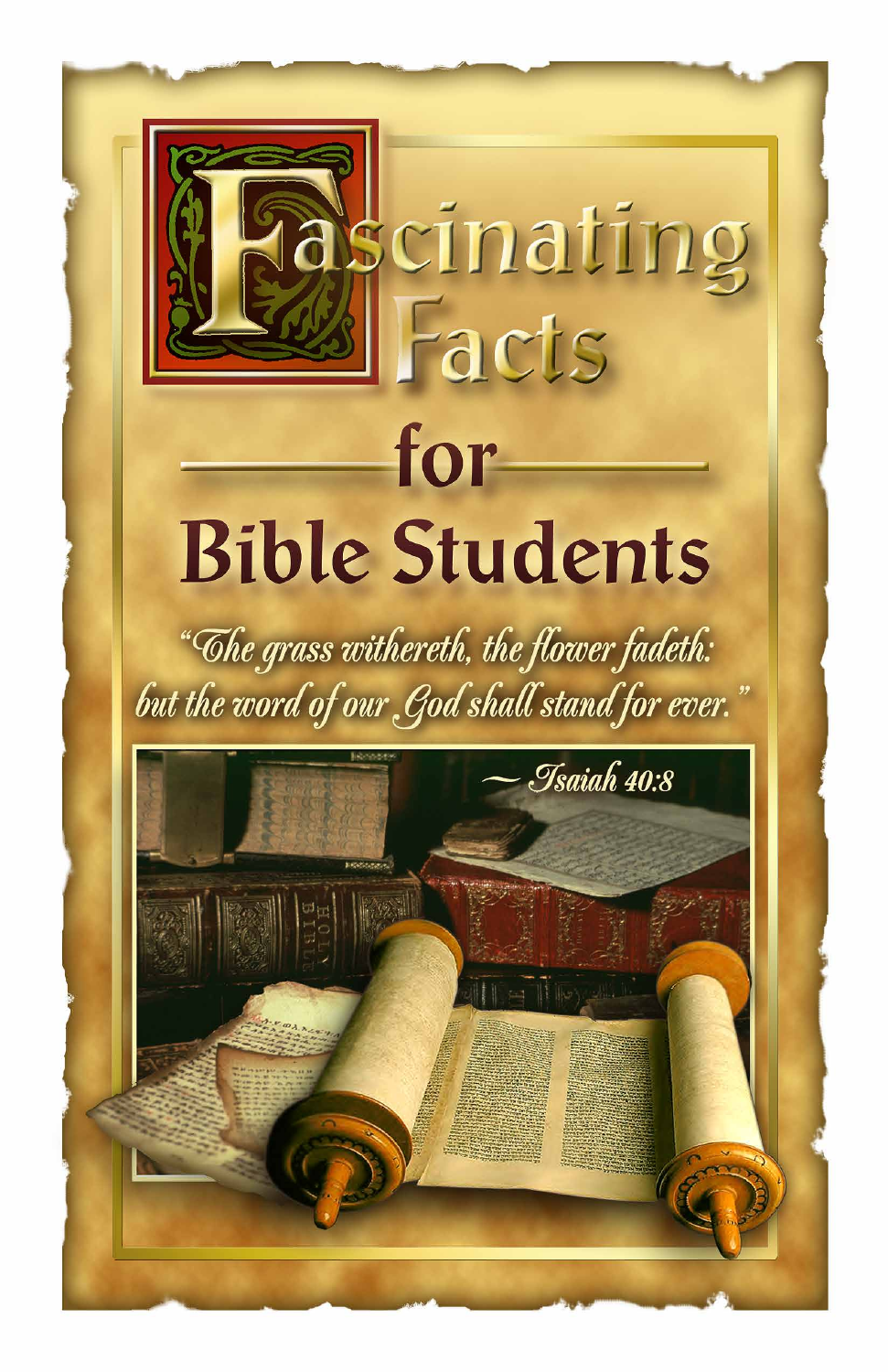# Fascinating Facts for Bible Students

*"The grass withereth, the flower fadeth: but the word of our God shall stand for ever."*

*~ Isaiah 40:8*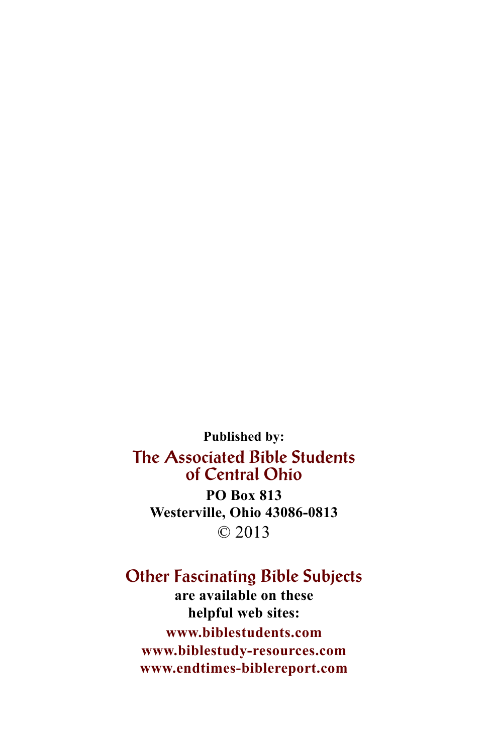**Published by:**

**The Associated Bible Students of Central Ohio**

**PO Box 813**
**Westerville, Ohio 43086-0813**

© 2013

**Other Fascinating Bible Subjects**

**are available on these helpful web sites:**

**www.biblestudents.com**
**www.biblestudy-resources.com**
**www.endtimes-biblereport.com**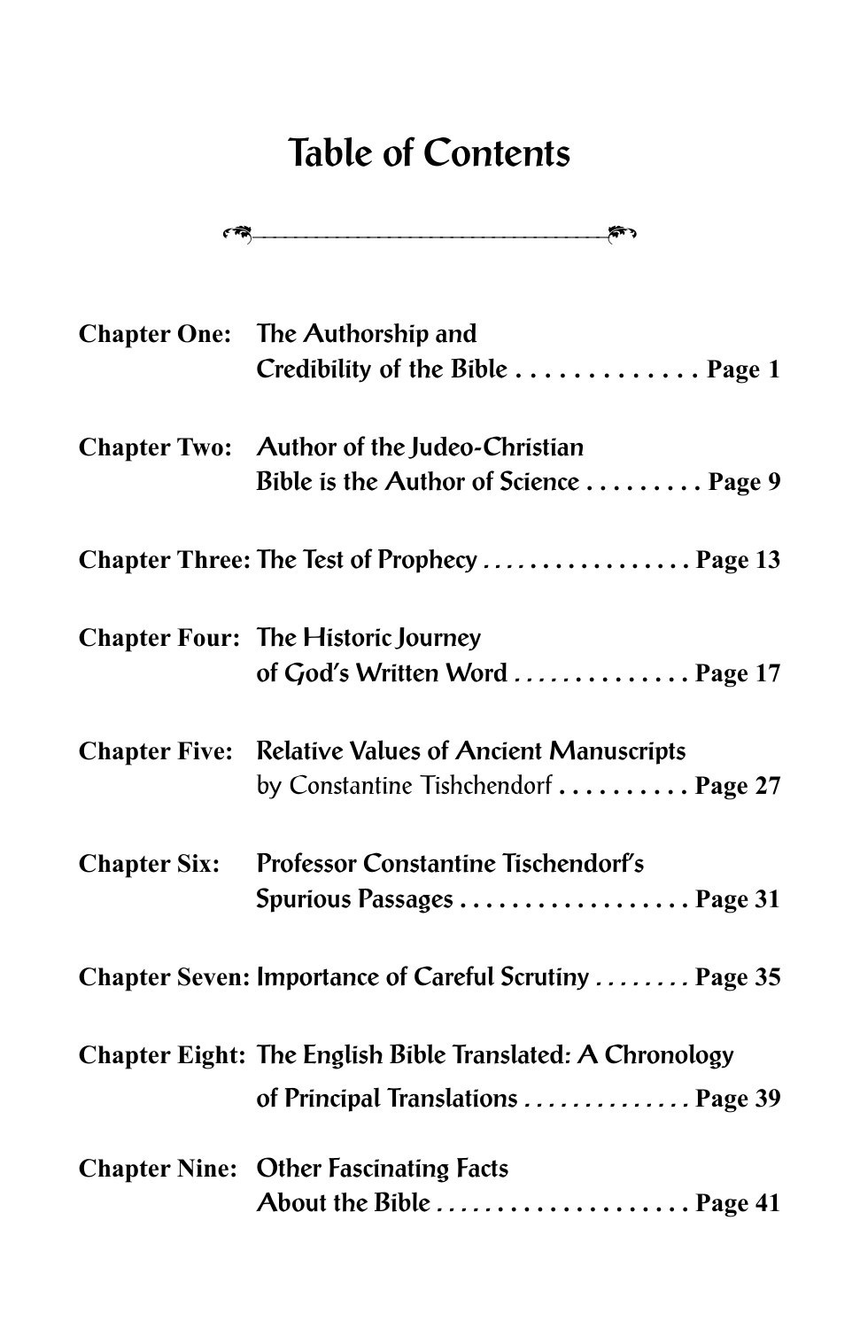# Table of Contents

**Chapter One:** The Authorship and Credibility of the Bible . . . . . . . . . . . . . **Page 1**

**Chapter Two:** Author of the Judeo-Christian Bible is the Author of Science . . . . . . . . . **Page 9**

**Chapter Three:** The Test of Prophecy . . . . . . . . . . . . . . . . . **Page 13**

**Chapter Four:** The Historic Journey of God's Written Word . . . . . . . . . . . . . . **Page 17**

**Chapter Five:** Relative Values of Ancient Manuscripts by Constantine Tishchendorf . . . . . . . . . . **Page 27**

**Chapter Six:** Professor Constantine Tischendorf's Spurious Passages . . . . . . . . . . . . . . . . . . **Page 31**

**Chapter Seven:** Importance of Careful Scrutiny . . . . . . . . **Page 35**

**Chapter Eight:** The English Bible Translated: A Chronology of Principal Translations . . . . . . . . . . . . . . **Page 39**

**Chapter Nine:** Other Fascinating Facts About the Bible . . . . . . . . . . . . . . . . . . . . **Page 41**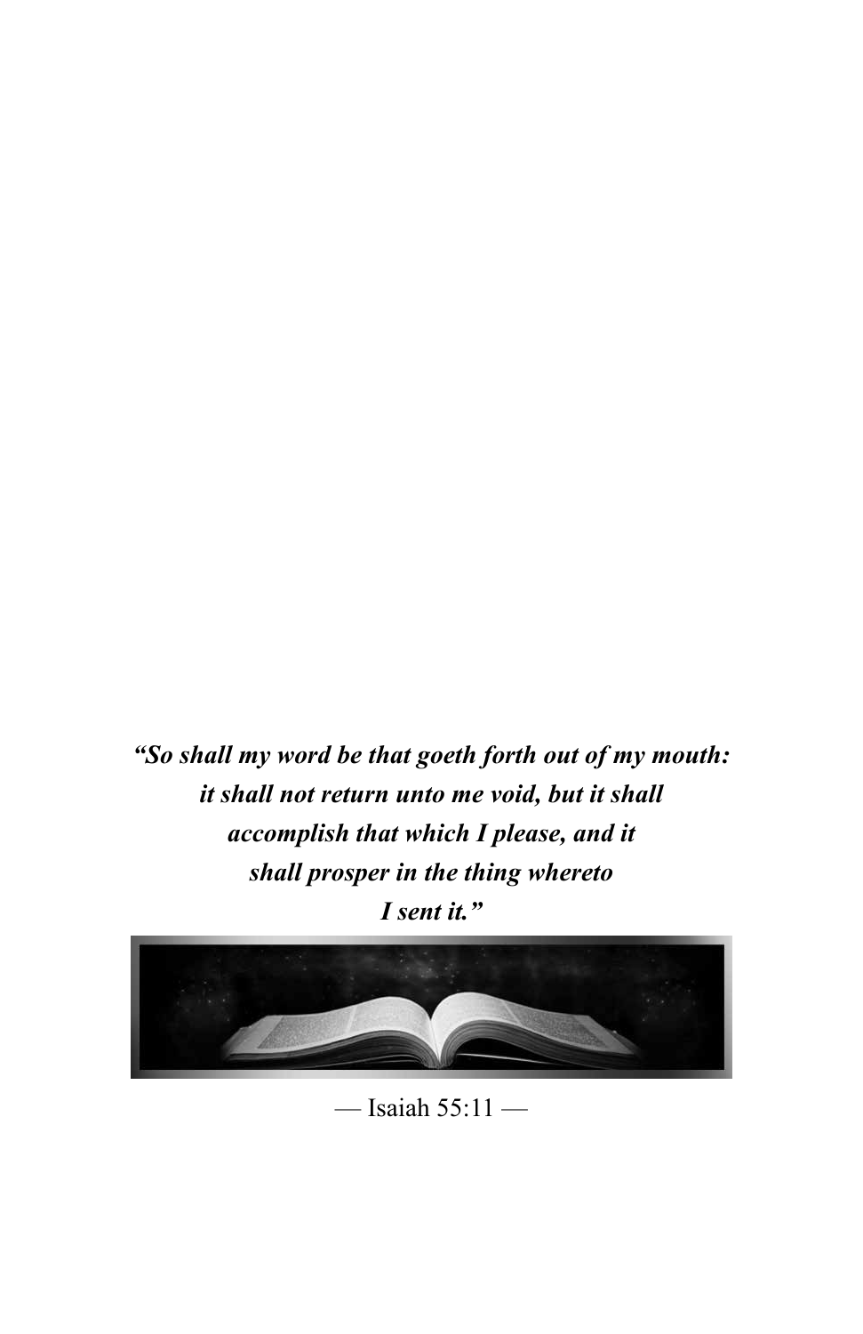***"So shall my word be that goeth forth out of my mouth: it shall not return unto me void, but it shall accomplish that which I please, and it shall prosper in the thing whereto I sent it."***

— Isaiah 55:11 —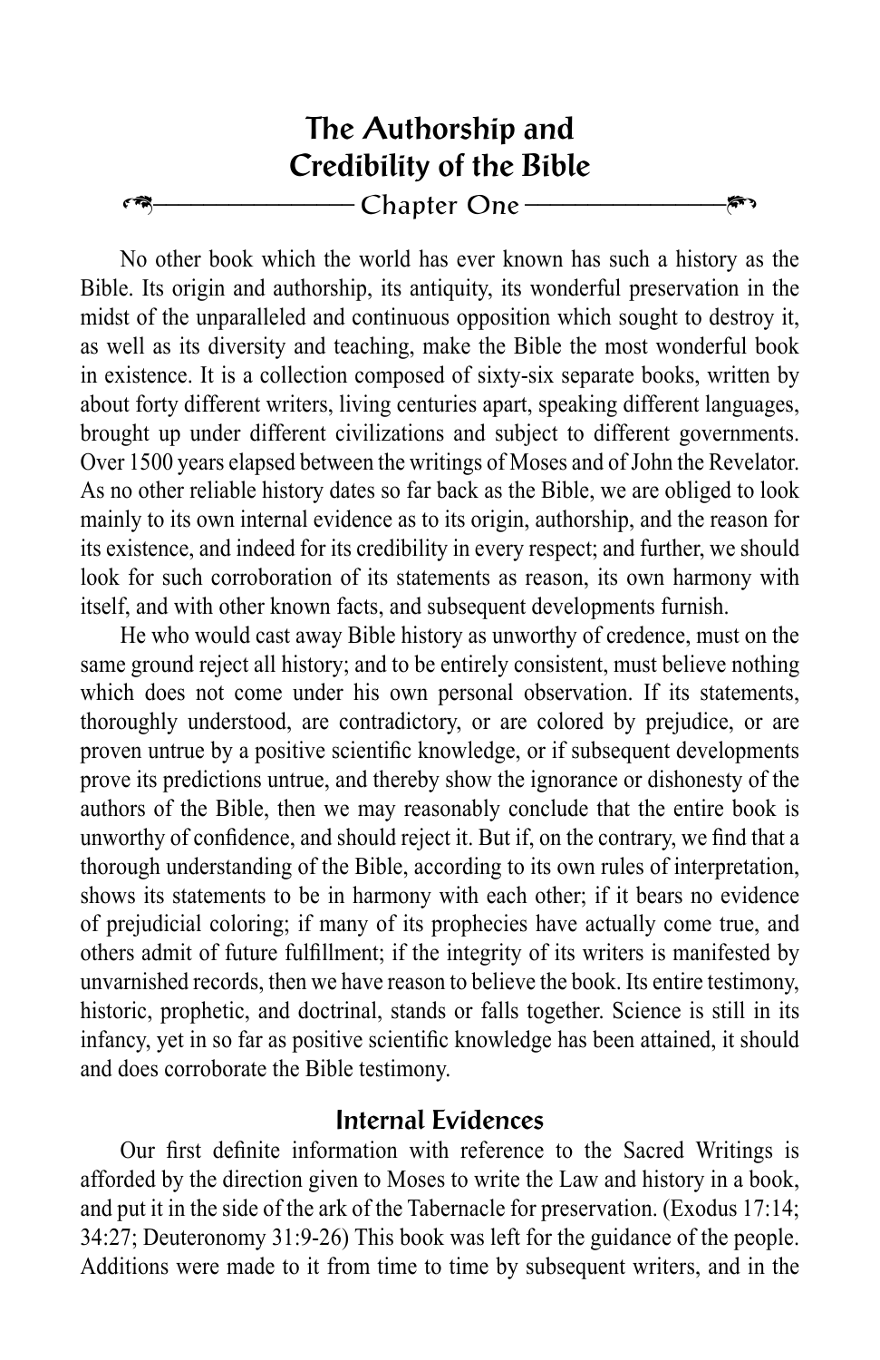# The Authorship and Credibility of the Bible

## Chapter One

No other book which the world has ever known has such a history as the Bible. Its origin and authorship, its antiquity, its wonderful preservation in the midst of the unparalleled and continuous opposition which sought to destroy it, as well as its diversity and teaching, make the Bible the most wonderful book in existence. It is a collection composed of sixty-six separate books, written by about forty different writers, living centuries apart, speaking different languages, brought up under different civilizations and subject to different governments. Over 1500 years elapsed between the writings of Moses and of John the Revelator. As no other reliable history dates so far back as the Bible, we are obliged to look mainly to its own internal evidence as to its origin, authorship, and the reason for its existence, and indeed for its credibility in every respect; and further, we should look for such corroboration of its statements as reason, its own harmony with itself, and with other known facts, and subsequent developments furnish.

He who would cast away Bible history as unworthy of credence, must on the same ground reject all history; and to be entirely consistent, must believe nothing which does not come under his own personal observation. If its statements, thoroughly understood, are contradictory, or are colored by prejudice, or are proven untrue by a positive scientific knowledge, or if subsequent developments prove its predictions untrue, and thereby show the ignorance or dishonesty of the authors of the Bible, then we may reasonably conclude that the entire book is unworthy of confidence, and should reject it. But if, on the contrary, we find that a thorough understanding of the Bible, according to its own rules of interpretation, shows its statements to be in harmony with each other; if it bears no evidence of prejudicial coloring; if many of its prophecies have actually come true, and others admit of future fulfillment; if the integrity of its writers is manifested by unvarnished records, then we have reason to believe the book. Its entire testimony, historic, prophetic, and doctrinal, stands or falls together. Science is still in its infancy, yet in so far as positive scientific knowledge has been attained, it should and does corroborate the Bible testimony.

### Internal Evidences

Our first definite information with reference to the Sacred Writings is afforded by the direction given to Moses to write the Law and history in a book, and put it in the side of the ark of the Tabernacle for preservation. (Exodus 17:14; 34:27; Deuteronomy 31:9-26) This book was left for the guidance of the people. Additions were made to it from time to time by subsequent writers, and in the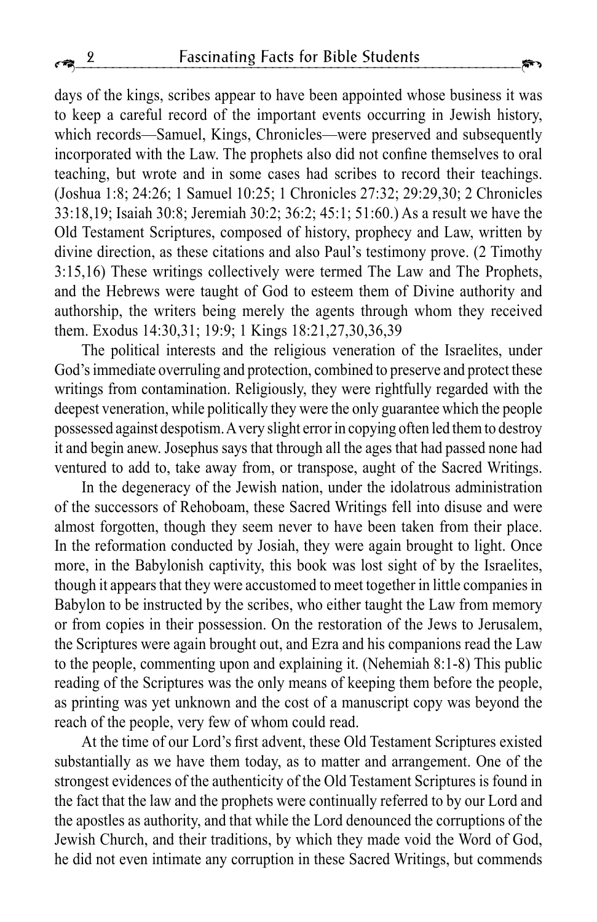days of the kings, scribes appear to have been appointed whose business it was to keep a careful record of the important events occurring in Jewish history, which records—Samuel, Kings, Chronicles—were preserved and subsequently incorporated with the Law. The prophets also did not confine themselves to oral teaching, but wrote and in some cases had scribes to record their teachings. (Joshua 1:8; 24:26; 1 Samuel 10:25; 1 Chronicles 27:32; 29:29,30; 2 Chronicles 33:18,19; Isaiah 30:8; Jeremiah 30:2; 36:2; 45:1; 51:60.) As a result we have the Old Testament Scriptures, composed of history, prophecy and Law, written by divine direction, as these citations and also Paul's testimony prove. (2 Timothy 3:15,16) These writings collectively were termed The Law and The Prophets, and the Hebrews were taught of God to esteem them of Divine authority and authorship, the writers being merely the agents through whom they received them. Exodus 14:30,31; 19:9; 1 Kings 18:21,27,30,36,39

The political interests and the religious veneration of the Israelites, under God's immediate overruling and protection, combined to preserve and protect these writings from contamination. Religiously, they were rightfully regarded with the deepest veneration, while politically they were the only guarantee which the people possessed against despotism. A very slight error in copying often led them to destroy it and begin anew. Josephus says that through all the ages that had passed none had ventured to add to, take away from, or transpose, aught of the Sacred Writings.

In the degeneracy of the Jewish nation, under the idolatrous administration of the successors of Rehoboam, these Sacred Writings fell into disuse and were almost forgotten, though they seem never to have been taken from their place. In the reformation conducted by Josiah, they were again brought to light. Once more, in the Babylonish captivity, this book was lost sight of by the Israelites, though it appears that they were accustomed to meet together in little companies in Babylon to be instructed by the scribes, who either taught the Law from memory or from copies in their possession. On the restoration of the Jews to Jerusalem, the Scriptures were again brought out, and Ezra and his companions read the Law to the people, commenting upon and explaining it. (Nehemiah 8:1-8) This public reading of the Scriptures was the only means of keeping them before the people, as printing was yet unknown and the cost of a manuscript copy was beyond the reach of the people, very few of whom could read.

At the time of our Lord's first advent, these Old Testament Scriptures existed substantially as we have them today, as to matter and arrangement. One of the strongest evidences of the authenticity of the Old Testament Scriptures is found in the fact that the law and the prophets were continually referred to by our Lord and the apostles as authority, and that while the Lord denounced the corruptions of the Jewish Church, and their traditions, by which they made void the Word of God, he did not even intimate any corruption in these Sacred Writings, but commends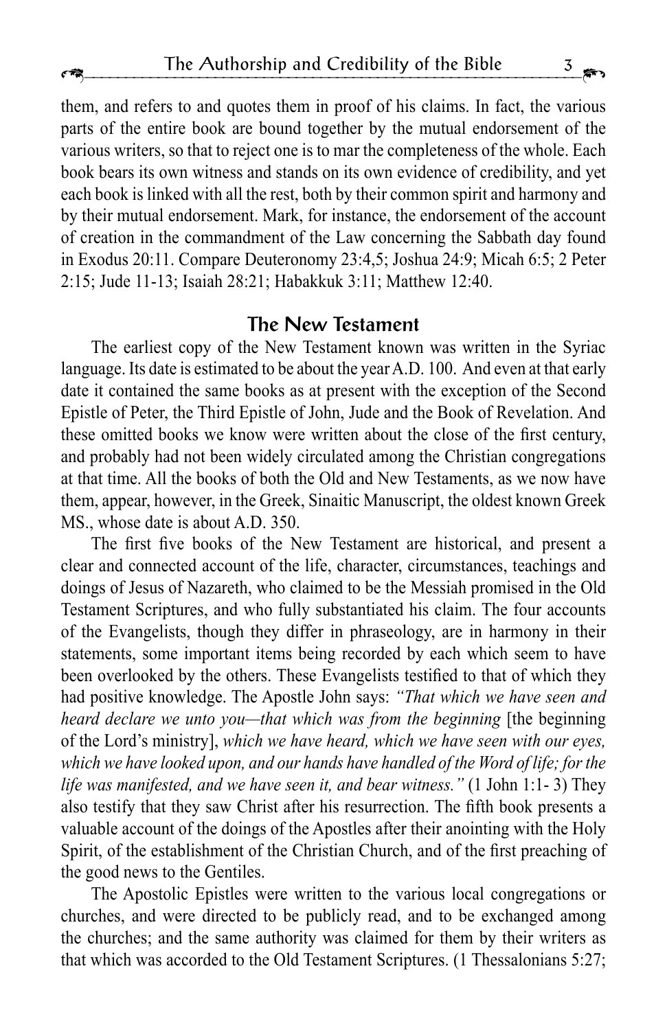them, and refers to and quotes them in proof of his claims. In fact, the various parts of the entire book are bound together by the mutual endorsement of the various writers, so that to reject one is to mar the completeness of the whole. Each book bears its own witness and stands on its own evidence of credibility, and yet each book is linked with all the rest, both by their common spirit and harmony and by their mutual endorsement. Mark, for instance, the endorsement of the account of creation in the commandment of the Law concerning the Sabbath day found in Exodus 20:11. Compare Deuteronomy 23:4,5; Joshua 24:9; Micah 6:5; 2 Peter 2:15; Jude 11-13; Isaiah 28:21; Habakkuk 3:11; Matthew 12:40.

## The New Testament

The earliest copy of the New Testament known was written in the Syriac language. Its date is estimated to be about the year A.D. 100. And even at that early date it contained the same books as at present with the exception of the Second Epistle of Peter, the Third Epistle of John, Jude and the Book of Revelation. And these omitted books we know were written about the close of the first century, and probably had not been widely circulated among the Christian congregations at that time. All the books of both the Old and New Testaments, as we now have them, appear, however, in the Greek, Sinaitic Manuscript, the oldest known Greek MS., whose date is about A.D. 350.

The first five books of the New Testament are historical, and present a clear and connected account of the life, character, circumstances, teachings and doings of Jesus of Nazareth, who claimed to be the Messiah promised in the Old Testament Scriptures, and who fully substantiated his claim. The four accounts of the Evangelists, though they differ in phraseology, are in harmony in their statements, some important items being recorded by each which seem to have been overlooked by the others. These Evangelists testified to that of which they had positive knowledge. The Apostle John says: *"That which we have seen and heard declare we unto you—that which was from the beginning* [the beginning of the Lord's ministry], *which we have heard, which we have seen with our eyes, which we have looked upon, and our hands have handled of the Word of life; for the life was manifested, and we have seen it, and bear witness."* (1 John 1:1- 3) They also testify that they saw Christ after his resurrection. The fifth book presents a valuable account of the doings of the Apostles after their anointing with the Holy Spirit, of the establishment of the Christian Church, and of the first preaching of the good news to the Gentiles.

The Apostolic Epistles were written to the various local congregations or churches, and were directed to be publicly read, and to be exchanged among the churches; and the same authority was claimed for them by their writers as that which was accorded to the Old Testament Scriptures. (1 Thessalonians 5:27;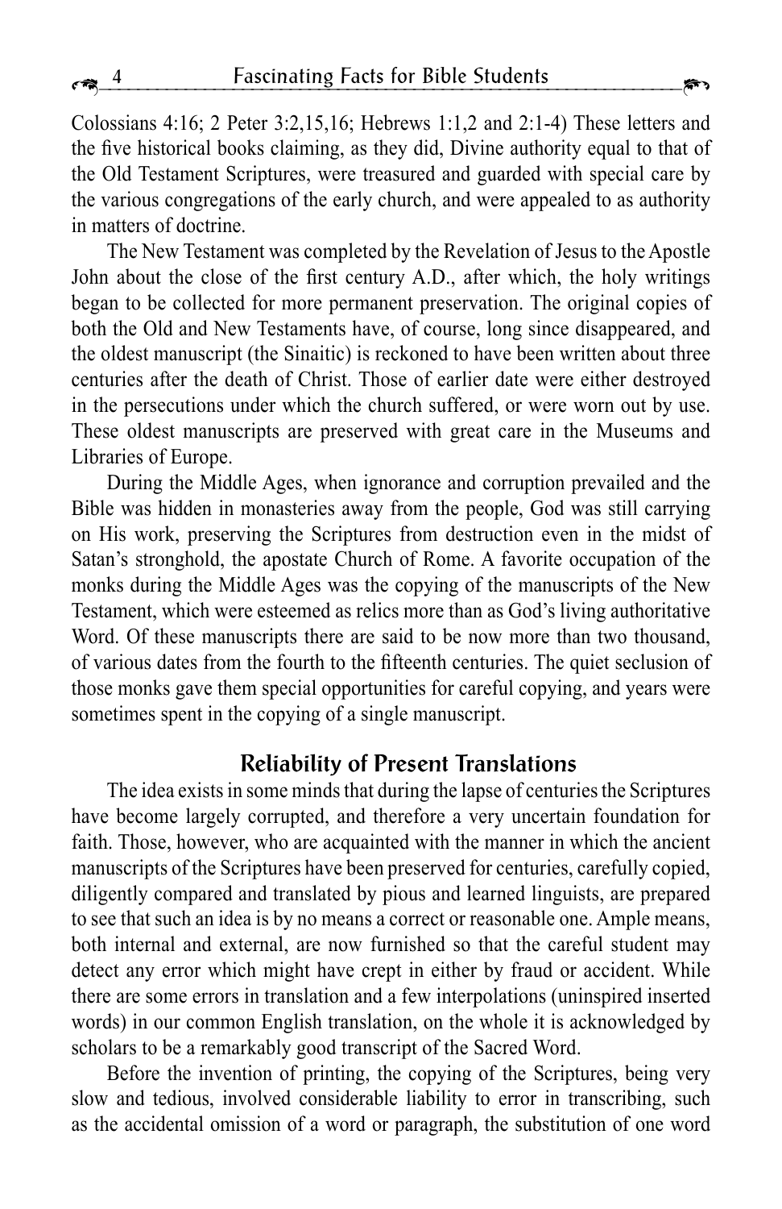Colossians 4:16; 2 Peter 3:2,15,16; Hebrews 1:1,2 and 2:1-4) These letters and the five historical books claiming, as they did, Divine authority equal to that of the Old Testament Scriptures, were treasured and guarded with special care by the various congregations of the early church, and were appealed to as authority in matters of doctrine.

The New Testament was completed by the Revelation of Jesus to the Apostle John about the close of the first century A.D., after which, the holy writings began to be collected for more permanent preservation. The original copies of both the Old and New Testaments have, of course, long since disappeared, and the oldest manuscript (the Sinaitic) is reckoned to have been written about three centuries after the death of Christ. Those of earlier date were either destroyed in the persecutions under which the church suffered, or were worn out by use. These oldest manuscripts are preserved with great care in the Museums and Libraries of Europe.

During the Middle Ages, when ignorance and corruption prevailed and the Bible was hidden in monasteries away from the people, God was still carrying on His work, preserving the Scriptures from destruction even in the midst of Satan's stronghold, the apostate Church of Rome. A favorite occupation of the monks during the Middle Ages was the copying of the manuscripts of the New Testament, which were esteemed as relics more than as God's living authoritative Word. Of these manuscripts there are said to be now more than two thousand, of various dates from the fourth to the fifteenth centuries. The quiet seclusion of those monks gave them special opportunities for careful copying, and years were sometimes spent in the copying of a single manuscript.

## Reliability of Present Translations

The idea exists in some minds that during the lapse of centuries the Scriptures have become largely corrupted, and therefore a very uncertain foundation for faith. Those, however, who are acquainted with the manner in which the ancient manuscripts of the Scriptures have been preserved for centuries, carefully copied, diligently compared and translated by pious and learned linguists, are prepared to see that such an idea is by no means a correct or reasonable one. Ample means, both internal and external, are now furnished so that the careful student may detect any error which might have crept in either by fraud or accident. While there are some errors in translation and a few interpolations (uninspired inserted words) in our common English translation, on the whole it is acknowledged by scholars to be a remarkably good transcript of the Sacred Word.

Before the invention of printing, the copying of the Scriptures, being very slow and tedious, involved considerable liability to error in transcribing, such as the accidental omission of a word or paragraph, the substitution of one word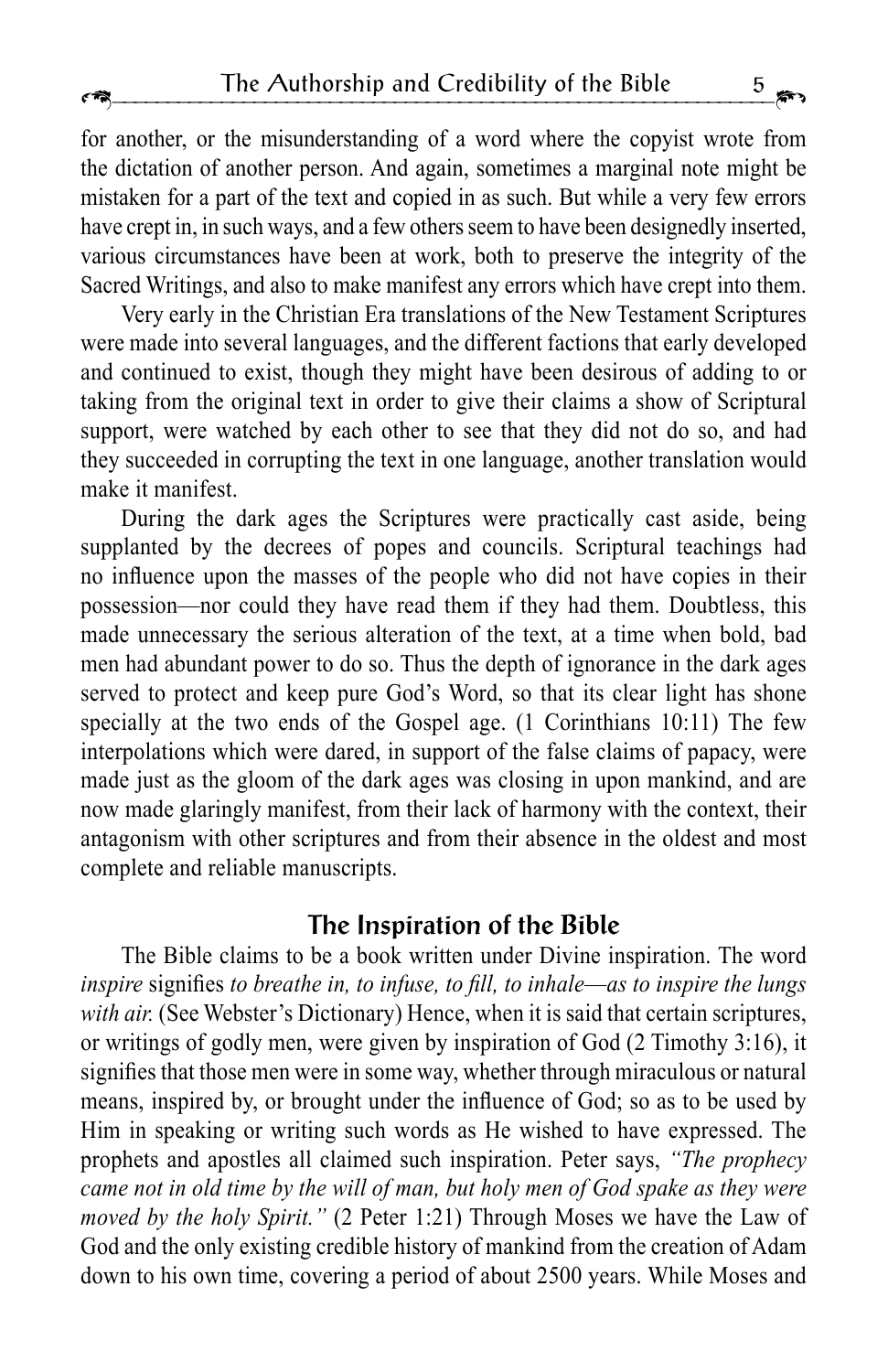for another, or the misunderstanding of a word where the copyist wrote from the dictation of another person. And again, sometimes a marginal note might be mistaken for a part of the text and copied in as such. But while a very few errors have crept in, in such ways, and a few others seem to have been designedly inserted, various circumstances have been at work, both to preserve the integrity of the Sacred Writings, and also to make manifest any errors which have crept into them.

Very early in the Christian Era translations of the New Testament Scriptures were made into several languages, and the different factions that early developed and continued to exist, though they might have been desirous of adding to or taking from the original text in order to give their claims a show of Scriptural support, were watched by each other to see that they did not do so, and had they succeeded in corrupting the text in one language, another translation would make it manifest.

During the dark ages the Scriptures were practically cast aside, being supplanted by the decrees of popes and councils. Scriptural teachings had no influence upon the masses of the people who did not have copies in their possession—nor could they have read them if they had them. Doubtless, this made unnecessary the serious alteration of the text, at a time when bold, bad men had abundant power to do so. Thus the depth of ignorance in the dark ages served to protect and keep pure God's Word, so that its clear light has shone specially at the two ends of the Gospel age. (1 Corinthians 10:11) The few interpolations which were dared, in support of the false claims of papacy, were made just as the gloom of the dark ages was closing in upon mankind, and are now made glaringly manifest, from their lack of harmony with the context, their antagonism with other scriptures and from their absence in the oldest and most complete and reliable manuscripts.

## The Inspiration of the Bible

The Bible claims to be a book written under Divine inspiration. The word *inspire* signifies *to breathe in, to infuse, to fill, to inhale—as to inspire the lungs with air.* (See Webster's Dictionary) Hence, when it is said that certain scriptures, or writings of godly men, were given by inspiration of God (2 Timothy 3:16), it signifies that those men were in some way, whether through miraculous or natural means, inspired by, or brought under the influence of God; so as to be used by Him in speaking or writing such words as He wished to have expressed. The prophets and apostles all claimed such inspiration. Peter says, *"The prophecy came not in old time by the will of man, but holy men of God spake as they were moved by the holy Spirit."* (2 Peter 1:21) Through Moses we have the Law of God and the only existing credible history of mankind from the creation of Adam down to his own time, covering a period of about 2500 years. While Moses and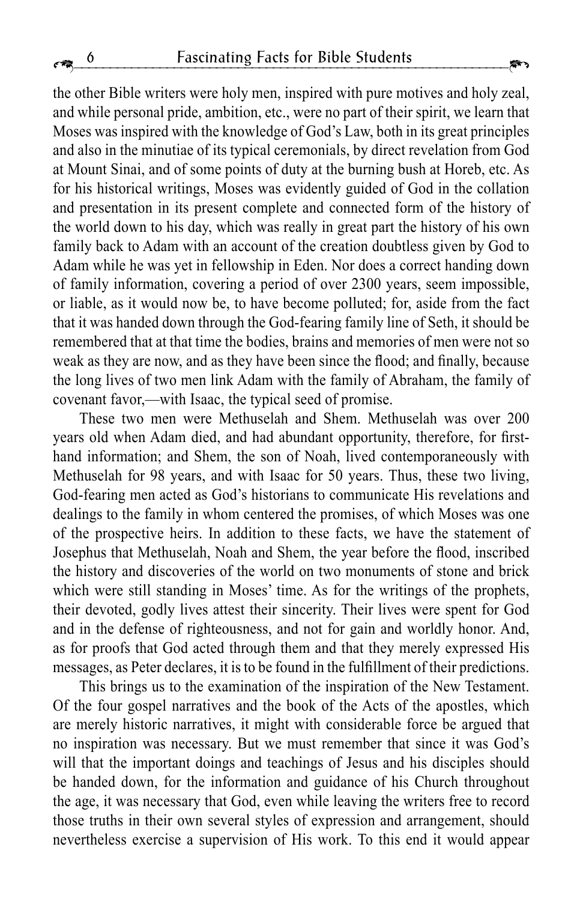the other Bible writers were holy men, inspired with pure motives and holy zeal, and while personal pride, ambition, etc., were no part of their spirit, we learn that Moses was inspired with the knowledge of God's Law, both in its great principles and also in the minutiae of its typical ceremonials, by direct revelation from God at Mount Sinai, and of some points of duty at the burning bush at Horeb, etc. As for his historical writings, Moses was evidently guided of God in the collation and presentation in its present complete and connected form of the history of the world down to his day, which was really in great part the history of his own family back to Adam with an account of the creation doubtless given by God to Adam while he was yet in fellowship in Eden. Nor does a correct handing down of family information, covering a period of over 2300 years, seem impossible, or liable, as it would now be, to have become polluted; for, aside from the fact that it was handed down through the God-fearing family line of Seth, it should be remembered that at that time the bodies, brains and memories of men were not so weak as they are now, and as they have been since the flood; and finally, because the long lives of two men link Adam with the family of Abraham, the family of covenant favor,—with Isaac, the typical seed of promise.

These two men were Methuselah and Shem. Methuselah was over 200 years old when Adam died, and had abundant opportunity, therefore, for first-hand information; and Shem, the son of Noah, lived contemporaneously with Methuselah for 98 years, and with Isaac for 50 years. Thus, these two living, God-fearing men acted as God's historians to communicate His revelations and dealings to the family in whom centered the promises, of which Moses was one of the prospective heirs. In addition to these facts, we have the statement of Josephus that Methuselah, Noah and Shem, the year before the flood, inscribed the history and discoveries of the world on two monuments of stone and brick which were still standing in Moses' time. As for the writings of the prophets, their devoted, godly lives attest their sincerity. Their lives were spent for God and in the defense of righteousness, and not for gain and worldly honor. And, as for proofs that God acted through them and that they merely expressed His messages, as Peter declares, it is to be found in the fulfillment of their predictions.

This brings us to the examination of the inspiration of the New Testament. Of the four gospel narratives and the book of the Acts of the apostles, which are merely historic narratives, it might with considerable force be argued that no inspiration was necessary. But we must remember that since it was God's will that the important doings and teachings of Jesus and his disciples should be handed down, for the information and guidance of his Church throughout the age, it was necessary that God, even while leaving the writers free to record those truths in their own several styles of expression and arrangement, should nevertheless exercise a supervision of His work. To this end it would appear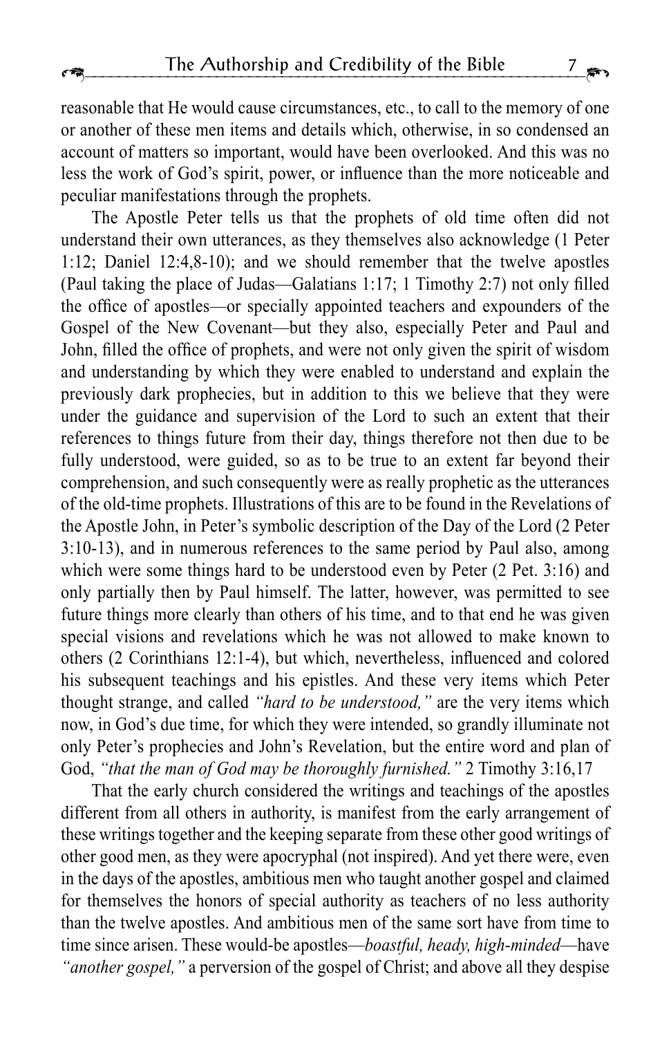reasonable that He would cause circumstances, etc., to call to the memory of one or another of these men items and details which, otherwise, in so condensed an account of matters so important, would have been overlooked. And this was no less the work of God's spirit, power, or influence than the more noticeable and peculiar manifestations through the prophets.

The Apostle Peter tells us that the prophets of old time often did not understand their own utterances, as they themselves also acknowledge (1 Peter 1:12; Daniel 12:4,8-10); and we should remember that the twelve apostles (Paul taking the place of Judas—Galatians 1:17; 1 Timothy 2:7) not only filled the office of apostles—or specially appointed teachers and expounders of the Gospel of the New Covenant—but they also, especially Peter and Paul and John, filled the office of prophets, and were not only given the spirit of wisdom and understanding by which they were enabled to understand and explain the previously dark prophecies, but in addition to this we believe that they were under the guidance and supervision of the Lord to such an extent that their references to things future from their day, things therefore not then due to be fully understood, were guided, so as to be true to an extent far beyond their comprehension, and such consequently were as really prophetic as the utterances of the old-time prophets. Illustrations of this are to be found in the Revelations of the Apostle John, in Peter's symbolic description of the Day of the Lord (2 Peter 3:10-13), and in numerous references to the same period by Paul also, among which were some things hard to be understood even by Peter (2 Pet. 3:16) and only partially then by Paul himself. The latter, however, was permitted to see future things more clearly than others of his time, and to that end he was given special visions and revelations which he was not allowed to make known to others (2 Corinthians 12:1-4), but which, nevertheless, influenced and colored his subsequent teachings and his epistles. And these very items which Peter thought strange, and called *"hard to be understood,"* are the very items which now, in God's due time, for which they were intended, so grandly illuminate not only Peter's prophecies and John's Revelation, but the entire word and plan of God, *"that the man of God may be thoroughly furnished."* 2 Timothy 3:16,17

That the early church considered the writings and teachings of the apostles different from all others in authority, is manifest from the early arrangement of these writings together and the keeping separate from these other good writings of other good men, as they were apocryphal (not inspired). And yet there were, even in the days of the apostles, ambitious men who taught another gospel and claimed for themselves the honors of special authority as teachers of no less authority than the twelve apostles. And ambitious men of the same sort have from time to time since arisen. These would-be apostles—*boastful, heady, high-minded*—have *"another gospel,"* a perversion of the gospel of Christ; and above all they despise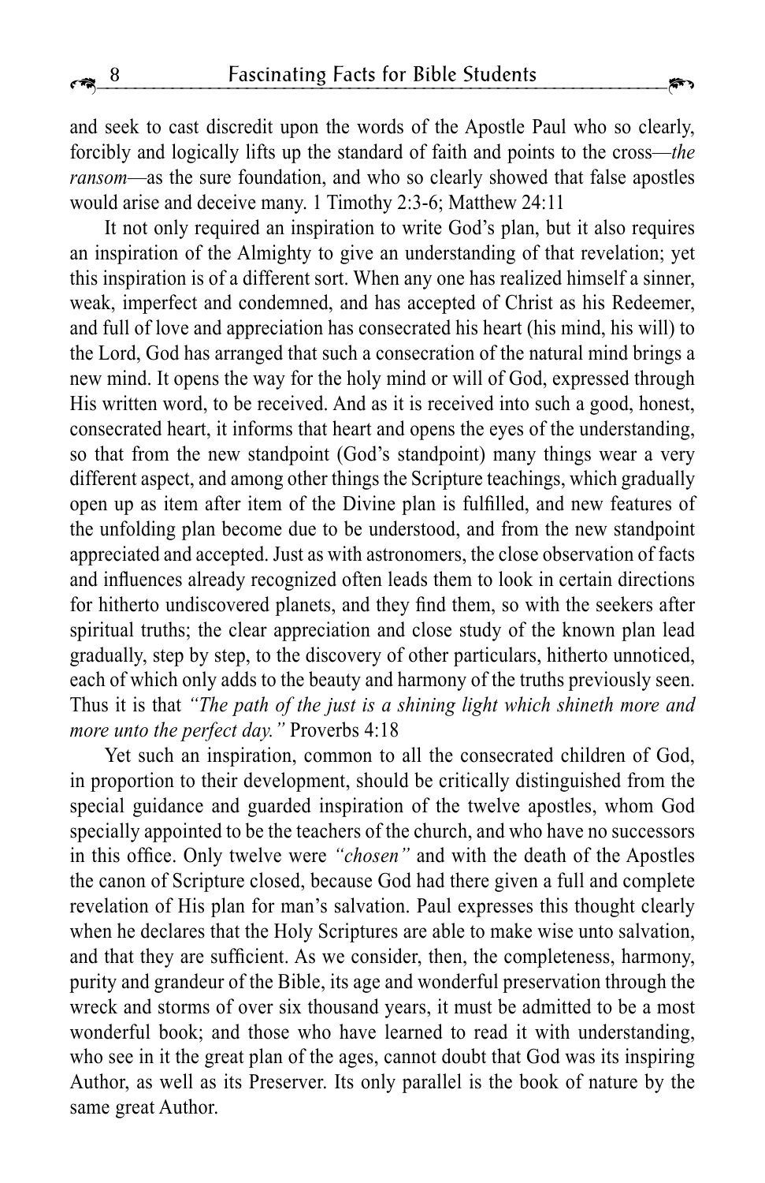and seek to cast discredit upon the words of the Apostle Paul who so clearly, forcibly and logically lifts up the standard of faith and points to the cross—*the ransom*—as the sure foundation, and who so clearly showed that false apostles would arise and deceive many. 1 Timothy 2:3-6; Matthew 24:11

It not only required an inspiration to write God's plan, but it also requires an inspiration of the Almighty to give an understanding of that revelation; yet this inspiration is of a different sort. When any one has realized himself a sinner, weak, imperfect and condemned, and has accepted of Christ as his Redeemer, and full of love and appreciation has consecrated his heart (his mind, his will) to the Lord, God has arranged that such a consecration of the natural mind brings a new mind. It opens the way for the holy mind or will of God, expressed through His written word, to be received. And as it is received into such a good, honest, consecrated heart, it informs that heart and opens the eyes of the understanding, so that from the new standpoint (God's standpoint) many things wear a very different aspect, and among other things the Scripture teachings, which gradually open up as item after item of the Divine plan is fulfilled, and new features of the unfolding plan become due to be understood, and from the new standpoint appreciated and accepted. Just as with astronomers, the close observation of facts and influences already recognized often leads them to look in certain directions for hitherto undiscovered planets, and they find them, so with the seekers after spiritual truths; the clear appreciation and close study of the known plan lead gradually, step by step, to the discovery of other particulars, hitherto unnoticed, each of which only adds to the beauty and harmony of the truths previously seen. Thus it is that *"The path of the just is a shining light which shineth more and more unto the perfect day."* Proverbs 4:18

Yet such an inspiration, common to all the consecrated children of God, in proportion to their development, should be critically distinguished from the special guidance and guarded inspiration of the twelve apostles, whom God specially appointed to be the teachers of the church, and who have no successors in this office. Only twelve were *"chosen"* and with the death of the Apostles the canon of Scripture closed, because God had there given a full and complete revelation of His plan for man's salvation. Paul expresses this thought clearly when he declares that the Holy Scriptures are able to make wise unto salvation, and that they are sufficient. As we consider, then, the completeness, harmony, purity and grandeur of the Bible, its age and wonderful preservation through the wreck and storms of over six thousand years, it must be admitted to be a most wonderful book; and those who have learned to read it with understanding, who see in it the great plan of the ages, cannot doubt that God was its inspiring Author, as well as its Preserver. Its only parallel is the book of nature by the same great Author.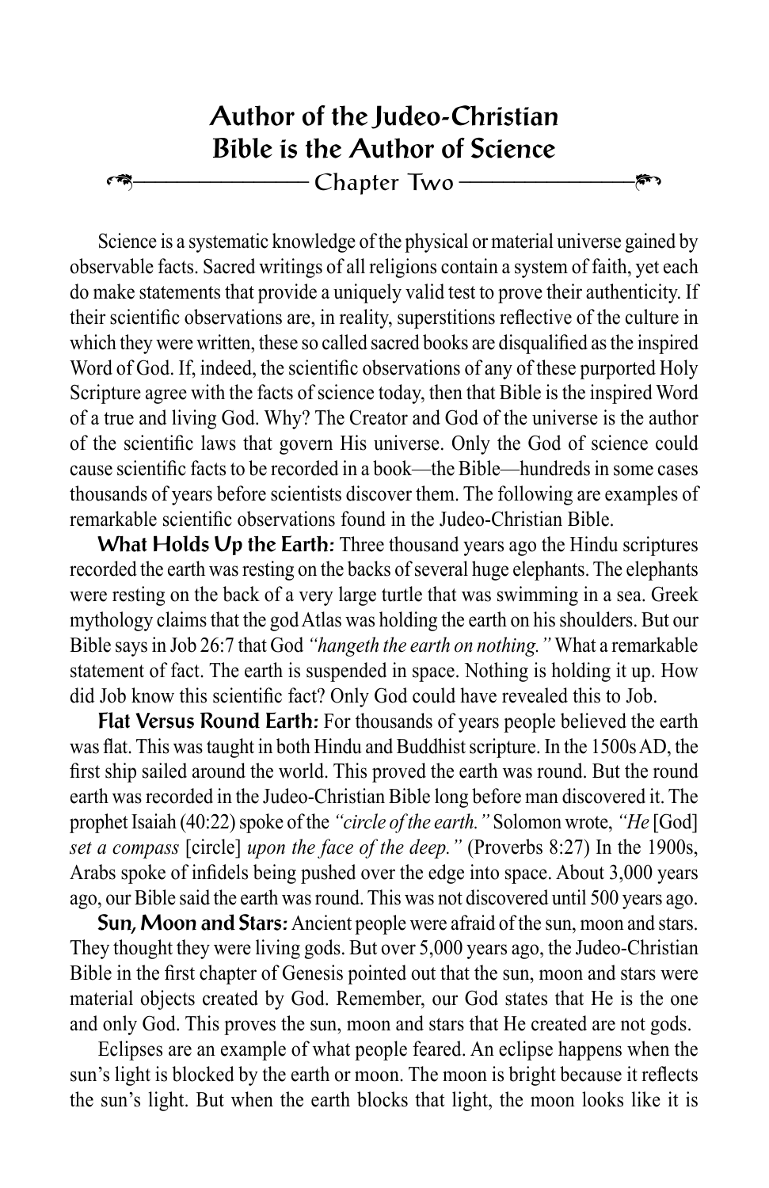# Author of the Judeo-Christian Bible is the Author of Science

## Chapter Two

Science is a systematic knowledge of the physical or material universe gained by observable facts. Sacred writings of all religions contain a system of faith, yet each do make statements that provide a uniquely valid test to prove their authenticity. If their scientific observations are, in reality, superstitions reflective of the culture in which they were written, these so called sacred books are disqualified as the inspired Word of God. If, indeed, the scientific observations of any of these purported Holy Scripture agree with the facts of science today, then that Bible is the inspired Word of a true and living God. Why? The Creator and God of the universe is the author of the scientific laws that govern His universe. Only the God of science could cause scientific facts to be recorded in a book—the Bible—hundreds in some cases thousands of years before scientists discover them. The following are examples of remarkable scientific observations found in the Judeo-Christian Bible.

**What Holds Up the Earth:** Three thousand years ago the Hindu scriptures recorded the earth was resting on the backs of several huge elephants. The elephants were resting on the back of a very large turtle that was swimming in a sea. Greek mythology claims that the god Atlas was holding the earth on his shoulders. But our Bible says in Job 26:7 that God *"hangeth the earth on nothing."* What a remarkable statement of fact. The earth is suspended in space. Nothing is holding it up. How did Job know this scientific fact? Only God could have revealed this to Job.

**Flat Versus Round Earth:** For thousands of years people believed the earth was flat. This was taught in both Hindu and Buddhist scripture. In the 1500s AD, the first ship sailed around the world. This proved the earth was round. But the round earth was recorded in the Judeo-Christian Bible long before man discovered it. The prophet Isaiah (40:22) spoke of the *"circle of the earth."* Solomon wrote, *"He* [God] *set a compass* [circle] *upon the face of the deep."* (Proverbs 8:27) In the 1900s, Arabs spoke of infidels being pushed over the edge into space. About 3,000 years ago, our Bible said the earth was round. This was not discovered until 500 years ago.

**Sun, Moon and Stars:** Ancient people were afraid of the sun, moon and stars. They thought they were living gods. But over 5,000 years ago, the Judeo-Christian Bible in the first chapter of Genesis pointed out that the sun, moon and stars were material objects created by God. Remember, our God states that He is the one and only God. This proves the sun, moon and stars that He created are not gods.

Eclipses are an example of what people feared. An eclipse happens when the sun's light is blocked by the earth or moon. The moon is bright because it reflects the sun's light. But when the earth blocks that light, the moon looks like it is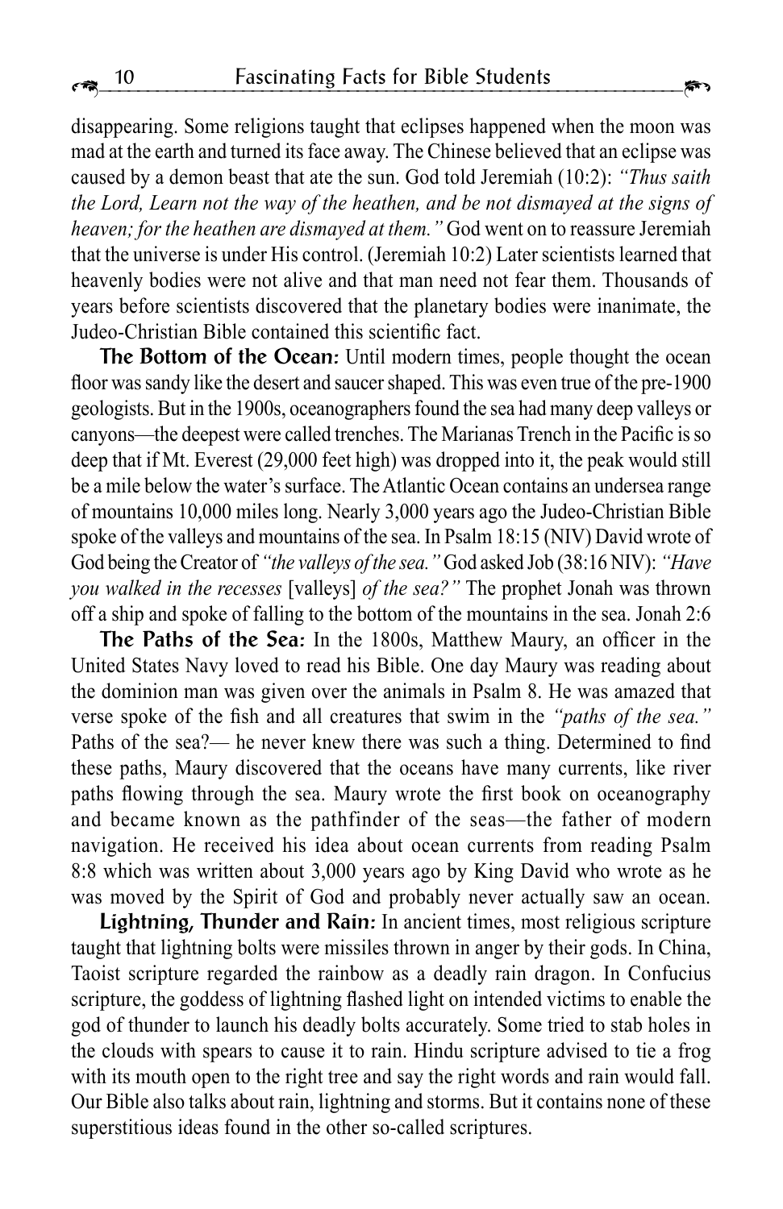disappearing. Some religions taught that eclipses happened when the moon was mad at the earth and turned its face away. The Chinese believed that an eclipse was caused by a demon beast that ate the sun. God told Jeremiah (10:2): *"Thus saith the Lord, Learn not the way of the heathen, and be not dismayed at the signs of heaven; for the heathen are dismayed at them."* God went on to reassure Jeremiah that the universe is under His control. (Jeremiah 10:2) Later scientists learned that heavenly bodies were not alive and that man need not fear them. Thousands of years before scientists discovered that the planetary bodies were inanimate, the Judeo-Christian Bible contained this scientific fact.

**The Bottom of the Ocean:** Until modern times, people thought the ocean floor was sandy like the desert and saucer shaped. This was even true of the pre-1900 geologists. But in the 1900s, oceanographers found the sea had many deep valleys or canyons—the deepest were called trenches. The Marianas Trench in the Pacific is so deep that if Mt. Everest (29,000 feet high) was dropped into it, the peak would still be a mile below the water's surface. The Atlantic Ocean contains an undersea range of mountains 10,000 miles long. Nearly 3,000 years ago the Judeo-Christian Bible spoke of the valleys and mountains of the sea. In Psalm 18:15 (NIV) David wrote of God being the Creator of *"the valleys of the sea."* God asked Job (38:16 NIV): *"Have you walked in the recesses* [valleys] *of the sea?"* The prophet Jonah was thrown off a ship and spoke of falling to the bottom of the mountains in the sea. Jonah 2:6

**The Paths of the Sea:** In the 1800s, Matthew Maury, an officer in the United States Navy loved to read his Bible. One day Maury was reading about the dominion man was given over the animals in Psalm 8. He was amazed that verse spoke of the fish and all creatures that swim in the *"paths of the sea."* Paths of the sea?— he never knew there was such a thing. Determined to find these paths, Maury discovered that the oceans have many currents, like river paths flowing through the sea. Maury wrote the first book on oceanography and became known as the pathfinder of the seas—the father of modern navigation. He received his idea about ocean currents from reading Psalm 8:8 which was written about 3,000 years ago by King David who wrote as he was moved by the Spirit of God and probably never actually saw an ocean.

**Lightning, Thunder and Rain:** In ancient times, most religious scripture taught that lightning bolts were missiles thrown in anger by their gods. In China, Taoist scripture regarded the rainbow as a deadly rain dragon. In Confucius scripture, the goddess of lightning flashed light on intended victims to enable the god of thunder to launch his deadly bolts accurately. Some tried to stab holes in the clouds with spears to cause it to rain. Hindu scripture advised to tie a frog with its mouth open to the right tree and say the right words and rain would fall. Our Bible also talks about rain, lightning and storms. But it contains none of these superstitious ideas found in the other so-called scriptures.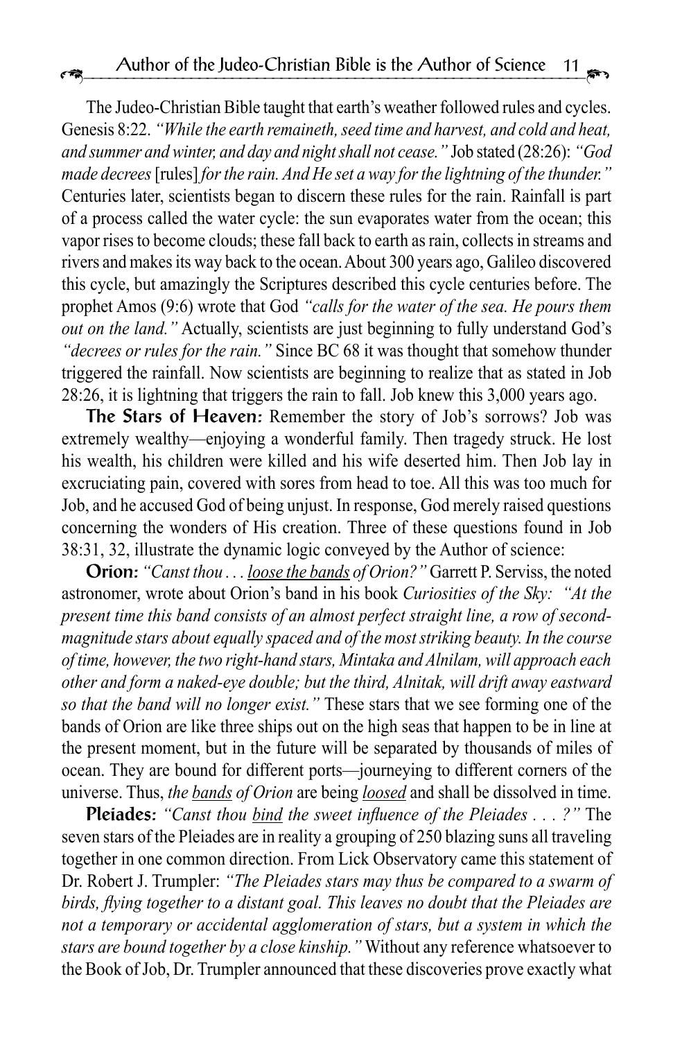The Judeo-Christian Bible taught that earth's weather followed rules and cycles. Genesis 8:22. *"While the earth remaineth, seed time and harvest, and cold and heat, and summer and winter, and day and night shall not cease."* Job stated (28:26): *"God made decrees* [rules] *for the rain. And He set a way for the lightning of the thunder."* Centuries later, scientists began to discern these rules for the rain. Rainfall is part of a process called the water cycle: the sun evaporates water from the ocean; this vapor rises to become clouds; these fall back to earth as rain, collects in streams and rivers and makes its way back to the ocean. About 300 years ago, Galileo discovered this cycle, but amazingly the Scriptures described this cycle centuries before. The prophet Amos (9:6) wrote that God *"calls for the water of the sea. He pours them out on the land."* Actually, scientists are just beginning to fully understand God's *"decrees or rules for the rain."* Since BC 68 it was thought that somehow thunder triggered the rainfall. Now scientists are beginning to realize that as stated in Job 28:26, it is lightning that triggers the rain to fall. Job knew this 3,000 years ago.

**The Stars of Heaven:** Remember the story of Job's sorrows? Job was extremely wealthy—enjoying a wonderful family. Then tragedy struck. He lost his wealth, his children were killed and his wife deserted him. Then Job lay in excruciating pain, covered with sores from head to toe. All this was too much for Job, and he accused God of being unjust. In response, God merely raised questions concerning the wonders of His creation. Three of these questions found in Job 38:31, 32, illustrate the dynamic logic conveyed by the Author of science:

**Orion:** *"Canst thou . . . <u>loose the bands</u> of Orion?"* Garrett P. Serviss, the noted astronomer, wrote about Orion's band in his book *Curiosities of the Sky: "At the present time this band consists of an almost perfect straight line, a row of second-magnitude stars about equally spaced and of the most striking beauty. In the course of time, however, the two right-hand stars, Mintaka and Alnilam, will approach each other and form a naked-eye double; but the third, Alnitak, will drift away eastward so that the band will no longer exist."* These stars that we see forming one of the bands of Orion are like three ships out on the high seas that happen to be in line at the present moment, but in the future will be separated by thousands of miles of ocean. They are bound for different ports—journeying to different corners of the universe. Thus, *the <u>bands</u> of Orion* are being *<u>loosed</u>* and shall be dissolved in time.

**Pleiades:** *"Canst thou <u>bind</u> the sweet influence of the Pleiades . . . ?"* The seven stars of the Pleiades are in reality a grouping of 250 blazing suns all traveling together in one common direction. From Lick Observatory came this statement of Dr. Robert J. Trumpler: *"The Pleiades stars may thus be compared to a swarm of birds, flying together to a distant goal. This leaves no doubt that the Pleiades are not a temporary or accidental agglomeration of stars, but a system in which the stars are bound together by a close kinship."* Without any reference whatsoever to the Book of Job, Dr. Trumpler announced that these discoveries prove exactly what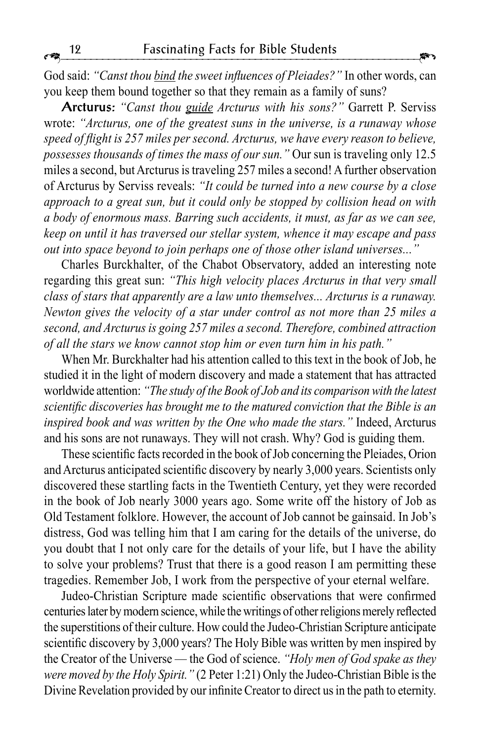God said: *"Canst thou <u>bind</u> the sweet influences of Pleiades?"* In other words, can you keep them bound together so that they remain as a family of suns?

**Arcturus:** *"Canst thou <u>guide</u> Arcturus with his sons?"* Garrett P. Serviss wrote: *"Arcturus, one of the greatest suns in the universe, is a runaway whose speed of flight is 257 miles per second. Arcturus, we have every reason to believe, possesses thousands of times the mass of our sun."* Our sun is traveling only 12.5 miles a second, but Arcturus is traveling 257 miles a second! A further observation of Arcturus by Serviss reveals: *"It could be turned into a new course by a close approach to a great sun, but it could only be stopped by collision head on with a body of enormous mass. Barring such accidents, it must, as far as we can see, keep on until it has traversed our stellar system, whence it may escape and pass out into space beyond to join perhaps one of those other island universes..."*

Charles Burckhalter, of the Chabot Observatory, added an interesting note regarding this great sun: *"This high velocity places Arcturus in that very small class of stars that apparently are a law unto themselves... Arcturus is a runaway. Newton gives the velocity of a star under control as not more than 25 miles a second, and Arcturus is going 257 miles a second. Therefore, combined attraction of all the stars we know cannot stop him or even turn him in his path."*

When Mr. Burckhalter had his attention called to this text in the book of Job, he studied it in the light of modern discovery and made a statement that has attracted worldwide attention: *"The study of the Book of Job and its comparison with the latest scientific discoveries has brought me to the matured conviction that the Bible is an inspired book and was written by the One who made the stars."* Indeed, Arcturus and his sons are not runaways. They will not crash. Why? God is guiding them.

These scientific facts recorded in the book of Job concerning the Pleiades, Orion and Arcturus anticipated scientific discovery by nearly 3,000 years. Scientists only discovered these startling facts in the Twentieth Century, yet they were recorded in the book of Job nearly 3000 years ago. Some write off the history of Job as Old Testament folklore. However, the account of Job cannot be gainsaid. In Job's distress, God was telling him that I am caring for the details of the universe, do you doubt that I not only care for the details of your life, but I have the ability to solve your problems? Trust that there is a good reason I am permitting these tragedies. Remember Job, I work from the perspective of your eternal welfare.

Judeo-Christian Scripture made scientific observations that were confirmed centuries later by modern science, while the writings of other religions merely reflected the superstitions of their culture. How could the Judeo-Christian Scripture anticipate scientific discovery by 3,000 years? The Holy Bible was written by men inspired by the Creator of the Universe — the God of science. *"Holy men of God spake as they were moved by the Holy Spirit."* (2 Peter 1:21) Only the Judeo-Christian Bible is the Divine Revelation provided by our infinite Creator to direct us in the path to eternity.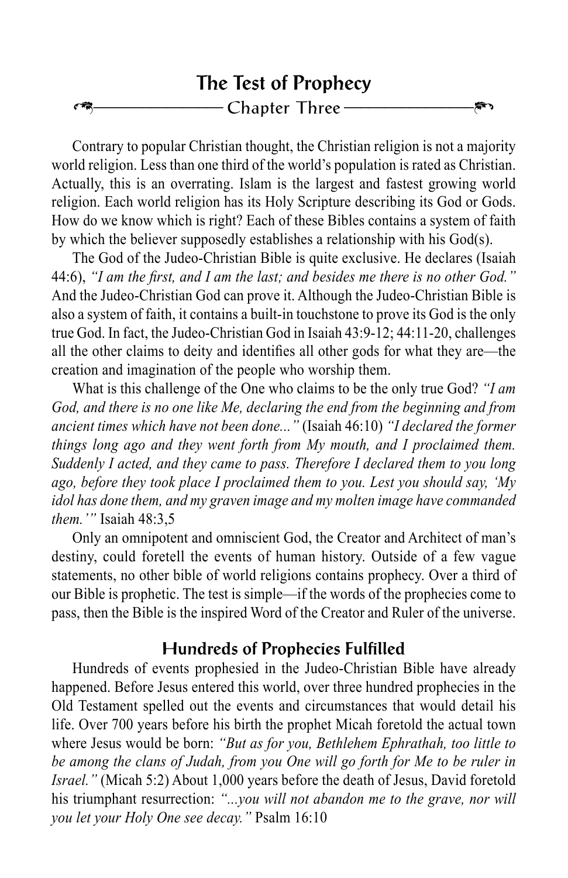# The Test of Prophecy

## Chapter Three

Contrary to popular Christian thought, the Christian religion is not a majority world religion. Less than one third of the world's population is rated as Christian. Actually, this is an overrating. Islam is the largest and fastest growing world religion. Each world religion has its Holy Scripture describing its God or Gods. How do we know which is right? Each of these Bibles contains a system of faith by which the believer supposedly establishes a relationship with his God(s).

The God of the Judeo-Christian Bible is quite exclusive. He declares (Isaiah 44:6), *"I am the first, and I am the last; and besides me there is no other God."* And the Judeo-Christian God can prove it. Although the Judeo-Christian Bible is also a system of faith, it contains a built-in touchstone to prove its God is the only true God. In fact, the Judeo-Christian God in Isaiah 43:9-12; 44:11-20, challenges all the other claims to deity and identifies all other gods for what they are—the creation and imagination of the people who worship them.

What is this challenge of the One who claims to be the only true God? *"I am God, and there is no one like Me, declaring the end from the beginning and from ancient times which have not been done..."* (Isaiah 46:10) *"I declared the former things long ago and they went forth from My mouth, and I proclaimed them. Suddenly I acted, and they came to pass. Therefore I declared them to you long ago, before they took place I proclaimed them to you. Lest you should say, 'My idol has done them, and my graven image and my molten image have commanded them.'"* Isaiah 48:3,5

Only an omnipotent and omniscient God, the Creator and Architect of man's destiny, could foretell the events of human history. Outside of a few vague statements, no other bible of world religions contains prophecy. Over a third of our Bible is prophetic. The test is simple—if the words of the prophecies come to pass, then the Bible is the inspired Word of the Creator and Ruler of the universe.

### Hundreds of Prophecies Fulfilled

Hundreds of events prophesied in the Judeo-Christian Bible have already happened. Before Jesus entered this world, over three hundred prophecies in the Old Testament spelled out the events and circumstances that would detail his life. Over 700 years before his birth the prophet Micah foretold the actual town where Jesus would be born: *"But as for you, Bethlehem Ephrathah, too little to be among the clans of Judah, from you One will go forth for Me to be ruler in Israel."* (Micah 5:2) About 1,000 years before the death of Jesus, David foretold his triumphant resurrection: *"...you will not abandon me to the grave, nor will you let your Holy One see decay."* Psalm 16:10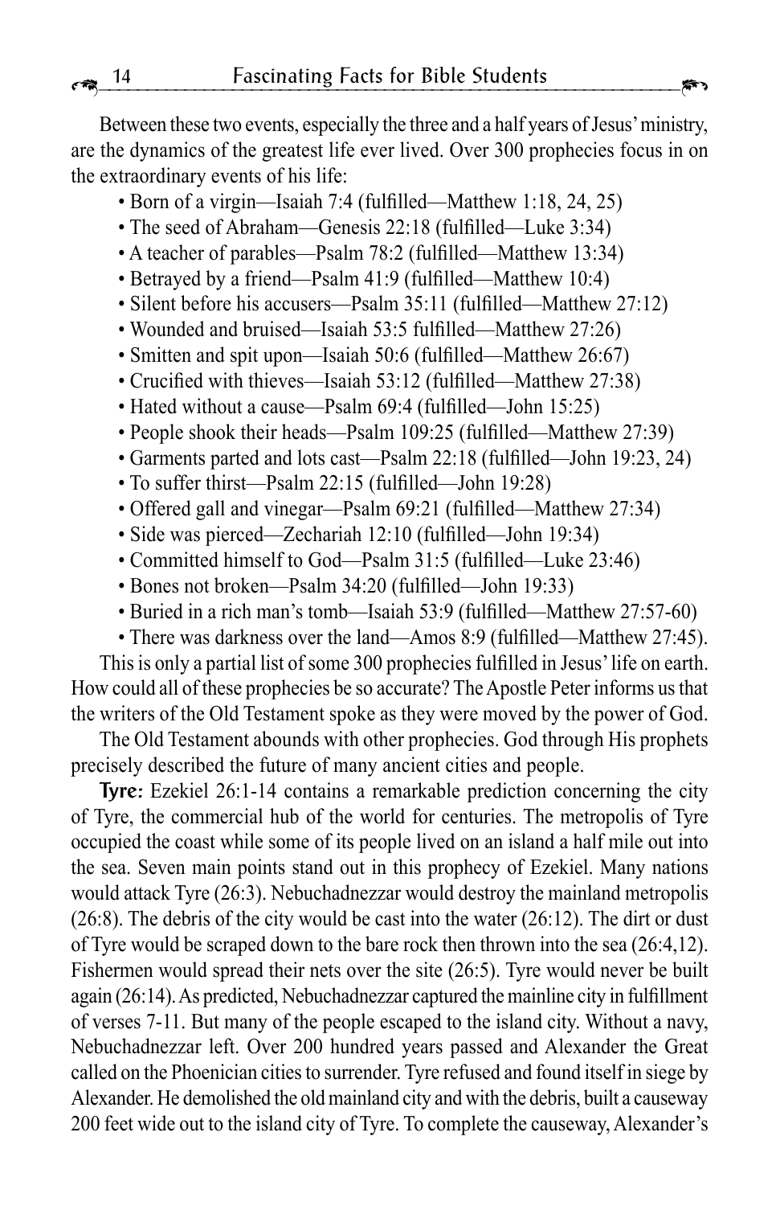Between these two events, especially the three and a half years of Jesus' ministry, are the dynamics of the greatest life ever lived. Over 300 prophecies focus in on the extraordinary events of his life:

- Born of a virgin—Isaiah 7:4 (fulfilled—Matthew 1:18, 24, 25)
- The seed of Abraham—Genesis 22:18 (fulfilled—Luke 3:34)
- A teacher of parables—Psalm 78:2 (fulfilled—Matthew 13:34)
- Betrayed by a friend—Psalm 41:9 (fulfilled—Matthew 10:4)
- Silent before his accusers—Psalm 35:11 (fulfilled—Matthew 27:12)
- Wounded and bruised—Isaiah 53:5 fulfilled—Matthew 27:26)
- Smitten and spit upon—Isaiah 50:6 (fulfilled—Matthew 26:67)
- Crucified with thieves—Isaiah 53:12 (fulfilled—Matthew 27:38)
- Hated without a cause—Psalm 69:4 (fulfilled—John 15:25)
- People shook their heads—Psalm 109:25 (fulfilled—Matthew 27:39)
- Garments parted and lots cast—Psalm 22:18 (fulfilled—John 19:23, 24)
- To suffer thirst—Psalm 22:15 (fulfilled—John 19:28)
- Offered gall and vinegar—Psalm 69:21 (fulfilled—Matthew 27:34)
- Side was pierced—Zechariah 12:10 (fulfilled—John 19:34)
- Committed himself to God—Psalm 31:5 (fulfilled—Luke 23:46)
- Bones not broken—Psalm 34:20 (fulfilled—John 19:33)
- Buried in a rich man's tomb—Isaiah 53:9 (fulfilled—Matthew 27:57-60)
- There was darkness over the land—Amos 8:9 (fulfilled—Matthew 27:45).

This is only a partial list of some 300 prophecies fulfilled in Jesus' life on earth. How could all of these prophecies be so accurate? The Apostle Peter informs us that the writers of the Old Testament spoke as they were moved by the power of God.

The Old Testament abounds with other prophecies. God through His prophets precisely described the future of many ancient cities and people.

**Tyre:** Ezekiel 26:1-14 contains a remarkable prediction concerning the city of Tyre, the commercial hub of the world for centuries. The metropolis of Tyre occupied the coast while some of its people lived on an island a half mile out into the sea. Seven main points stand out in this prophecy of Ezekiel. Many nations would attack Tyre (26:3). Nebuchadnezzar would destroy the mainland metropolis (26:8). The debris of the city would be cast into the water (26:12). The dirt or dust of Tyre would be scraped down to the bare rock then thrown into the sea (26:4,12). Fishermen would spread their nets over the site (26:5). Tyre would never be built again (26:14). As predicted, Nebuchadnezzar captured the mainline city in fulfillment of verses 7-11. But many of the people escaped to the island city. Without a navy, Nebuchadnezzar left. Over 200 hundred years passed and Alexander the Great called on the Phoenician cities to surrender. Tyre refused and found itself in siege by Alexander. He demolished the old mainland city and with the debris, built a causeway 200 feet wide out to the island city of Tyre. To complete the causeway, Alexander's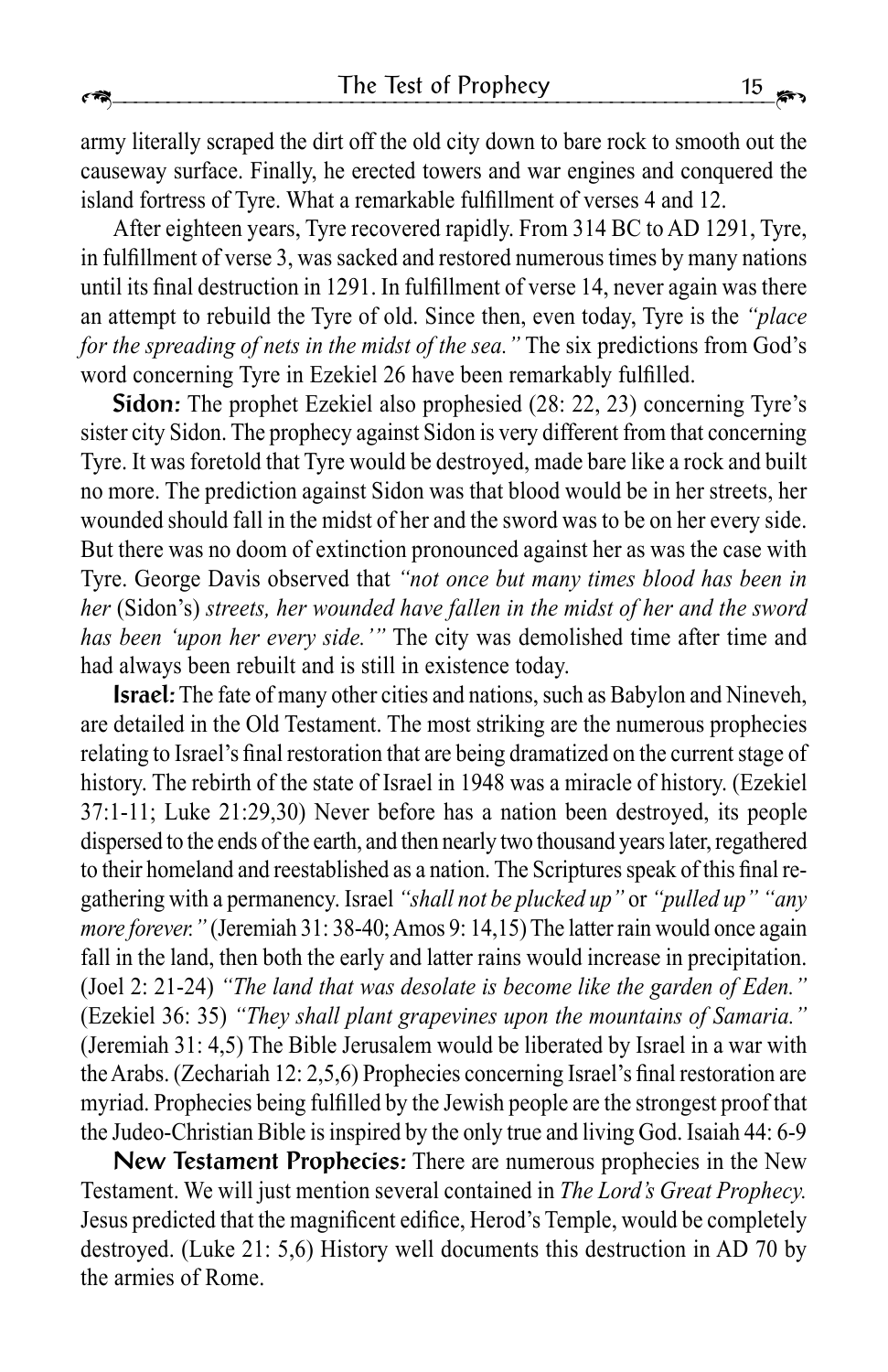army literally scraped the dirt off the old city down to bare rock to smooth out the causeway surface. Finally, he erected towers and war engines and conquered the island fortress of Tyre. What a remarkable fulfillment of verses 4 and 12.

After eighteen years, Tyre recovered rapidly. From 314 BC to AD 1291, Tyre, in fulfillment of verse 3, was sacked and restored numerous times by many nations until its final destruction in 1291. In fulfillment of verse 14, never again was there an attempt to rebuild the Tyre of old. Since then, even today, Tyre is the *"place for the spreading of nets in the midst of the sea."* The six predictions from God's word concerning Tyre in Ezekiel 26 have been remarkably fulfilled.

**Sidon:** The prophet Ezekiel also prophesied (28: 22, 23) concerning Tyre's sister city Sidon. The prophecy against Sidon is very different from that concerning Tyre. It was foretold that Tyre would be destroyed, made bare like a rock and built no more. The prediction against Sidon was that blood would be in her streets, her wounded should fall in the midst of her and the sword was to be on her every side. But there was no doom of extinction pronounced against her as was the case with Tyre. George Davis observed that *"not once but many times blood has been in her* (Sidon's) *streets, her wounded have fallen in the midst of her and the sword has been 'upon her every side.'"* The city was demolished time after time and had always been rebuilt and is still in existence today.

**Israel:** The fate of many other cities and nations, such as Babylon and Nineveh, are detailed in the Old Testament. The most striking are the numerous prophecies relating to Israel's final restoration that are being dramatized on the current stage of history. The rebirth of the state of Israel in 1948 was a miracle of history. (Ezekiel 37:1-11; Luke 21:29,30) Never before has a nation been destroyed, its people dispersed to the ends of the earth, and then nearly two thousand years later, regathered to their homeland and reestablished as a nation. The Scriptures speak of this final re-gathering with a permanency. Israel *"shall not be plucked up"* or *"pulled up" "any more forever."* (Jeremiah 31: 38-40; Amos 9: 14,15) The latter rain would once again fall in the land, then both the early and latter rains would increase in precipitation. (Joel 2: 21-24) *"The land that was desolate is become like the garden of Eden."* (Ezekiel 36: 35) *"They shall plant grapevines upon the mountains of Samaria."* (Jeremiah 31: 4,5) The Bible Jerusalem would be liberated by Israel in a war with the Arabs. (Zechariah 12: 2,5,6) Prophecies concerning Israel's final restoration are myriad. Prophecies being fulfilled by the Jewish people are the strongest proof that the Judeo-Christian Bible is inspired by the only true and living God. Isaiah 44: 6-9

**New Testament Prophecies:** There are numerous prophecies in the New Testament. We will just mention several contained in *The Lord's Great Prophecy.* Jesus predicted that the magnificent edifice, Herod's Temple, would be completely destroyed. (Luke 21: 5,6) History well documents this destruction in AD 70 by the armies of Rome.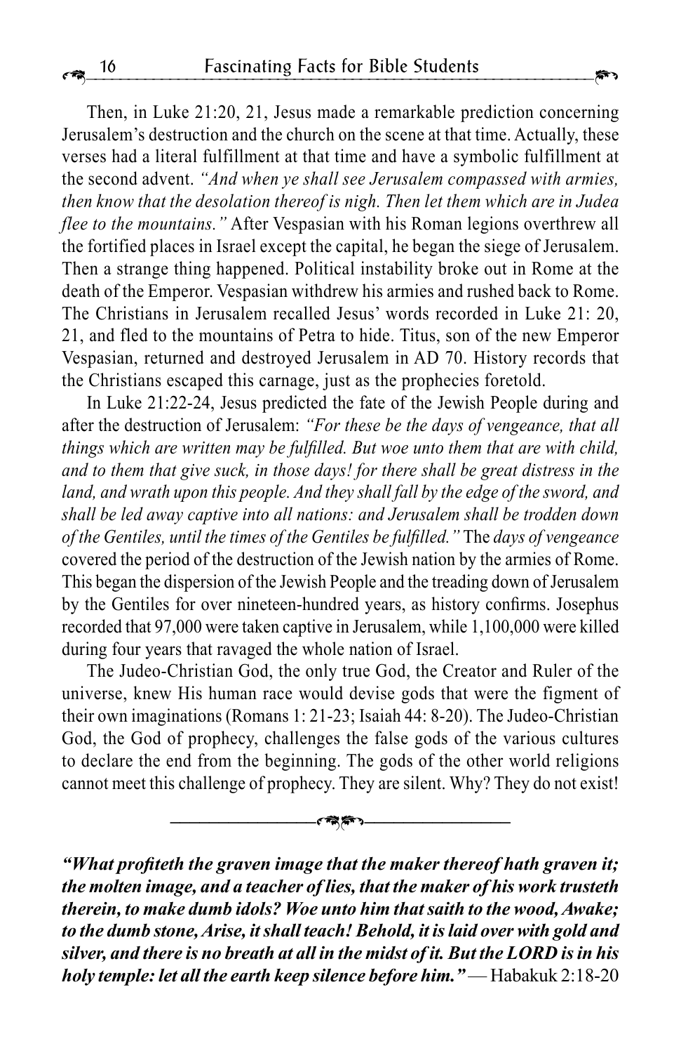Then, in Luke 21:20, 21, Jesus made a remarkable prediction concerning Jerusalem's destruction and the church on the scene at that time. Actually, these verses had a literal fulfillment at that time and have a symbolic fulfillment at the second advent. *"And when ye shall see Jerusalem compassed with armies, then know that the desolation thereof is nigh. Then let them which are in Judea flee to the mountains."* After Vespasian with his Roman legions overthrew all the fortified places in Israel except the capital, he began the siege of Jerusalem. Then a strange thing happened. Political instability broke out in Rome at the death of the Emperor. Vespasian withdrew his armies and rushed back to Rome. The Christians in Jerusalem recalled Jesus' words recorded in Luke 21: 20, 21, and fled to the mountains of Petra to hide. Titus, son of the new Emperor Vespasian, returned and destroyed Jerusalem in AD 70. History records that the Christians escaped this carnage, just as the prophecies foretold.

In Luke 21:22-24, Jesus predicted the fate of the Jewish People during and after the destruction of Jerusalem: *"For these be the days of vengeance, that all things which are written may be fulfilled. But woe unto them that are with child, and to them that give suck, in those days! for there shall be great distress in the land, and wrath upon this people. And they shall fall by the edge of the sword, and shall be led away captive into all nations: and Jerusalem shall be trodden down of the Gentiles, until the times of the Gentiles be fulfilled."* The *days of vengeance* covered the period of the destruction of the Jewish nation by the armies of Rome. This began the dispersion of the Jewish People and the treading down of Jerusalem by the Gentiles for over nineteen-hundred years, as history confirms. Josephus recorded that 97,000 were taken captive in Jerusalem, while 1,100,000 were killed during four years that ravaged the whole nation of Israel.

The Judeo-Christian God, the only true God, the Creator and Ruler of the universe, knew His human race would devise gods that were the figment of their own imaginations (Romans 1: 21-23; Isaiah 44: 8-20). The Judeo-Christian God, the God of prophecy, challenges the false gods of the various cultures to declare the end from the beginning. The gods of the other world religions cannot meet this challenge of prophecy. They are silent. Why? They do not exist!

---

***"What profiteth the graven image that the maker thereof hath graven it; the molten image, and a teacher of lies, that the maker of his work trusteth therein, to make dumb idols? Woe unto him that saith to the wood, Awake; to the dumb stone, Arise, it shall teach! Behold, it is laid over with gold and silver, and there is no breath at all in the midst of it. But the LORD is in his holy temple: let all the earth keep silence before him."*** — Habakkuk 2:18-20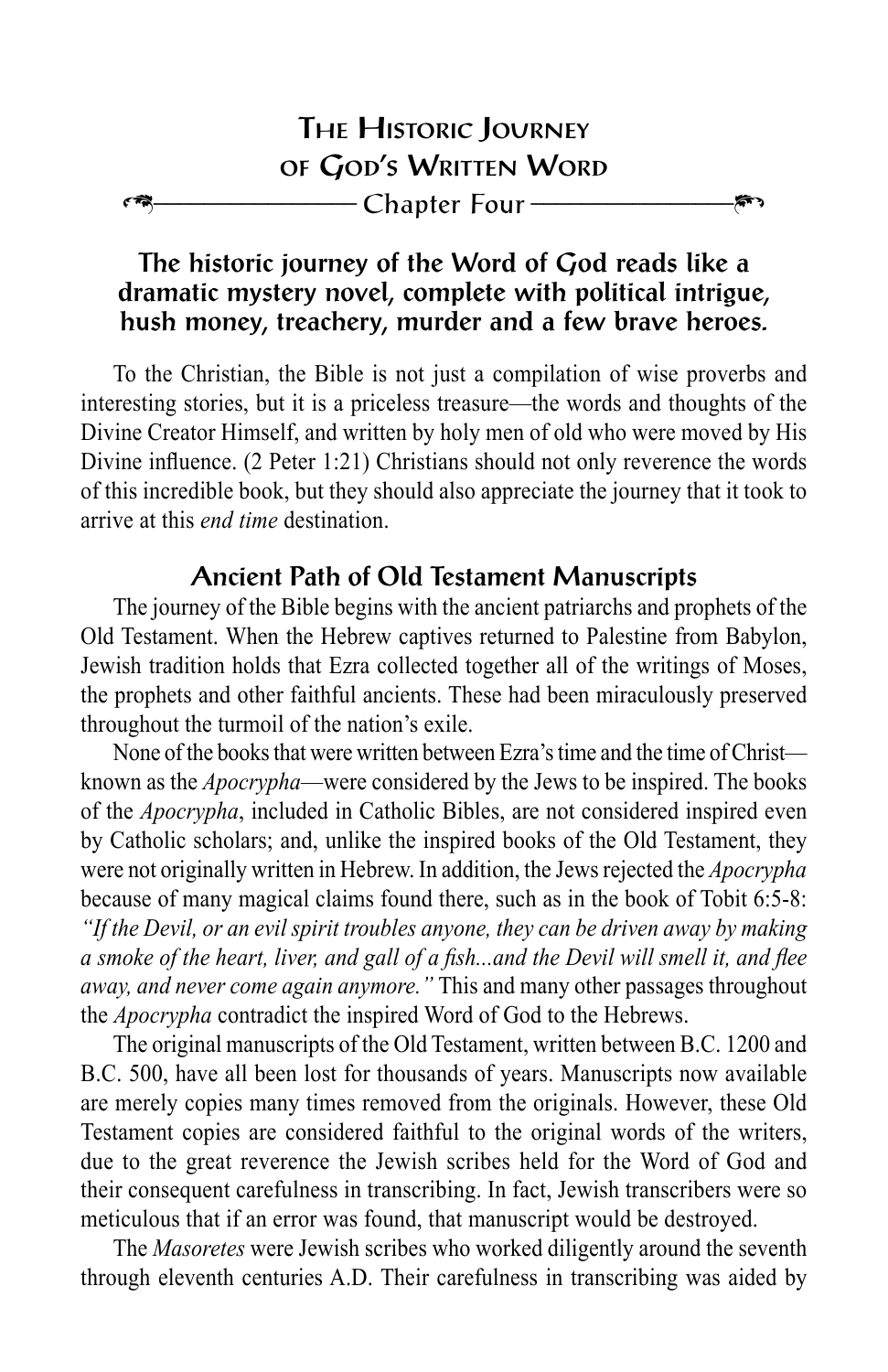# The Historic Journey of God's Written Word

## Chapter Four

**The historic journey of the Word of God reads like a dramatic mystery novel, complete with political intrigue, hush money, treachery, murder and a few brave heroes.**

To the Christian, the Bible is not just a compilation of wise proverbs and interesting stories, but it is a priceless treasure—the words and thoughts of the Divine Creator Himself, and written by holy men of old who were moved by His Divine influence. (2 Peter 1:21) Christians should not only reverence the words of this incredible book, but they should also appreciate the journey that it took to arrive at this *end time* destination.

### Ancient Path of Old Testament Manuscripts

The journey of the Bible begins with the ancient patriarchs and prophets of the Old Testament. When the Hebrew captives returned to Palestine from Babylon, Jewish tradition holds that Ezra collected together all of the writings of Moses, the prophets and other faithful ancients. These had been miraculously preserved throughout the turmoil of the nation's exile.

None of the books that were written between Ezra's time and the time of Christ—known as the *Apocrypha*—were considered by the Jews to be inspired. The books of the *Apocrypha*, included in Catholic Bibles, are not considered inspired even by Catholic scholars; and, unlike the inspired books of the Old Testament, they were not originally written in Hebrew. In addition, the Jews rejected the *Apocrypha* because of many magical claims found there, such as in the book of Tobit 6:5-8: *"If the Devil, or an evil spirit troubles anyone, they can be driven away by making a smoke of the heart, liver, and gall of a fish...and the Devil will smell it, and flee away, and never come again anymore."* This and many other passages throughout the *Apocrypha* contradict the inspired Word of God to the Hebrews.

The original manuscripts of the Old Testament, written between B.C. 1200 and B.C. 500, have all been lost for thousands of years. Manuscripts now available are merely copies many times removed from the originals. However, these Old Testament copies are considered faithful to the original words of the writers, due to the great reverence the Jewish scribes held for the Word of God and their consequent carefulness in transcribing. In fact, Jewish transcribers were so meticulous that if an error was found, that manuscript would be destroyed.

The *Masoretes* were Jewish scribes who worked diligently around the seventh through eleventh centuries A.D. Their carefulness in transcribing was aided by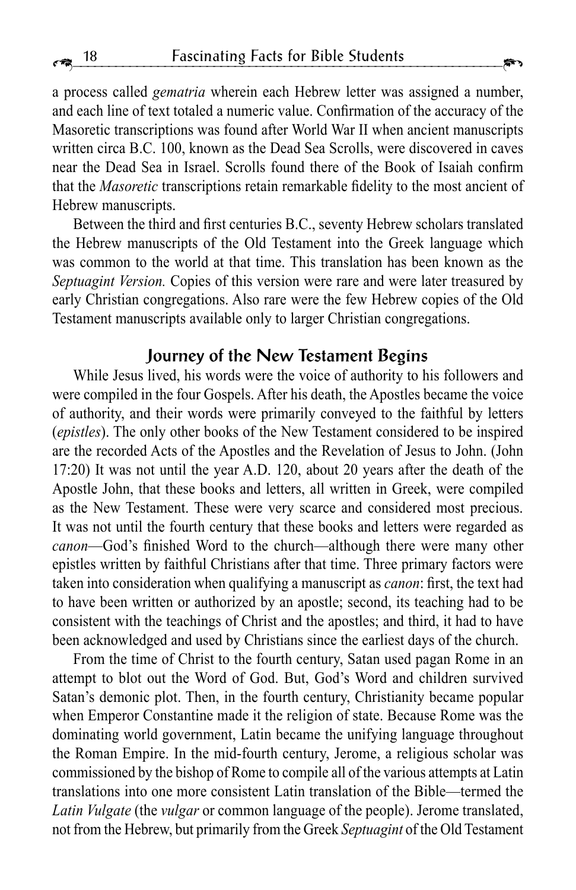a process called *gematria* wherein each Hebrew letter was assigned a number, and each line of text totaled a numeric value. Confirmation of the accuracy of the Masoretic transcriptions was found after World War II when ancient manuscripts written circa B.C. 100, known as the Dead Sea Scrolls, were discovered in caves near the Dead Sea in Israel. Scrolls found there of the Book of Isaiah confirm that the *Masoretic* transcriptions retain remarkable fidelity to the most ancient of Hebrew manuscripts.

Between the third and first centuries B.C., seventy Hebrew scholars translated the Hebrew manuscripts of the Old Testament into the Greek language which was common to the world at that time. This translation has been known as the *Septuagint Version.* Copies of this version were rare and were later treasured by early Christian congregations. Also rare were the few Hebrew copies of the Old Testament manuscripts available only to larger Christian congregations.

## Journey of the New Testament Begins

While Jesus lived, his words were the voice of authority to his followers and were compiled in the four Gospels. After his death, the Apostles became the voice of authority, and their words were primarily conveyed to the faithful by letters (*epistles*). The only other books of the New Testament considered to be inspired are the recorded Acts of the Apostles and the Revelation of Jesus to John. (John 17:20) It was not until the year A.D. 120, about 20 years after the death of the Apostle John, that these books and letters, all written in Greek, were compiled as the New Testament. These were very scarce and considered most precious. It was not until the fourth century that these books and letters were regarded as *canon*—God's finished Word to the church—although there were many other epistles written by faithful Christians after that time. Three primary factors were taken into consideration when qualifying a manuscript as *canon*: first, the text had to have been written or authorized by an apostle; second, its teaching had to be consistent with the teachings of Christ and the apostles; and third, it had to have been acknowledged and used by Christians since the earliest days of the church.

From the time of Christ to the fourth century, Satan used pagan Rome in an attempt to blot out the Word of God. But, God's Word and children survived Satan's demonic plot. Then, in the fourth century, Christianity became popular when Emperor Constantine made it the religion of state. Because Rome was the dominating world government, Latin became the unifying language throughout the Roman Empire. In the mid-fourth century, Jerome, a religious scholar was commissioned by the bishop of Rome to compile all of the various attempts at Latin translations into one more consistent Latin translation of the Bible—termed the *Latin Vulgate* (the *vulgar* or common language of the people). Jerome translated, not from the Hebrew, but primarily from the Greek *Septuagint* of the Old Testament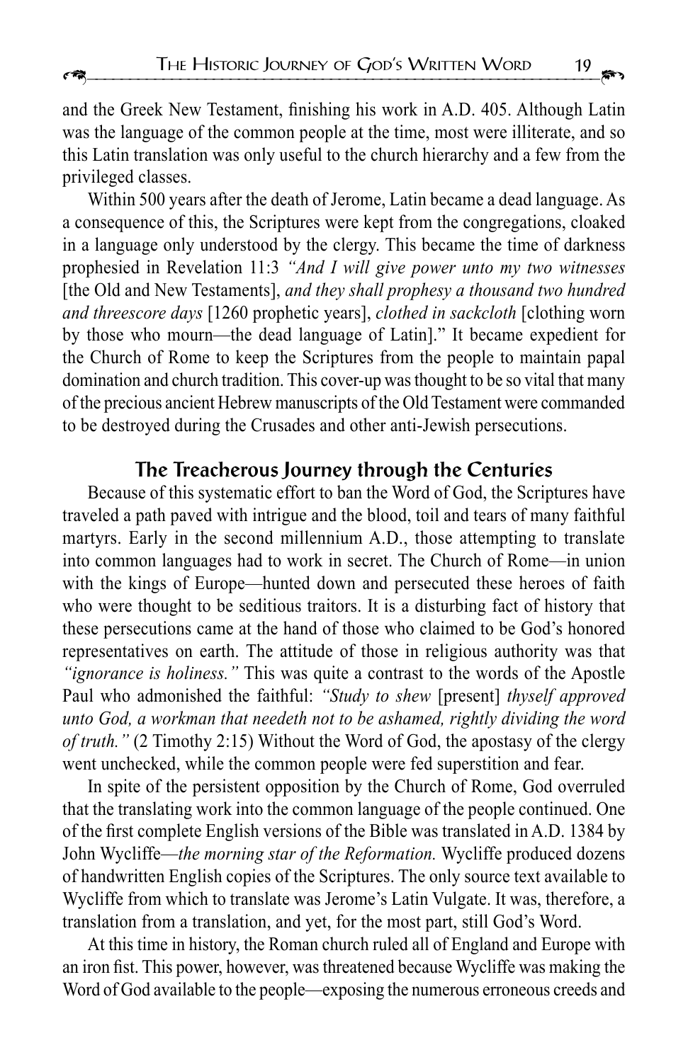and the Greek New Testament, finishing his work in A.D. 405. Although Latin was the language of the common people at the time, most were illiterate, and so this Latin translation was only useful to the church hierarchy and a few from the privileged classes.

Within 500 years after the death of Jerome, Latin became a dead language. As a consequence of this, the Scriptures were kept from the congregations, cloaked in a language only understood by the clergy. This became the time of darkness prophesied in Revelation 11:3 *"And I will give power unto my two witnesses* [the Old and New Testaments], *and they shall prophesy a thousand two hundred and threescore days* [1260 prophetic years], *clothed in sackcloth* [clothing worn by those who mourn—the dead language of Latin]." It became expedient for the Church of Rome to keep the Scriptures from the people to maintain papal domination and church tradition. This cover-up was thought to be so vital that many of the precious ancient Hebrew manuscripts of the Old Testament were commanded to be destroyed during the Crusades and other anti-Jewish persecutions.

## The Treacherous Journey through the Centuries

Because of this systematic effort to ban the Word of God, the Scriptures have traveled a path paved with intrigue and the blood, toil and tears of many faithful martyrs. Early in the second millennium A.D., those attempting to translate into common languages had to work in secret. The Church of Rome—in union with the kings of Europe—hunted down and persecuted these heroes of faith who were thought to be seditious traitors. It is a disturbing fact of history that these persecutions came at the hand of those who claimed to be God's honored representatives on earth. The attitude of those in religious authority was that *"ignorance is holiness."* This was quite a contrast to the words of the Apostle Paul who admonished the faithful: *"Study to shew* [present] *thyself approved unto God, a workman that needeth not to be ashamed, rightly dividing the word of truth."* (2 Timothy 2:15) Without the Word of God, the apostasy of the clergy went unchecked, while the common people were fed superstition and fear.

In spite of the persistent opposition by the Church of Rome, God overruled that the translating work into the common language of the people continued. One of the first complete English versions of the Bible was translated in A.D. 1384 by John Wycliffe—*the morning star of the Reformation.* Wycliffe produced dozens of handwritten English copies of the Scriptures. The only source text available to Wycliffe from which to translate was Jerome's Latin Vulgate. It was, therefore, a translation from a translation, and yet, for the most part, still God's Word.

At this time in history, the Roman church ruled all of England and Europe with an iron fist. This power, however, was threatened because Wycliffe was making the Word of God available to the people—exposing the numerous erroneous creeds and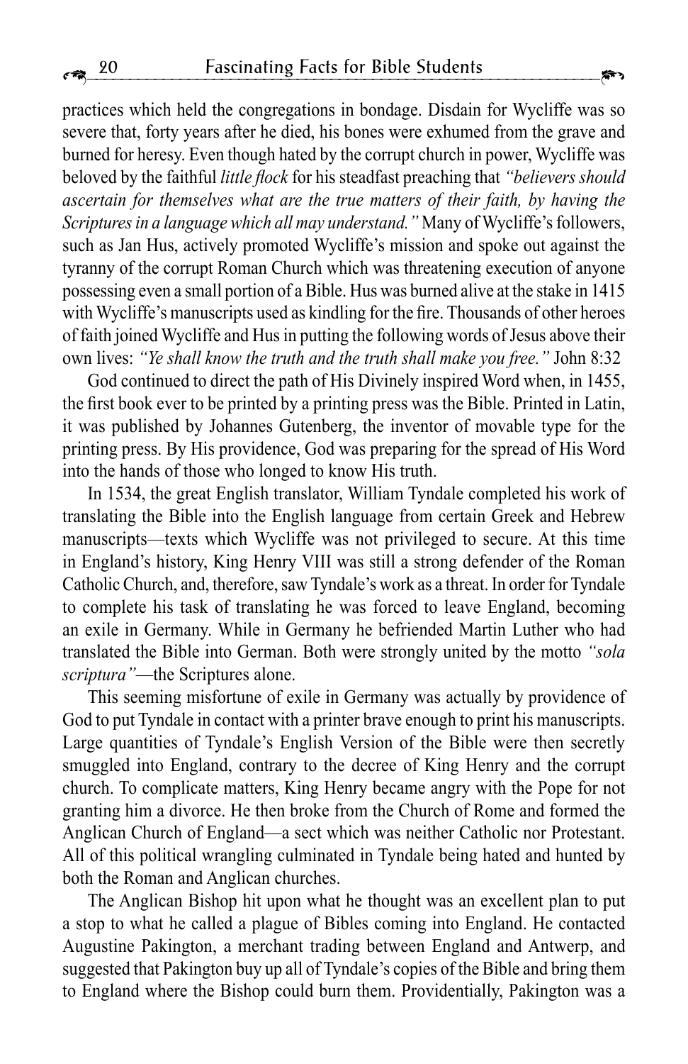practices which held the congregations in bondage. Disdain for Wycliffe was so severe that, forty years after he died, his bones were exhumed from the grave and burned for heresy. Even though hated by the corrupt church in power, Wycliffe was beloved by the faithful *little flock* for his steadfast preaching that *"believers should ascertain for themselves what are the true matters of their faith, by having the Scriptures in a language which all may understand."* Many of Wycliffe's followers, such as Jan Hus, actively promoted Wycliffe's mission and spoke out against the tyranny of the corrupt Roman Church which was threatening execution of anyone possessing even a small portion of a Bible. Hus was burned alive at the stake in 1415 with Wycliffe's manuscripts used as kindling for the fire. Thousands of other heroes of faith joined Wycliffe and Hus in putting the following words of Jesus above their own lives: *"Ye shall know the truth and the truth shall make you free."* John 8:32

God continued to direct the path of His Divinely inspired Word when, in 1455, the first book ever to be printed by a printing press was the Bible. Printed in Latin, it was published by Johannes Gutenberg, the inventor of movable type for the printing press. By His providence, God was preparing for the spread of His Word into the hands of those who longed to know His truth.

In 1534, the great English translator, William Tyndale completed his work of translating the Bible into the English language from certain Greek and Hebrew manuscripts—texts which Wycliffe was not privileged to secure. At this time in England's history, King Henry VIII was still a strong defender of the Roman Catholic Church, and, therefore, saw Tyndale's work as a threat. In order for Tyndale to complete his task of translating he was forced to leave England, becoming an exile in Germany. While in Germany he befriended Martin Luther who had translated the Bible into German. Both were strongly united by the motto *"sola scriptura"*—the Scriptures alone.

This seeming misfortune of exile in Germany was actually by providence of God to put Tyndale in contact with a printer brave enough to print his manuscripts. Large quantities of Tyndale's English Version of the Bible were then secretly smuggled into England, contrary to the decree of King Henry and the corrupt church. To complicate matters, King Henry became angry with the Pope for not granting him a divorce. He then broke from the Church of Rome and formed the Anglican Church of England—a sect which was neither Catholic nor Protestant. All of this political wrangling culminated in Tyndale being hated and hunted by both the Roman and Anglican churches.

The Anglican Bishop hit upon what he thought was an excellent plan to put a stop to what he called a plague of Bibles coming into England. He contacted Augustine Pakington, a merchant trading between England and Antwerp, and suggested that Pakington buy up all of Tyndale's copies of the Bible and bring them to England where the Bishop could burn them. Providentially, Pakington was a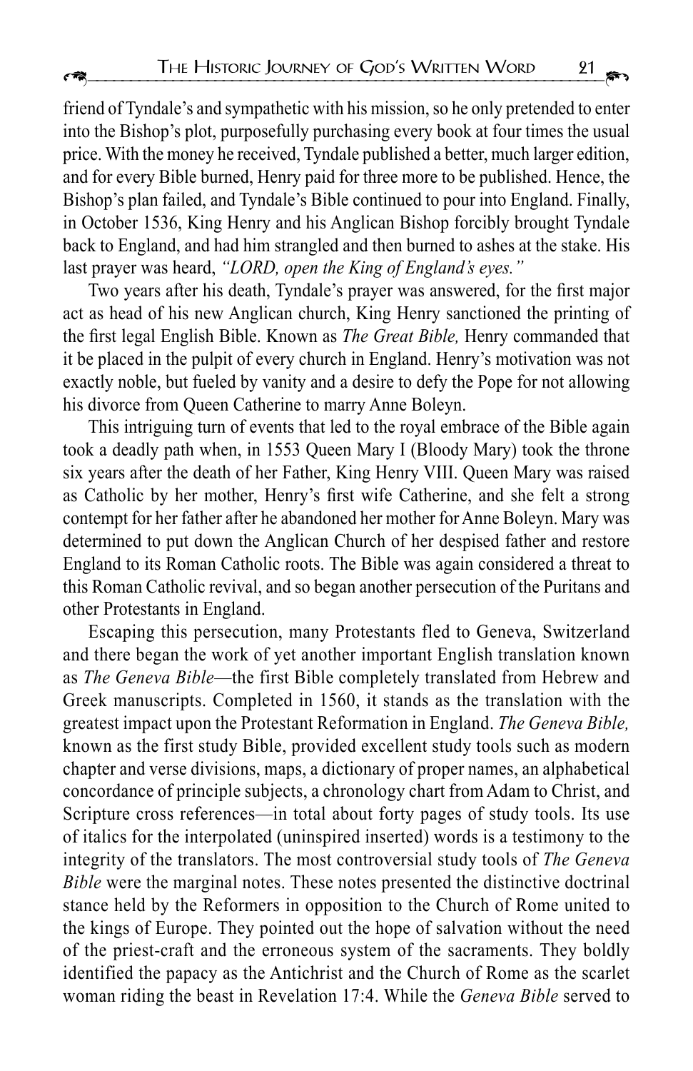friend of Tyndale's and sympathetic with his mission, so he only pretended to enter into the Bishop's plot, purposefully purchasing every book at four times the usual price. With the money he received, Tyndale published a better, much larger edition, and for every Bible burned, Henry paid for three more to be published. Hence, the Bishop's plan failed, and Tyndale's Bible continued to pour into England. Finally, in October 1536, King Henry and his Anglican Bishop forcibly brought Tyndale back to England, and had him strangled and then burned to ashes at the stake. His last prayer was heard, *"LORD, open the King of England's eyes."*

Two years after his death, Tyndale's prayer was answered, for the first major act as head of his new Anglican church, King Henry sanctioned the printing of the first legal English Bible. Known as *The Great Bible,* Henry commanded that it be placed in the pulpit of every church in England. Henry's motivation was not exactly noble, but fueled by vanity and a desire to defy the Pope for not allowing his divorce from Queen Catherine to marry Anne Boleyn.

This intriguing turn of events that led to the royal embrace of the Bible again took a deadly path when, in 1553 Queen Mary I (Bloody Mary) took the throne six years after the death of her Father, King Henry VIII. Queen Mary was raised as Catholic by her mother, Henry's first wife Catherine, and she felt a strong contempt for her father after he abandoned her mother for Anne Boleyn. Mary was determined to put down the Anglican Church of her despised father and restore England to its Roman Catholic roots. The Bible was again considered a threat to this Roman Catholic revival, and so began another persecution of the Puritans and other Protestants in England.

Escaping this persecution, many Protestants fled to Geneva, Switzerland and there began the work of yet another important English translation known as *The Geneva Bible*—the first Bible completely translated from Hebrew and Greek manuscripts. Completed in 1560, it stands as the translation with the greatest impact upon the Protestant Reformation in England. *The Geneva Bible,* known as the first study Bible, provided excellent study tools such as modern chapter and verse divisions, maps, a dictionary of proper names, an alphabetical concordance of principle subjects, a chronology chart from Adam to Christ, and Scripture cross references—in total about forty pages of study tools. Its use of italics for the interpolated (uninspired inserted) words is a testimony to the integrity of the translators. The most controversial study tools of *The Geneva Bible* were the marginal notes. These notes presented the distinctive doctrinal stance held by the Reformers in opposition to the Church of Rome united to the kings of Europe. They pointed out the hope of salvation without the need of the priest-craft and the erroneous system of the sacraments. They boldly identified the papacy as the Antichrist and the Church of Rome as the scarlet woman riding the beast in Revelation 17:4. While the *Geneva Bible* served to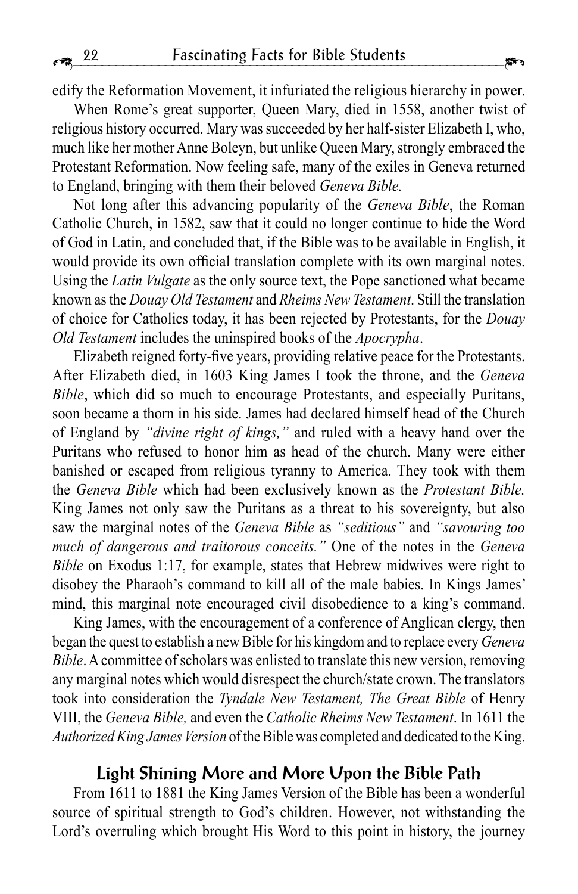edify the Reformation Movement, it infuriated the religious hierarchy in power.

When Rome's great supporter, Queen Mary, died in 1558, another twist of religious history occurred. Mary was succeeded by her half-sister Elizabeth I, who, much like her mother Anne Boleyn, but unlike Queen Mary, strongly embraced the Protestant Reformation. Now feeling safe, many of the exiles in Geneva returned to England, bringing with them their beloved *Geneva Bible.*

Not long after this advancing popularity of the *Geneva Bible*, the Roman Catholic Church, in 1582, saw that it could no longer continue to hide the Word of God in Latin, and concluded that, if the Bible was to be available in English, it would provide its own official translation complete with its own marginal notes. Using the *Latin Vulgate* as the only source text, the Pope sanctioned what became known as the *Douay Old Testament* and *Rheims New Testament*. Still the translation of choice for Catholics today, it has been rejected by Protestants, for the *Douay Old Testament* includes the uninspired books of the *Apocrypha*.

Elizabeth reigned forty-five years, providing relative peace for the Protestants. After Elizabeth died, in 1603 King James I took the throne, and the *Geneva Bible*, which did so much to encourage Protestants, and especially Puritans, soon became a thorn in his side. James had declared himself head of the Church of England by *"divine right of kings,"* and ruled with a heavy hand over the Puritans who refused to honor him as head of the church. Many were either banished or escaped from religious tyranny to America. They took with them the *Geneva Bible* which had been exclusively known as the *Protestant Bible.* King James not only saw the Puritans as a threat to his sovereignty, but also saw the marginal notes of the *Geneva Bible* as *"seditious"* and *"savouring too much of dangerous and traitorous conceits."* One of the notes in the *Geneva Bible* on Exodus 1:17, for example, states that Hebrew midwives were right to disobey the Pharaoh's command to kill all of the male babies. In Kings James' mind, this marginal note encouraged civil disobedience to a king's command.

King James, with the encouragement of a conference of Anglican clergy, then began the quest to establish a new Bible for his kingdom and to replace every *Geneva Bible*. A committee of scholars was enlisted to translate this new version, removing any marginal notes which would disrespect the church/state crown. The translators took into consideration the *Tyndale New Testament, The Great Bible* of Henry VIII, the *Geneva Bible,* and even the *Catholic Rheims New Testament*. In 1611 the *Authorized King James Version* of the Bible was completed and dedicated to the King.

## Light Shining More and More Upon the Bible Path

From 1611 to 1881 the King James Version of the Bible has been a wonderful source of spiritual strength to God's children. However, not withstanding the Lord's overruling which brought His Word to this point in history, the journey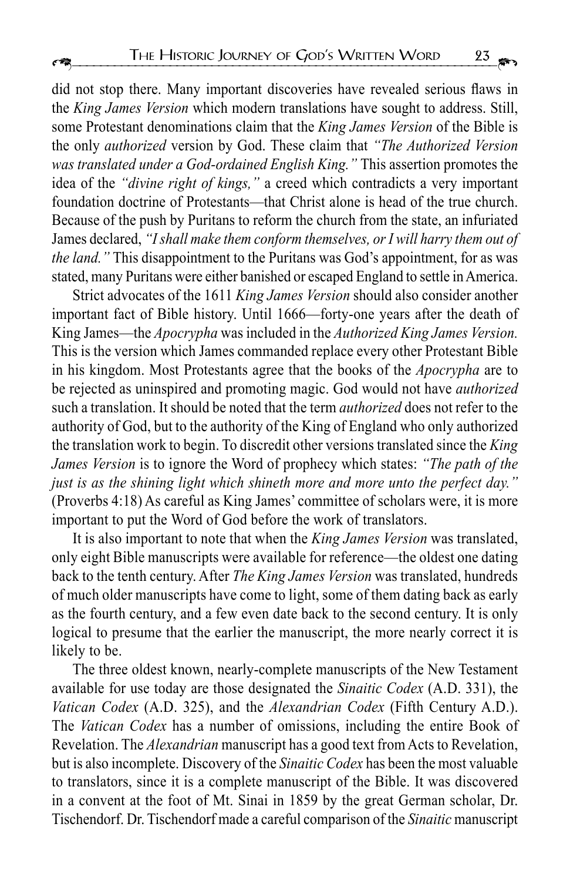did not stop there. Many important discoveries have revealed serious flaws in the *King James Version* which modern translations have sought to address. Still, some Protestant denominations claim that the *King James Version* of the Bible is the only *authorized* version by God. These claim that *"The Authorized Version was translated under a God-ordained English King."* This assertion promotes the idea of the *"divine right of kings,"* a creed which contradicts a very important foundation doctrine of Protestants—that Christ alone is head of the true church. Because of the push by Puritans to reform the church from the state, an infuriated James declared, *"I shall make them conform themselves, or I will harry them out of the land."* This disappointment to the Puritans was God's appointment, for as was stated, many Puritans were either banished or escaped England to settle in America.

Strict advocates of the 1611 *King James Version* should also consider another important fact of Bible history. Until 1666—forty-one years after the death of King James—the *Apocrypha* was included in the *Authorized King James Version.* This is the version which James commanded replace every other Protestant Bible in his kingdom. Most Protestants agree that the books of the *Apocrypha* are to be rejected as uninspired and promoting magic. God would not have *authorized* such a translation. It should be noted that the term *authorized* does not refer to the authority of God, but to the authority of the King of England who only authorized the translation work to begin. To discredit other versions translated since the *King James Version* is to ignore the Word of prophecy which states: *"The path of the just is as the shining light which shineth more and more unto the perfect day."* (Proverbs 4:18) As careful as King James' committee of scholars were, it is more important to put the Word of God before the work of translators.

It is also important to note that when the *King James Version* was translated, only eight Bible manuscripts were available for reference—the oldest one dating back to the tenth century. After *The King James Version* was translated, hundreds of much older manuscripts have come to light, some of them dating back as early as the fourth century, and a few even date back to the second century. It is only logical to presume that the earlier the manuscript, the more nearly correct it is likely to be.

The three oldest known, nearly-complete manuscripts of the New Testament available for use today are those designated the *Sinaitic Codex* (A.D. 331), the *Vatican Codex* (A.D. 325), and the *Alexandrian Codex* (Fifth Century A.D.). The *Vatican Codex* has a number of omissions, including the entire Book of Revelation. The *Alexandrian* manuscript has a good text from Acts to Revelation, but is also incomplete. Discovery of the *Sinaitic Codex* has been the most valuable to translators, since it is a complete manuscript of the Bible. It was discovered in a convent at the foot of Mt. Sinai in 1859 by the great German scholar, Dr. Tischendorf. Dr. Tischendorf made a careful comparison of the *Sinaitic* manuscript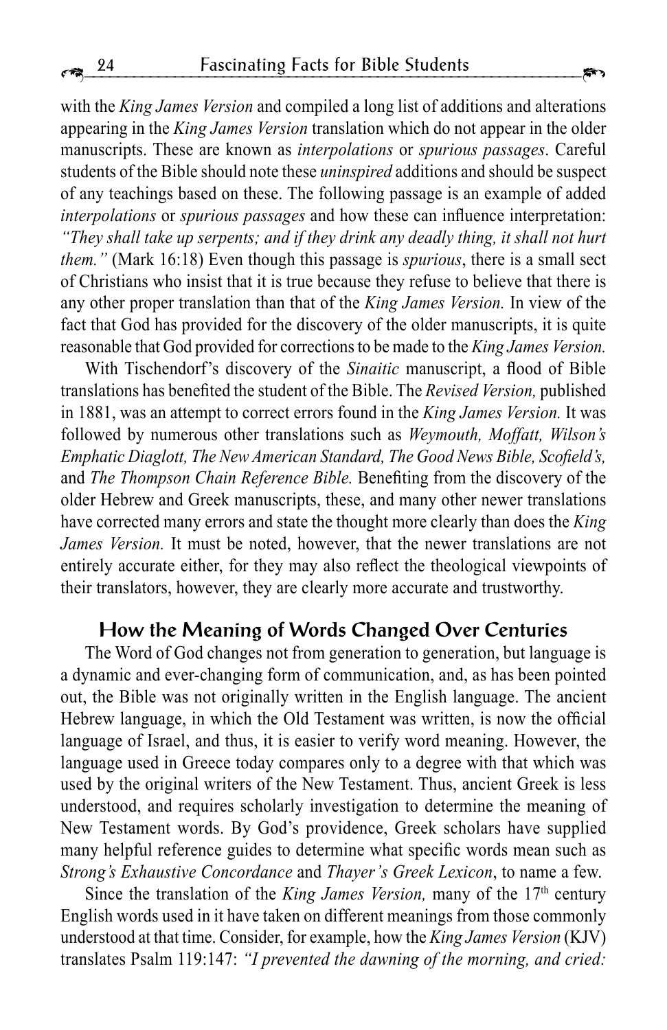with the *King James Version* and compiled a long list of additions and alterations appearing in the *King James Version* translation which do not appear in the older manuscripts. These are known as *interpolations* or *spurious passages*. Careful students of the Bible should note these *uninspired* additions and should be suspect of any teachings based on these. The following passage is an example of added *interpolations* or *spurious passages* and how these can influence interpretation: *"They shall take up serpents; and if they drink any deadly thing, it shall not hurt them."* (Mark 16:18) Even though this passage is *spurious*, there is a small sect of Christians who insist that it is true because they refuse to believe that there is any other proper translation than that of the *King James Version.* In view of the fact that God has provided for the discovery of the older manuscripts, it is quite reasonable that God provided for corrections to be made to the *King James Version.*

With Tischendorf's discovery of the *Sinaitic* manuscript, a flood of Bible translations has benefited the student of the Bible. The *Revised Version,* published in 1881, was an attempt to correct errors found in the *King James Version.* It was followed by numerous other translations such as *Weymouth, Moffatt, Wilson's Emphatic Diaglott, The New American Standard, The Good News Bible, Scofield's,* and *The Thompson Chain Reference Bible.* Benefiting from the discovery of the older Hebrew and Greek manuscripts, these, and many other newer translations have corrected many errors and state the thought more clearly than does the *King James Version.* It must be noted, however, that the newer translations are not entirely accurate either, for they may also reflect the theological viewpoints of their translators, however, they are clearly more accurate and trustworthy.

## How the Meaning of Words Changed Over Centuries

The Word of God changes not from generation to generation, but language is a dynamic and ever-changing form of communication, and, as has been pointed out, the Bible was not originally written in the English language. The ancient Hebrew language, in which the Old Testament was written, is now the official language of Israel, and thus, it is easier to verify word meaning. However, the language used in Greece today compares only to a degree with that which was used by the original writers of the New Testament. Thus, ancient Greek is less understood, and requires scholarly investigation to determine the meaning of New Testament words. By God's providence, Greek scholars have supplied many helpful reference guides to determine what specific words mean such as *Strong's Exhaustive Concordance* and *Thayer's Greek Lexicon*, to name a few.

Since the translation of the *King James Version,* many of the 17th century English words used in it have taken on different meanings from those commonly understood at that time. Consider, for example, how the *King James Version* (KJV) translates Psalm 119:147: *"I prevented the dawning of the morning, and cried:*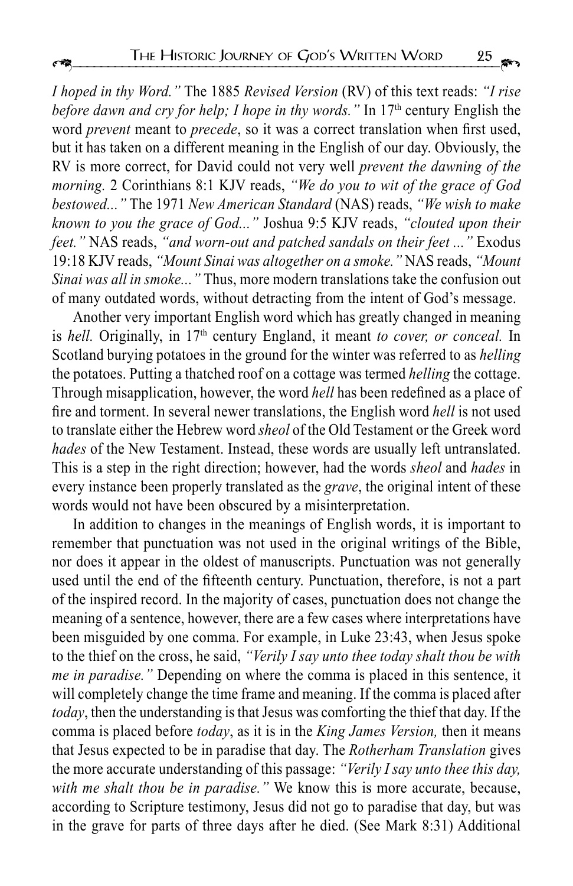*I hoped in thy Word."* The 1885 *Revised Version* (RV) of this text reads: *"I rise before dawn and cry for help; I hope in thy words."* In 17th century English the word *prevent* meant to *precede*, so it was a correct translation when first used, but it has taken on a different meaning in the English of our day. Obviously, the RV is more correct, for David could not very well *prevent the dawning of the morning.* 2 Corinthians 8:1 KJV reads, *"We do you to wit of the grace of God bestowed..."* The 1971 *New American Standard* (NAS) reads, *"We wish to make known to you the grace of God..."* Joshua 9:5 KJV reads, *"clouted upon their feet."* NAS reads, *"and worn-out and patched sandals on their feet ..."* Exodus 19:18 KJV reads, *"Mount Sinai was altogether on a smoke."* NAS reads, *"Mount Sinai was all in smoke..."* Thus, more modern translations take the confusion out of many outdated words, without detracting from the intent of God's message.

Another very important English word which has greatly changed in meaning is *hell.* Originally, in 17th century England, it meant *to cover, or conceal.* In Scotland burying potatoes in the ground for the winter was referred to as *helling* the potatoes. Putting a thatched roof on a cottage was termed *helling* the cottage. Through misapplication, however, the word *hell* has been redefined as a place of fire and torment. In several newer translations, the English word *hell* is not used to translate either the Hebrew word *sheol* of the Old Testament or the Greek word *hades* of the New Testament. Instead, these words are usually left untranslated. This is a step in the right direction; however, had the words *sheol* and *hades* in every instance been properly translated as the *grave*, the original intent of these words would not have been obscured by a misinterpretation.

In addition to changes in the meanings of English words, it is important to remember that punctuation was not used in the original writings of the Bible, nor does it appear in the oldest of manuscripts. Punctuation was not generally used until the end of the fifteenth century. Punctuation, therefore, is not a part of the inspired record. In the majority of cases, punctuation does not change the meaning of a sentence, however, there are a few cases where interpretations have been misguided by one comma. For example, in Luke 23:43, when Jesus spoke to the thief on the cross, he said, *"Verily I say unto thee today shalt thou be with me in paradise."* Depending on where the comma is placed in this sentence, it will completely change the time frame and meaning. If the comma is placed after *today*, then the understanding is that Jesus was comforting the thief that day. If the comma is placed before *today*, as it is in the *King James Version,* then it means that Jesus expected to be in paradise that day. The *Rotherham Translation* gives the more accurate understanding of this passage: *"Verily I say unto thee this day, with me shalt thou be in paradise."* We know this is more accurate, because, according to Scripture testimony, Jesus did not go to paradise that day, but was in the grave for parts of three days after he died. (See Mark 8:31) Additional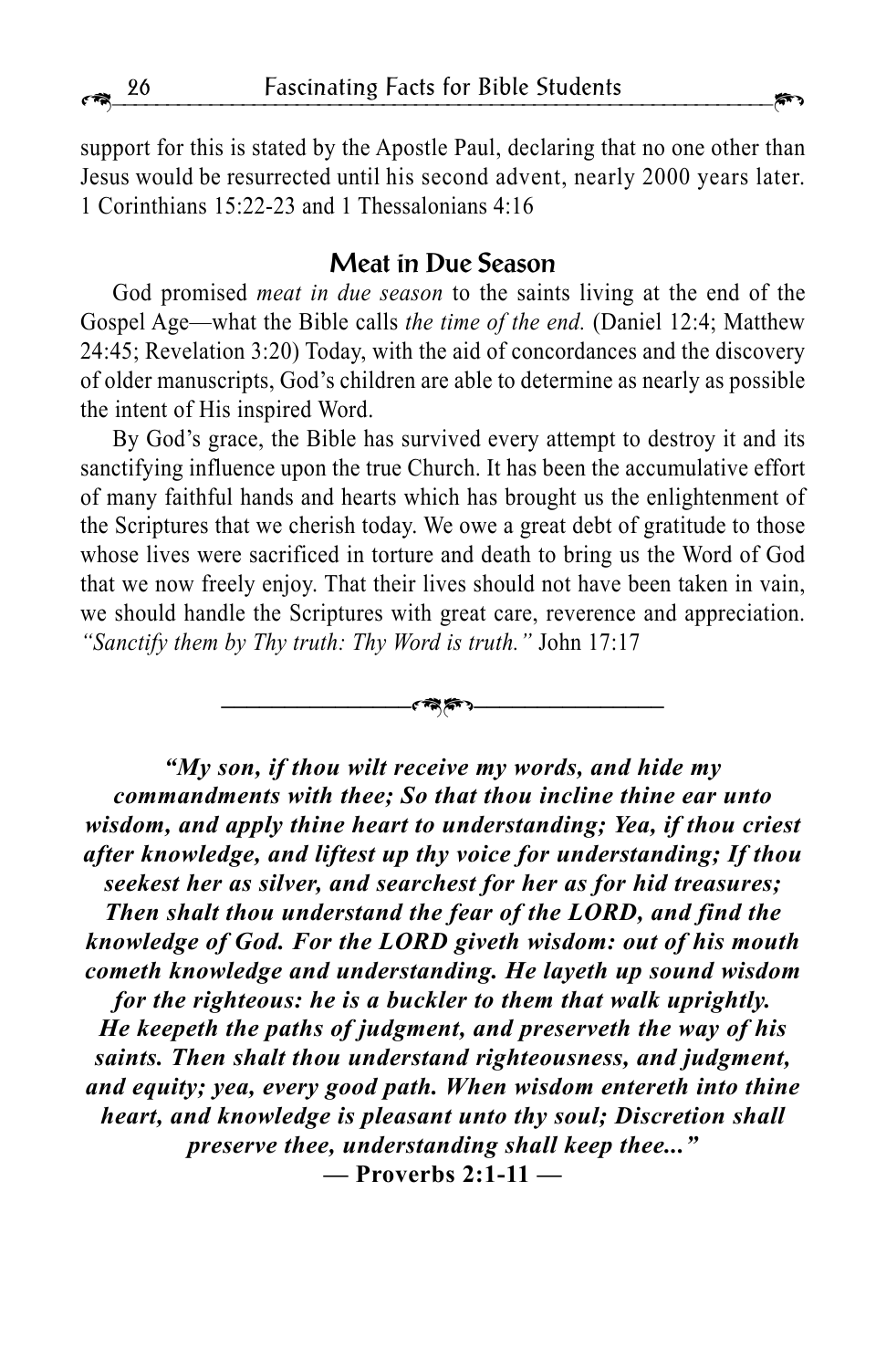support for this is stated by the Apostle Paul, declaring that no one other than Jesus would be resurrected until his second advent, nearly 2000 years later. 1 Corinthians 15:22-23 and 1 Thessalonians 4:16

## Meat in Due Season

God promised *meat in due season* to the saints living at the end of the Gospel Age—what the Bible calls *the time of the end.* (Daniel 12:4; Matthew 24:45; Revelation 3:20) Today, with the aid of concordances and the discovery of older manuscripts, God's children are able to determine as nearly as possible the intent of His inspired Word.

By God's grace, the Bible has survived every attempt to destroy it and its sanctifying influence upon the true Church. It has been the accumulative effort of many faithful hands and hearts which has brought us the enlightenment of the Scriptures that we cherish today. We owe a great debt of gratitude to those whose lives were sacrificed in torture and death to bring us the Word of God that we now freely enjoy. That their lives should not have been taken in vain, we should handle the Scriptures with great care, reverence and appreciation. *"Sanctify them by Thy truth: Thy Word is truth."* John 17:17

---

***"My son, if thou wilt receive my words, and hide my commandments with thee; So that thou incline thine ear unto wisdom, and apply thine heart to understanding; Yea, if thou criest after knowledge, and liftest up thy voice for understanding; If thou seekest her as silver, and searchest for her as for hid treasures; Then shalt thou understand the fear of the LORD, and find the knowledge of God. For the LORD giveth wisdom: out of his mouth cometh knowledge and understanding. He layeth up sound wisdom for the righteous: he is a buckler to them that walk uprightly. He keepeth the paths of judgment, and preserveth the way of his saints. Then shalt thou understand righteousness, and judgment, and equity; yea, every good path. When wisdom entereth into thine heart, and knowledge is pleasant unto thy soul; Discretion shall preserve thee, understanding shall keep thee..."***

**— Proverbs 2:1-11 —**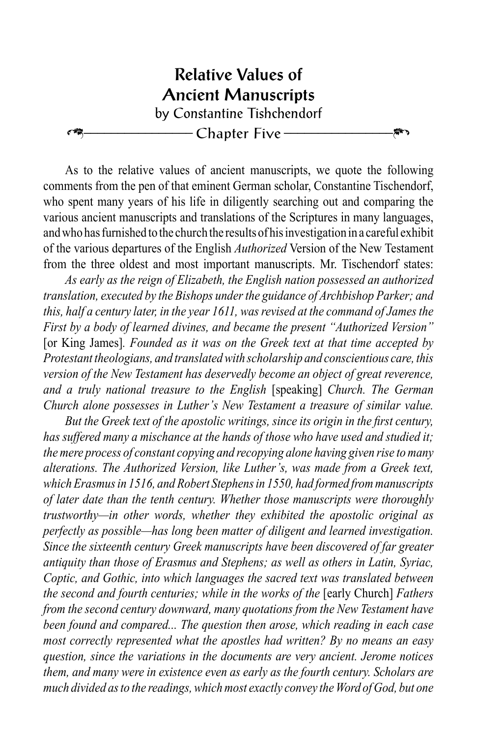# Relative Values of Ancient Manuscripts

by Constantine Tishchendorf

## Chapter Five

As to the relative values of ancient manuscripts, we quote the following comments from the pen of that eminent German scholar, Constantine Tischendorf, who spent many years of his life in diligently searching out and comparing the various ancient manuscripts and translations of the Scriptures in many languages, and who has furnished to the church the results of his investigation in a careful exhibit of the various departures of the English *Authorized* Version of the New Testament from the three oldest and most important manuscripts. Mr. Tischendorf states:

*As early as the reign of Elizabeth, the English nation possessed an authorized translation, executed by the Bishops under the guidance of Archbishop Parker; and this, half a century later, in the year 1611, was revised at the command of James the First by a body of learned divines, and became the present "Authorized Version"* [or King James]. *Founded as it was on the Greek text at that time accepted by Protestant theologians, and translated with scholarship and conscientious care, this version of the New Testament has deservedly become an object of great reverence, and a truly national treasure to the English* [speaking] *Church. The German Church alone possesses in Luther's New Testament a treasure of similar value.*

*But the Greek text of the apostolic writings, since its origin in the first century, has suffered many a mischance at the hands of those who have used and studied it; the mere process of constant copying and recopying alone having given rise to many alterations. The Authorized Version, like Luther's, was made from a Greek text, which Erasmus in 1516, and Robert Stephens in 1550, had formed from manuscripts of later date than the tenth century. Whether those manuscripts were thoroughly trustworthy—in other words, whether they exhibited the apostolic original as perfectly as possible—has long been matter of diligent and learned investigation. Since the sixteenth century Greek manuscripts have been discovered of far greater antiquity than those of Erasmus and Stephens; as well as others in Latin, Syriac, Coptic, and Gothic, into which languages the sacred text was translated between the second and fourth centuries; while in the works of the* [early Church] *Fathers from the second century downward, many quotations from the New Testament have been found and compared... The question then arose, which reading in each case most correctly represented what the apostles had written? By no means an easy question, since the variations in the documents are very ancient. Jerome notices them, and many were in existence even as early as the fourth century. Scholars are much divided as to the readings, which most exactly convey the Word of God, but one*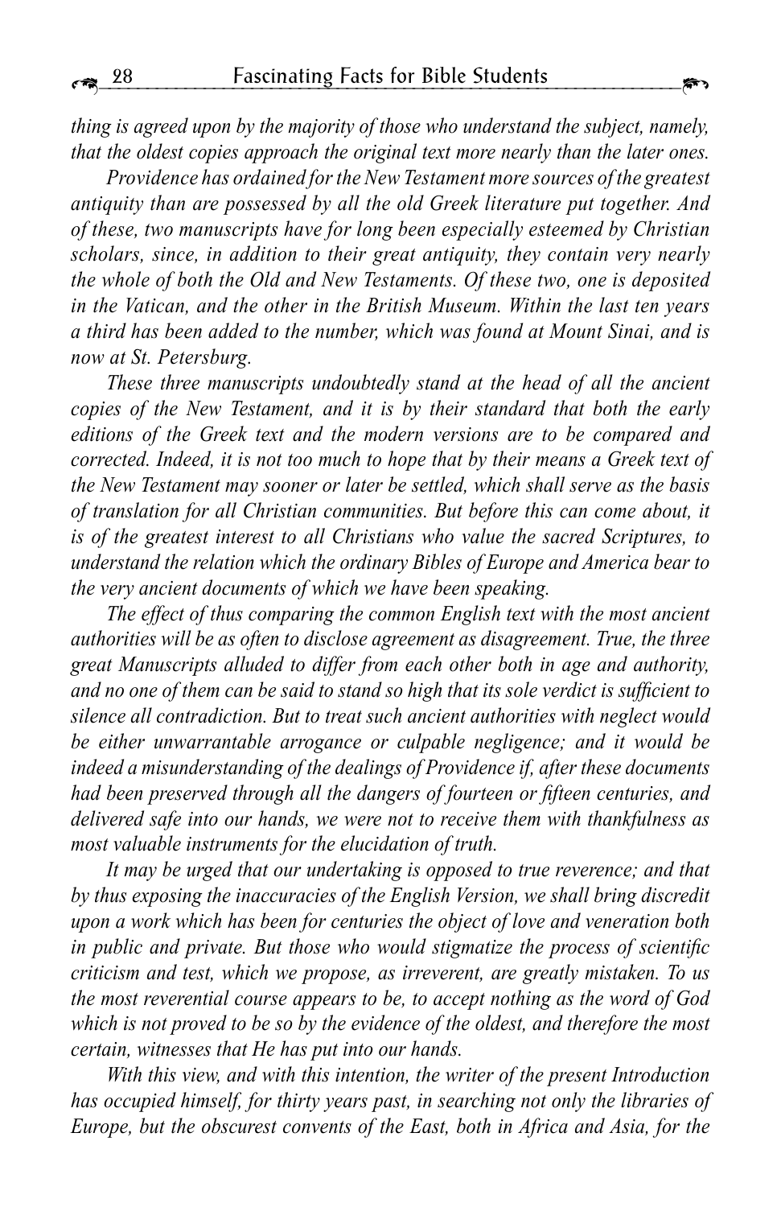*thing is agreed upon by the majority of those who understand the subject, namely, that the oldest copies approach the original text more nearly than the later ones.*

*Providence has ordained for the New Testament more sources of the greatest antiquity than are possessed by all the old Greek literature put together. And of these, two manuscripts have for long been especially esteemed by Christian scholars, since, in addition to their great antiquity, they contain very nearly the whole of both the Old and New Testaments. Of these two, one is deposited in the Vatican, and the other in the British Museum. Within the last ten years a third has been added to the number, which was found at Mount Sinai, and is now at St. Petersburg.*

*These three manuscripts undoubtedly stand at the head of all the ancient copies of the New Testament, and it is by their standard that both the early editions of the Greek text and the modern versions are to be compared and corrected. Indeed, it is not too much to hope that by their means a Greek text of the New Testament may sooner or later be settled, which shall serve as the basis of translation for all Christian communities. But before this can come about, it is of the greatest interest to all Christians who value the sacred Scriptures, to understand the relation which the ordinary Bibles of Europe and America bear to the very ancient documents of which we have been speaking.*

*The effect of thus comparing the common English text with the most ancient authorities will be as often to disclose agreement as disagreement. True, the three great Manuscripts alluded to differ from each other both in age and authority, and no one of them can be said to stand so high that its sole verdict is sufficient to silence all contradiction. But to treat such ancient authorities with neglect would be either unwarrantable arrogance or culpable negligence; and it would be indeed a misunderstanding of the dealings of Providence if, after these documents had been preserved through all the dangers of fourteen or fifteen centuries, and delivered safe into our hands, we were not to receive them with thankfulness as most valuable instruments for the elucidation of truth.*

*It may be urged that our undertaking is opposed to true reverence; and that by thus exposing the inaccuracies of the English Version, we shall bring discredit upon a work which has been for centuries the object of love and veneration both in public and private. But those who would stigmatize the process of scientific criticism and test, which we propose, as irreverent, are greatly mistaken. To us the most reverential course appears to be, to accept nothing as the word of God which is not proved to be so by the evidence of the oldest, and therefore the most certain, witnesses that He has put into our hands.*

*With this view, and with this intention, the writer of the present Introduction has occupied himself, for thirty years past, in searching not only the libraries of Europe, but the obscurest convents of the East, both in Africa and Asia, for the*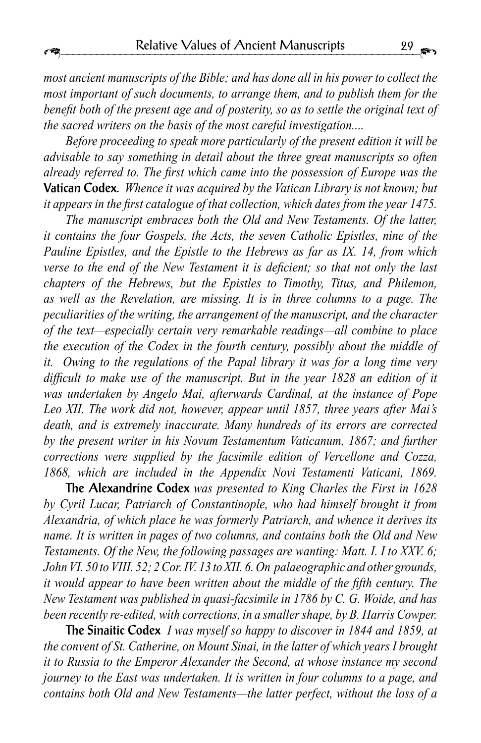*most ancient manuscripts of the Bible; and has done all in his power to collect the most important of such documents, to arrange them, and to publish them for the benefit both of the present age and of posterity, so as to settle the original text of the sacred writers on the basis of the most careful investigation....*

*Before proceeding to speak more particularly of the present edition it will be advisable to say something in detail about the three great manuscripts so often already referred to. The first which came into the possession of Europe was the* **Vatican Codex.** *Whence it was acquired by the Vatican Library is not known; but it appears in the first catalogue of that collection, which dates from the year 1475.*

*The manuscript embraces both the Old and New Testaments. Of the latter, it contains the four Gospels, the Acts, the seven Catholic Epistles, nine of the Pauline Epistles, and the Epistle to the Hebrews as far as IX. 14, from which verse to the end of the New Testament it is deficient; so that not only the last chapters of the Hebrews, but the Epistles to Timothy, Titus, and Philemon, as well as the Revelation, are missing. It is in three columns to a page. The peculiarities of the writing, the arrangement of the manuscript, and the character of the text—especially certain very remarkable readings—all combine to place the execution of the Codex in the fourth century, possibly about the middle of it. Owing to the regulations of the Papal library it was for a long time very difficult to make use of the manuscript. But in the year 1828 an edition of it was undertaken by Angelo Mai, afterwards Cardinal, at the instance of Pope Leo XII. The work did not, however, appear until 1857, three years after Mai's death, and is extremely inaccurate. Many hundreds of its errors are corrected by the present writer in his Novum Testamentum Vaticanum, 1867; and further corrections were supplied by the facsimile edition of Vercellone and Cozza, 1868, which are included in the Appendix Novi Testamenti Vaticani, 1869.*

**The Alexandrine Codex** *was presented to King Charles the First in 1628 by Cyril Lucar, Patriarch of Constantinople, who had himself brought it from Alexandria, of which place he was formerly Patriarch, and whence it derives its name. It is written in pages of two columns, and contains both the Old and New Testaments. Of the New, the following passages are wanting: Matt. I. 1 to XXV. 6; John VI. 50 to VIII. 52; 2 Cor. IV. 13 to XII. 6. On palaeographic and other grounds, it would appear to have been written about the middle of the fifth century. The New Testament was published in quasi-facsimile in 1786 by C. G. Woide, and has been recently re-edited, with corrections, in a smaller shape, by B. Harris Cowper.*

**The Sinaitic Codex** *I was myself so happy to discover in 1844 and 1859, at the convent of St. Catherine, on Mount Sinai, in the latter of which years I brought it to Russia to the Emperor Alexander the Second, at whose instance my second journey to the East was undertaken. It is written in four columns to a page, and contains both Old and New Testaments—the latter perfect, without the loss of a*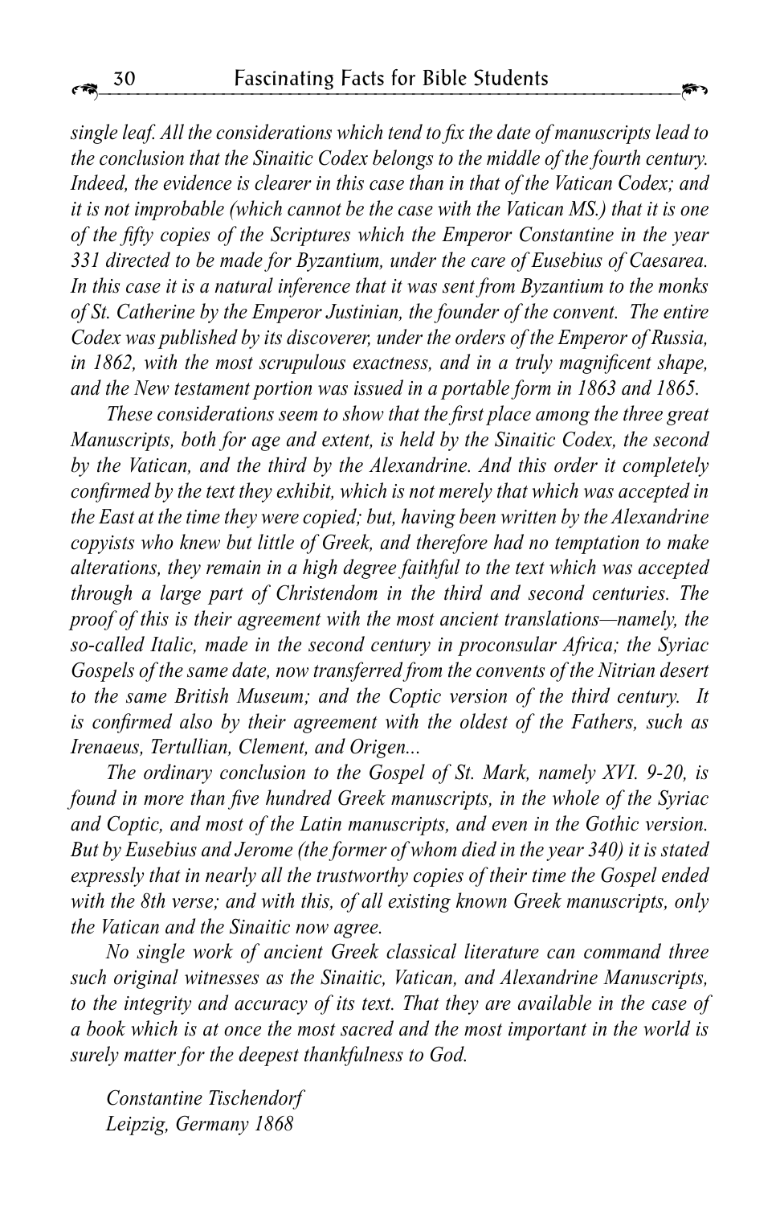*single leaf. All the considerations which tend to fix the date of manuscripts lead to the conclusion that the Sinaitic Codex belongs to the middle of the fourth century. Indeed, the evidence is clearer in this case than in that of the Vatican Codex; and it is not improbable (which cannot be the case with the Vatican MS.) that it is one of the fifty copies of the Scriptures which the Emperor Constantine in the year 331 directed to be made for Byzantium, under the care of Eusebius of Caesarea. In this case it is a natural inference that it was sent from Byzantium to the monks of St. Catherine by the Emperor Justinian, the founder of the convent. The entire Codex was published by its discoverer, under the orders of the Emperor of Russia, in 1862, with the most scrupulous exactness, and in a truly magnificent shape, and the New testament portion was issued in a portable form in 1863 and 1865.*

*These considerations seem to show that the first place among the three great Manuscripts, both for age and extent, is held by the Sinaitic Codex, the second by the Vatican, and the third by the Alexandrine. And this order it completely confirmed by the text they exhibit, which is not merely that which was accepted in the East at the time they were copied; but, having been written by the Alexandrine copyists who knew but little of Greek, and therefore had no temptation to make alterations, they remain in a high degree faithful to the text which was accepted through a large part of Christendom in the third and second centuries. The proof of this is their agreement with the most ancient translations—namely, the so-called Italic, made in the second century in proconsular Africa; the Syriac Gospels of the same date, now transferred from the convents of the Nitrian desert to the same British Museum; and the Coptic version of the third century. It is confirmed also by their agreement with the oldest of the Fathers, such as Irenaeus, Tertullian, Clement, and Origen...*

*The ordinary conclusion to the Gospel of St. Mark, namely XVI. 9-20, is found in more than five hundred Greek manuscripts, in the whole of the Syriac and Coptic, and most of the Latin manuscripts, and even in the Gothic version. But by Eusebius and Jerome (the former of whom died in the year 340) it is stated expressly that in nearly all the trustworthy copies of their time the Gospel ended with the 8th verse; and with this, of all existing known Greek manuscripts, only the Vatican and the Sinaitic now agree.*

*No single work of ancient Greek classical literature can command three such original witnesses as the Sinaitic, Vatican, and Alexandrine Manuscripts, to the integrity and accuracy of its text. That they are available in the case of a book which is at once the most sacred and the most important in the world is surely matter for the deepest thankfulness to God.*

*Constantine Tischendorf*
*Leipzig, Germany 1868*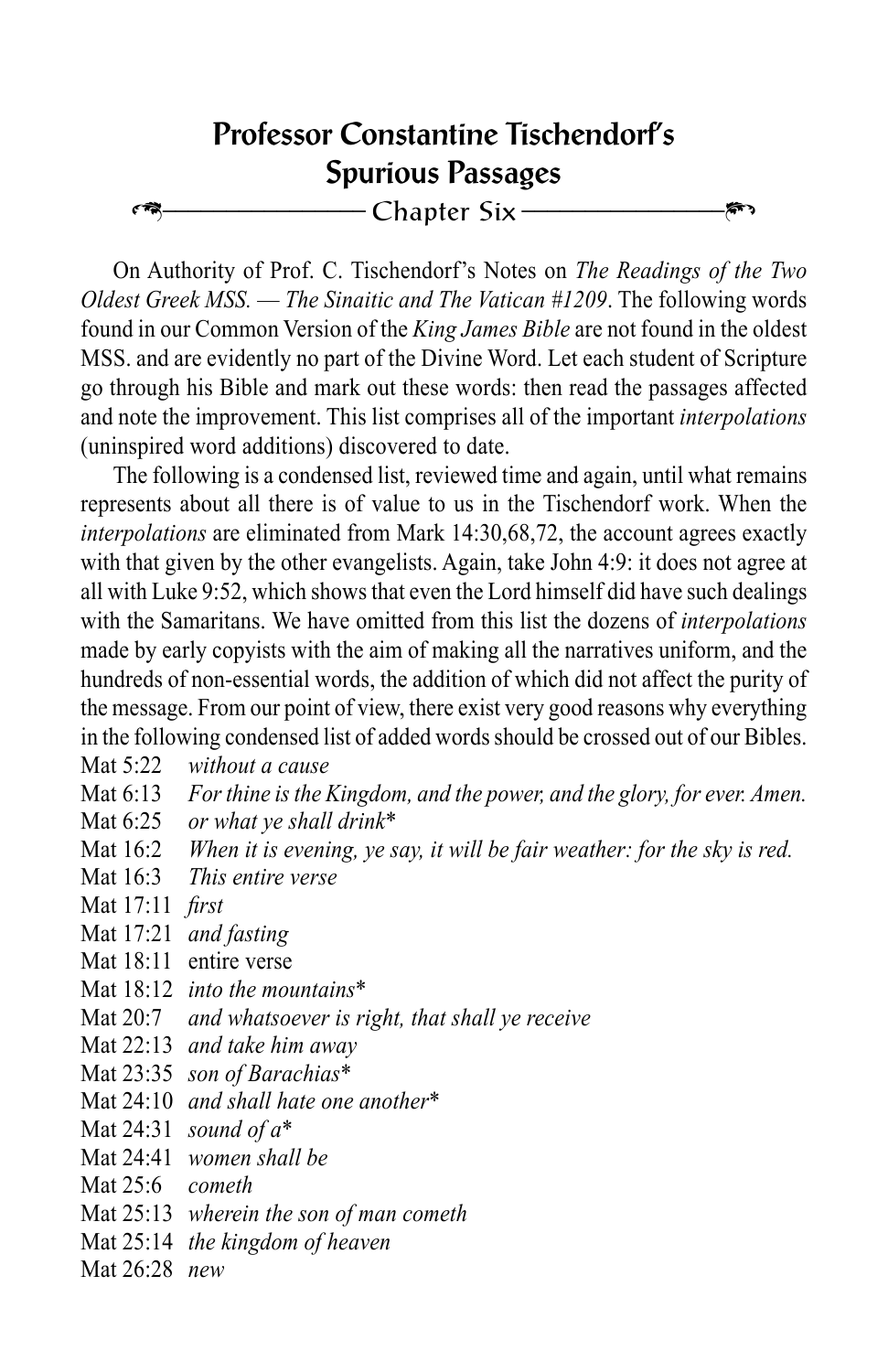## Professor Constantine Tischendorf's Spurious Passages

### Chapter Six

On Authority of Prof. C. Tischendorf's Notes on *The Readings of the Two Oldest Greek MSS. — The Sinaitic and The Vatican #1209*. The following words found in our Common Version of the *King James Bible* are not found in the oldest MSS. and are evidently no part of the Divine Word. Let each student of Scripture go through his Bible and mark out these words: then read the passages affected and note the improvement. This list comprises all of the important *interpolations* (uninspired word additions) discovered to date.

The following is a condensed list, reviewed time and again, until what remains represents about all there is of value to us in the Tischendorf work. When the *interpolations* are eliminated from Mark 14:30,68,72, the account agrees exactly with that given by the other evangelists. Again, take John 4:9: it does not agree at all with Luke 9:52, which shows that even the Lord himself did have such dealings with the Samaritans. We have omitted from this list the dozens of *interpolations* made by early copyists with the aim of making all the narratives uniform, and the hundreds of non-essential words, the addition of which did not affect the purity of the message. From our point of view, there exist very good reasons why everything in the following condensed list of added words should be crossed out of our Bibles.

Mat 5:22 *without a cause*
Mat 6:13 *For thine is the Kingdom, and the power, and the glory, for ever. Amen.*
Mat 6:25 *or what ye shall drink**
Mat 16:2 *When it is evening, ye say, it will be fair weather: for the sky is red.*
Mat 16:3 *This entire verse*
Mat 17:11 *first*
Mat 17:21 *and fasting*
Mat 18:11 entire verse
Mat 18:12 *into the mountains**
Mat 20:7 *and whatsoever is right, that shall ye receive*
Mat 22:13 *and take him away*
Mat 23:35 *son of Barachias**
Mat 24:10 *and shall hate one another**
Mat 24:31 *sound of a**
Mat 24:41 *women shall be*
Mat 25:6 *cometh*
Mat 25:13 *wherein the son of man cometh*
Mat 25:14 *the kingdom of heaven*
Mat 26:28 *new*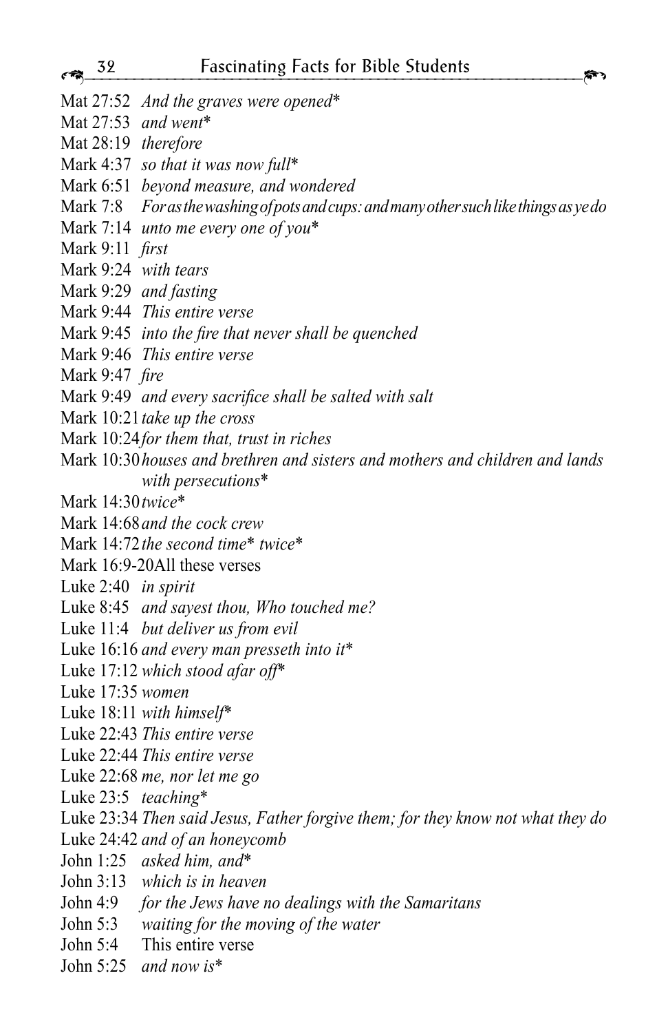Mat 27:52 *And the graves were opened**
Mat 27:53 *and went**
Mat 28:19 *therefore*
Mark 4:37 *so that it was now full**
Mark 6:51 *beyond measure, and wondered*
Mark 7:8 *For as the washing of pots and cups: and many other such like things as ye do*
Mark 7:14 *unto me every one of you**
Mark 9:11 *first*
Mark 9:24 *with tears*
Mark 9:29 *and fasting*
Mark 9:44 *This entire verse*
Mark 9:45 *into the fire that never shall be quenched*
Mark 9:46 *This entire verse*
Mark 9:47 *fire*
Mark 9:49 *and every sacrifice shall be salted with salt*
Mark 10:21 *take up the cross*
Mark 10:24 *for them that, trust in riches*
Mark 10:30 *houses and brethren and sisters and mothers and children and lands with persecutions**
Mark 14:30 *twice**
Mark 14:68 *and the cock crew*
Mark 14:72 *the second time* twice**
Mark 16:9-20 All these verses
Luke 2:40 *in spirit*
Luke 8:45 *and sayest thou, Who touched me?*
Luke 11:4 *but deliver us from evil*
Luke 16:16 *and every man presseth into it**
Luke 17:12 *which stood afar off**
Luke 17:35 *women*
Luke 18:11 *with himself**
Luke 22:43 *This entire verse*
Luke 22:44 *This entire verse*
Luke 22:68 *me, nor let me go*
Luke 23:5 *teaching**
Luke 23:34 *Then said Jesus, Father forgive them; for they know not what they do*
Luke 24:42 *and of an honeycomb*
John 1:25 *asked him, and**
John 3:13 *which is in heaven*
John 4:9 *for the Jews have no dealings with the Samaritans*
John 5:3 *waiting for the moving of the water*
John 5:4 This entire verse
John 5:25 *and now is**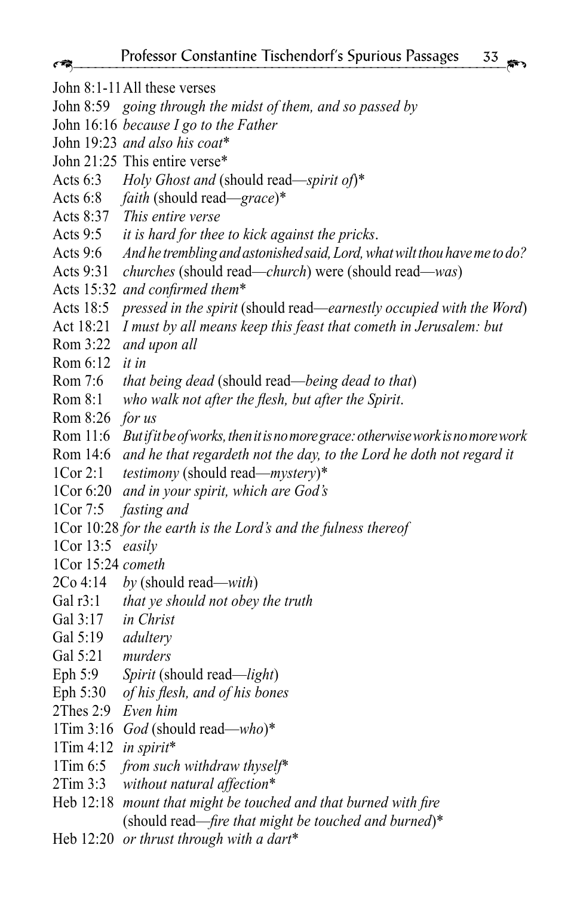John 8:1-11 All these verses
John 8:59 *going through the midst of them, and so passed by*
John 16:16 *because I go to the Father*
John 19:23 *and also his coat**
John 21:25 This entire verse*
Acts 6:3 *Holy Ghost and* (should read—*spirit of*)*
Acts 6:8 *faith* (should read—*grace*)*
Acts 8:37 *This entire verse*
Acts 9:5 *it is hard for thee to kick against the pricks*.
Acts 9:6 *And he trembling and astonished said, Lord, what wilt thou have me to do?*
Acts 9:31 *churches* (should read—*church*) were (should read—*was*)
Acts 15:32 *and confirmed them**
Acts 18:5 *pressed in the spirit* (should read—*earnestly occupied with the Word*)
Act 18:21 *I must by all means keep this feast that cometh in Jerusalem: but*
Rom 3:22 *and upon all*
Rom 6:12 *it in*
Rom 7:6 *that being dead* (should read—*being dead to that*)
Rom 8:1 *who walk not after the flesh, but after the Spirit*.
Rom 8:26 *for us*
Rom 11:6 *But if it be of works, then it is no more grace: otherwise work is no more work*
Rom 14:6 *and he that regardeth not the day, to the Lord he doth not regard it*
1Cor 2:1 *testimony* (should read—*mystery*)*
1Cor 6:20 *and in your spirit, which are God's*
1Cor 7:5 *fasting and*
1Cor 10:28 *for the earth is the Lord's and the fulness thereof*
1Cor 13:5 *easily*
1Cor 15:24 *cometh*
2Co 4:14 *by* (should read—*with*)
Gal r3:1 *that ye should not obey the truth*
Gal 3:17 *in Christ*
Gal 5:19 *adultery*
Gal 5:21 *murders*
Eph 5:9 *Spirit* (should read—*light*)
Eph 5:30 *of his flesh, and of his bones*
2Thes 2:9 *Even him*
1Tim 3:16 *God* (should read—*who*)*
1Tim 4:12 *in spirit**
1Tim 6:5 *from such withdraw thyself**
2Tim 3:3 *without natural affection**
Heb 12:18 *mount that might be touched and that burned with fire* (should read—*fire that might be touched and burned*)*
Heb 12:20 *or thrust through with a dart**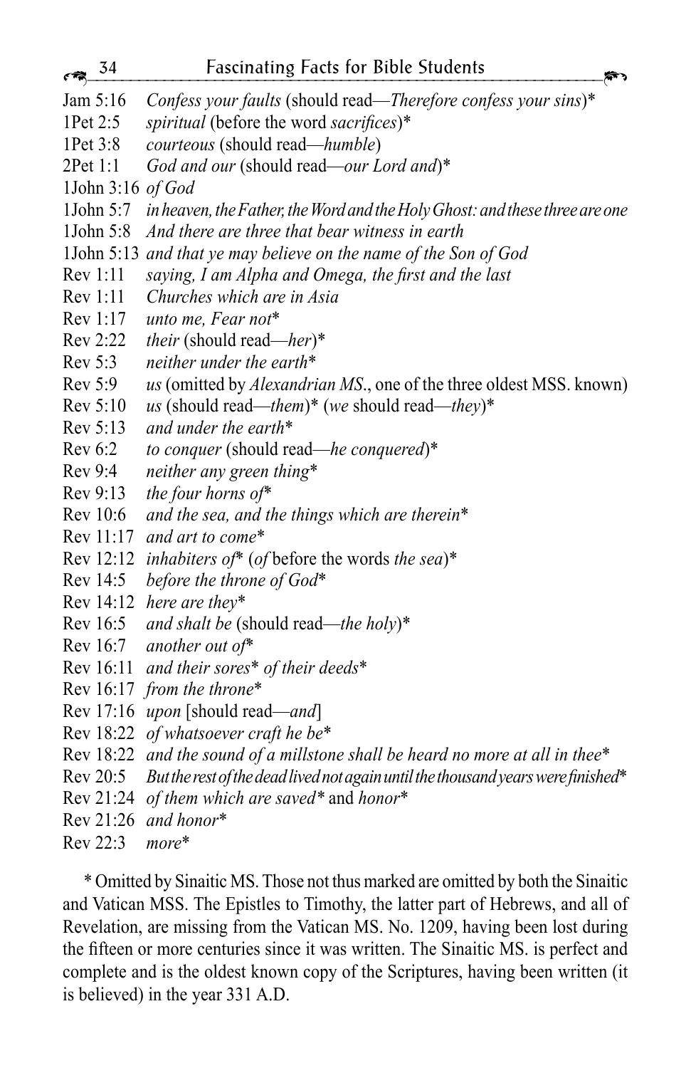Jam 5:16 *Confess your faults* (should read—*Therefore confess your sins*)*
1Pet 2:5 *spiritual* (before the word *sacrifices*)*
1Pet 3:8 *courteous* (should read—*humble*)
2Pet 1:1 *God and our* (should read—*our Lord and*)*
1John 3:16 *of God*
1John 5:7 *in heaven, the Father, the Word and the Holy Ghost: and these three are one*
1John 5:8 *And there are three that bear witness in earth*
1John 5:13 *and that ye may believe on the name of the Son of God*
Rev 1:11 *saying, I am Alpha and Omega, the first and the last*
Rev 1:11 *Churches which are in Asia*
Rev 1:17 *unto me, Fear not**
Rev 2:22 *their* (should read—*her*)*
Rev 5:3 *neither under the earth**
Rev 5:9 *us* (omitted by *Alexandrian MS*., one of the three oldest MSS. known)
Rev 5:10 *us* (should read—*them*)* (*we* should read—*they*)*
Rev 5:13 *and under the earth**
Rev 6:2 *to conquer* (should read—*he conquered*)*
Rev 9:4 *neither any green thing**
Rev 9:13 *the four horns of**
Rev 10:6 *and the sea, and the things which are therein**
Rev 11:17 *and art to come**
Rev 12:12 *inhabiters of** (*of* before the words *the sea*)*
Rev 14:5 *before the throne of God**
Rev 14:12 *here are they**
Rev 16:5 *and shalt be* (should read—*the holy*)*
Rev 16:7 *another out of**
Rev 16:11 *and their sores* of their deeds**
Rev 16:17 *from the throne**
Rev 17:16 *upon* [should read—*and*]
Rev 18:22 *of whatsoever craft he be**
Rev 18:22 *and the sound of a millstone shall be heard no more at all in thee**
Rev 20:5 *But the rest of the dead lived not again until the thousand years were finished**
Rev 21:24 *of them which are saved** and *honor**
Rev 21:26 *and honor**
Rev 22:3 *more**

\* Omitted by Sinaitic MS. Those not thus marked are omitted by both the Sinaitic and Vatican MSS. The Epistles to Timothy, the latter part of Hebrews, and all of Revelation, are missing from the Vatican MS. No. 1209, having been lost during the fifteen or more centuries since it was written. The Sinaitic MS. is perfect and complete and is the oldest known copy of the Scriptures, having been written (it is believed) in the year 331 A.D.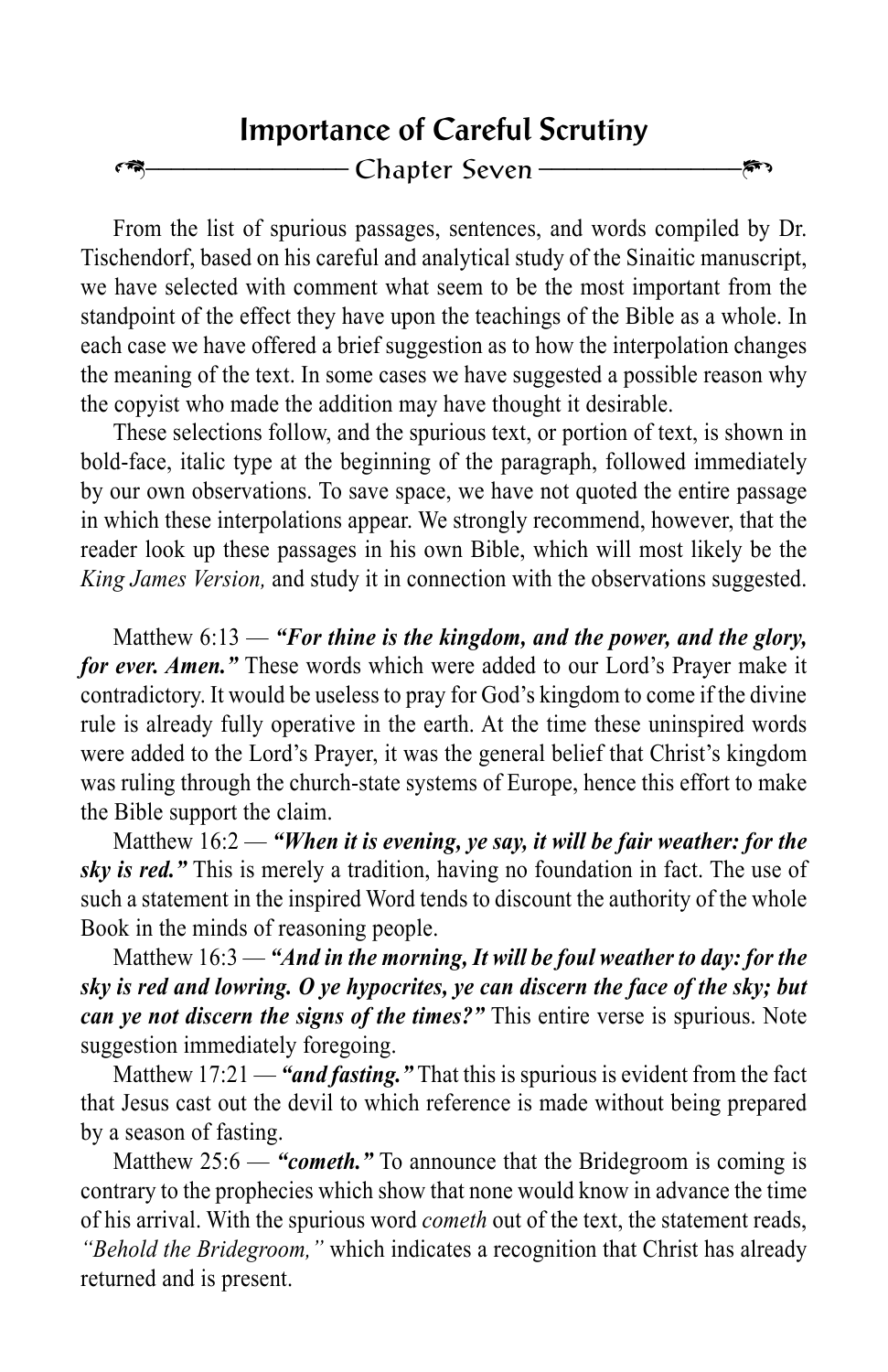# Importance of Careful Scrutiny

## Chapter Seven

From the list of spurious passages, sentences, and words compiled by Dr. Tischendorf, based on his careful and analytical study of the Sinaitic manuscript, we have selected with comment what seem to be the most important from the standpoint of the effect they have upon the teachings of the Bible as a whole. In each case we have offered a brief suggestion as to how the interpolation changes the meaning of the text. In some cases we have suggested a possible reason why the copyist who made the addition may have thought it desirable.

These selections follow, and the spurious text, or portion of text, is shown in bold-face, italic type at the beginning of the paragraph, followed immediately by our own observations. To save space, we have not quoted the entire passage in which these interpolations appear. We strongly recommend, however, that the reader look up these passages in his own Bible, which will most likely be the *King James Version,* and study it in connection with the observations suggested.

Matthew 6:13 — ***"For thine is the kingdom, and the power, and the glory, for ever. Amen."*** These words which were added to our Lord's Prayer make it contradictory. It would be useless to pray for God's kingdom to come if the divine rule is already fully operative in the earth. At the time these uninspired words were added to the Lord's Prayer, it was the general belief that Christ's kingdom was ruling through the church-state systems of Europe, hence this effort to make the Bible support the claim.

Matthew 16:2 — ***"When it is evening, ye say, it will be fair weather: for the sky is red."*** This is merely a tradition, having no foundation in fact. The use of such a statement in the inspired Word tends to discount the authority of the whole Book in the minds of reasoning people.

Matthew 16:3 — ***"And in the morning, It will be foul weather to day: for the sky is red and lowring. O ye hypocrites, ye can discern the face of the sky; but can ye not discern the signs of the times?"*** This entire verse is spurious. Note suggestion immediately foregoing.

Matthew 17:21 — ***"and fasting."*** That this is spurious is evident from the fact that Jesus cast out the devil to which reference is made without being prepared by a season of fasting.

Matthew 25:6 — ***"cometh."*** To announce that the Bridegroom is coming is contrary to the prophecies which show that none would know in advance the time of his arrival. With the spurious word *cometh* out of the text, the statement reads, *"Behold the Bridegroom,"* which indicates a recognition that Christ has already returned and is present.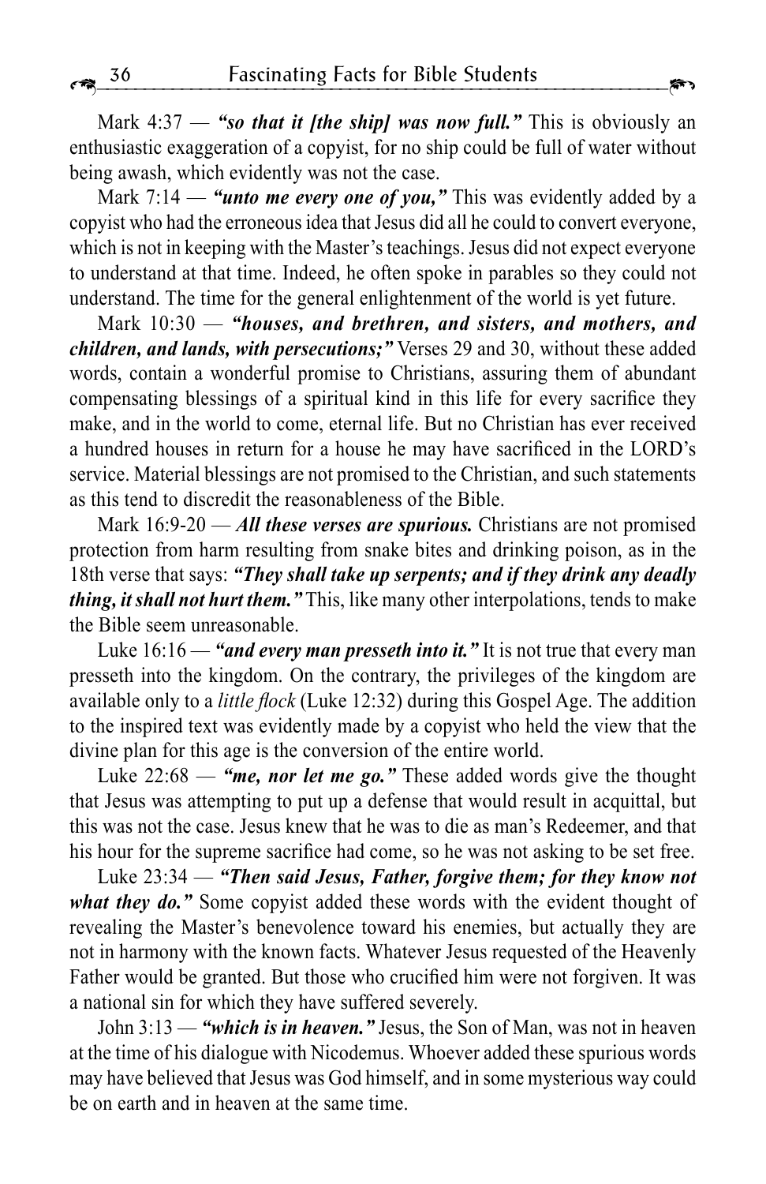Mark 4:37 — ***"so that it [the ship] was now full."*** This is obviously an enthusiastic exaggeration of a copyist, for no ship could be full of water without being awash, which evidently was not the case.

Mark 7:14 — ***"unto me every one of you,"*** This was evidently added by a copyist who had the erroneous idea that Jesus did all he could to convert everyone, which is not in keeping with the Master's teachings. Jesus did not expect everyone to understand at that time. Indeed, he often spoke in parables so they could not understand. The time for the general enlightenment of the world is yet future.

Mark 10:30 — ***"houses, and brethren, and sisters, and mothers, and children, and lands, with persecutions;"*** Verses 29 and 30, without these added words, contain a wonderful promise to Christians, assuring them of abundant compensating blessings of a spiritual kind in this life for every sacrifice they make, and in the world to come, eternal life. But no Christian has ever received a hundred houses in return for a house he may have sacrificed in the LORD's service. Material blessings are not promised to the Christian, and such statements as this tend to discredit the reasonableness of the Bible.

Mark 16:9-20 — ***All these verses are spurious.*** Christians are not promised protection from harm resulting from snake bites and drinking poison, as in the 18th verse that says: ***"They shall take up serpents; and if they drink any deadly thing, it shall not hurt them."*** This, like many other interpolations, tends to make the Bible seem unreasonable.

Luke 16:16 — ***"and every man presseth into it."*** It is not true that every man presseth into the kingdom. On the contrary, the privileges of the kingdom are available only to a *little flock* (Luke 12:32) during this Gospel Age. The addition to the inspired text was evidently made by a copyist who held the view that the divine plan for this age is the conversion of the entire world.

Luke 22:68 — ***"me, nor let me go."*** These added words give the thought that Jesus was attempting to put up a defense that would result in acquittal, but this was not the case. Jesus knew that he was to die as man's Redeemer, and that his hour for the supreme sacrifice had come, so he was not asking to be set free.

Luke 23:34 — ***"Then said Jesus, Father, forgive them; for they know not what they do."*** Some copyist added these words with the evident thought of revealing the Master's benevolence toward his enemies, but actually they are not in harmony with the known facts. Whatever Jesus requested of the Heavenly Father would be granted. But those who crucified him were not forgiven. It was a national sin for which they have suffered severely.

John 3:13 — ***"which is in heaven."*** Jesus, the Son of Man, was not in heaven at the time of his dialogue with Nicodemus. Whoever added these spurious words may have believed that Jesus was God himself, and in some mysterious way could be on earth and in heaven at the same time.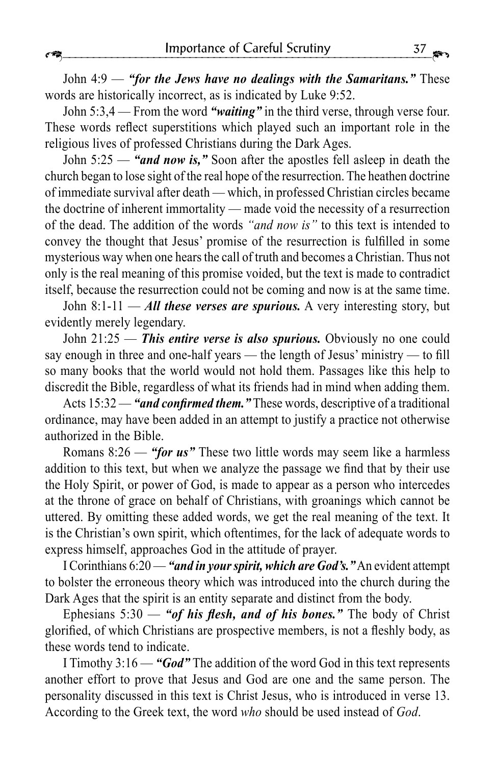John 4:9 — ***"for the Jews have no dealings with the Samaritans."*** These words are historically incorrect, as is indicated by Luke 9:52.

John 5:3,4 — From the word ***"waiting"*** in the third verse, through verse four. These words reflect superstitions which played such an important role in the religious lives of professed Christians during the Dark Ages.

John 5:25 — ***"and now is,"*** Soon after the apostles fell asleep in death the church began to lose sight of the real hope of the resurrection. The heathen doctrine of immediate survival after death — which, in professed Christian circles became the doctrine of inherent immortality — made void the necessity of a resurrection of the dead. The addition of the words *"and now is"* to this text is intended to convey the thought that Jesus' promise of the resurrection is fulfilled in some mysterious way when one hears the call of truth and becomes a Christian. Thus not only is the real meaning of this promise voided, but the text is made to contradict itself, because the resurrection could not be coming and now is at the same time.

John 8:1-11 — ***All these verses are spurious.*** A very interesting story, but evidently merely legendary.

John 21:25 — ***This entire verse is also spurious.*** Obviously no one could say enough in three and one-half years — the length of Jesus' ministry — to fill so many books that the world would not hold them. Passages like this help to discredit the Bible, regardless of what its friends had in mind when adding them.

Acts 15:32 — ***"and confirmed them."*** These words, descriptive of a traditional ordinance, may have been added in an attempt to justify a practice not otherwise authorized in the Bible.

Romans 8:26 — ***"for us"*** These two little words may seem like a harmless addition to this text, but when we analyze the passage we find that by their use the Holy Spirit, or power of God, is made to appear as a person who intercedes at the throne of grace on behalf of Christians, with groanings which cannot be uttered. By omitting these added words, we get the real meaning of the text. It is the Christian's own spirit, which oftentimes, for the lack of adequate words to express himself, approaches God in the attitude of prayer.

I Corinthians 6:20 — ***"and in your spirit, which are God's."*** An evident attempt to bolster the erroneous theory which was introduced into the church during the Dark Ages that the spirit is an entity separate and distinct from the body.

Ephesians 5:30 — ***"of his flesh, and of his bones."*** The body of Christ glorified, of which Christians are prospective members, is not a fleshly body, as these words tend to indicate.

I Timothy 3:16 — ***"God"*** The addition of the word God in this text represents another effort to prove that Jesus and God are one and the same person. The personality discussed in this text is Christ Jesus, who is introduced in verse 13. According to the Greek text, the word *who* should be used instead of *God*.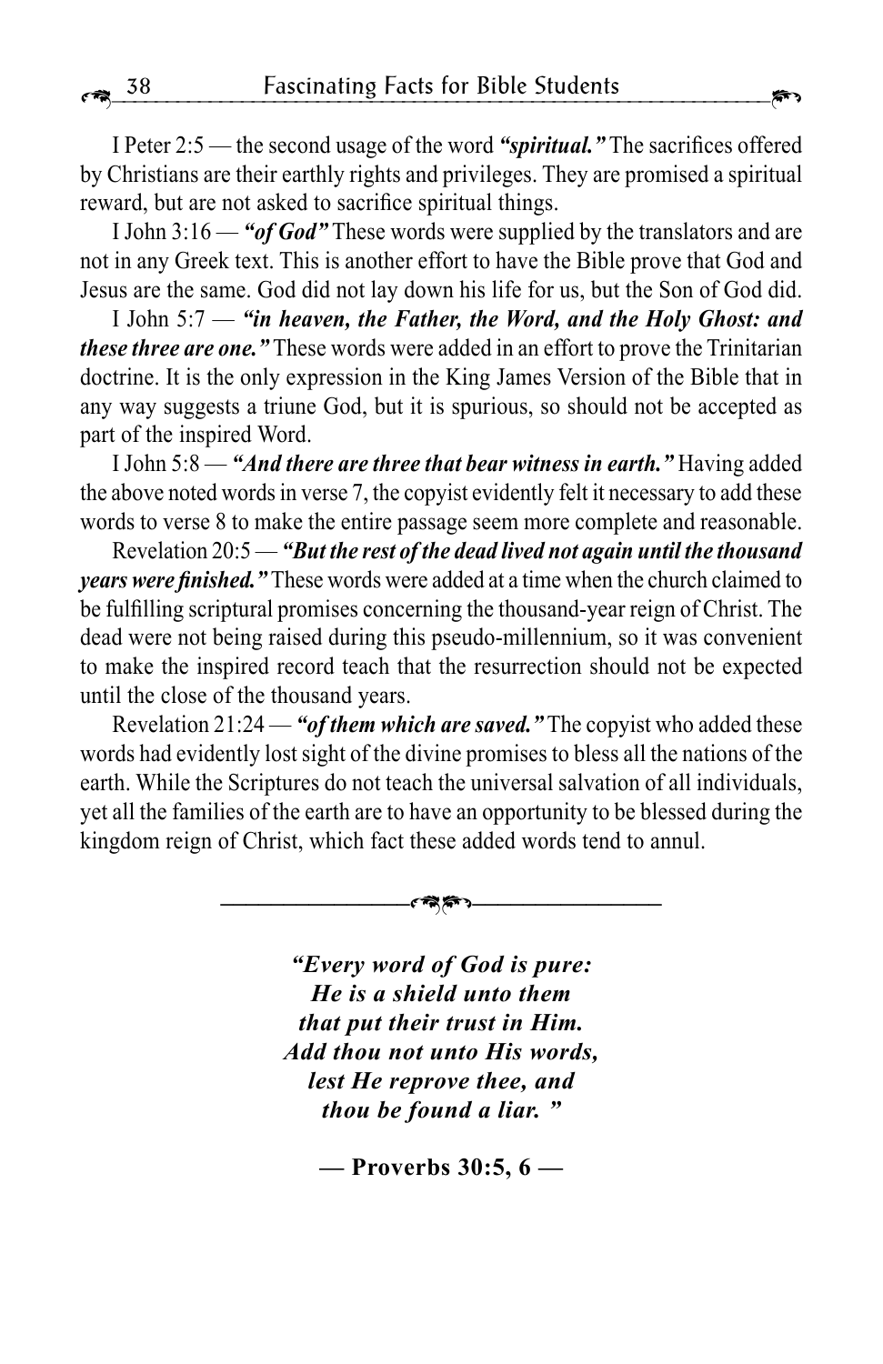I Peter 2:5 — the second usage of the word ***"spiritual."*** The sacrifices offered by Christians are their earthly rights and privileges. They are promised a spiritual reward, but are not asked to sacrifice spiritual things.

I John 3:16 — ***"of God"*** These words were supplied by the translators and are not in any Greek text. This is another effort to have the Bible prove that God and Jesus are the same. God did not lay down his life for us, but the Son of God did.

I John 5:7 — ***"in heaven, the Father, the Word, and the Holy Ghost: and these three are one."*** These words were added in an effort to prove the Trinitarian doctrine. It is the only expression in the King James Version of the Bible that in any way suggests a triune God, but it is spurious, so should not be accepted as part of the inspired Word.

I John 5:8 — ***"And there are three that bear witness in earth."*** Having added the above noted words in verse 7, the copyist evidently felt it necessary to add these words to verse 8 to make the entire passage seem more complete and reasonable.

Revelation 20:5 — ***"But the rest of the dead lived not again until the thousand years were finished."*** These words were added at a time when the church claimed to be fulfilling scriptural promises concerning the thousand-year reign of Christ. The dead were not being raised during this pseudo-millennium, so it was convenient to make the inspired record teach that the resurrection should not be expected until the close of the thousand years.

Revelation 21:24 — ***"of them which are saved."*** The copyist who added these words had evidently lost sight of the divine promises to bless all the nations of the earth. While the Scriptures do not teach the universal salvation of all individuals, yet all the families of the earth are to have an opportunity to be blessed during the kingdom reign of Christ, which fact these added words tend to annul.

---

***"Every word of God is pure:***
***He is a shield unto them***
***that put their trust in Him.***
***Add thou not unto His words,***
***lest He reprove thee, and***
***thou be found a liar. "***

**— Proverbs 30:5, 6 —**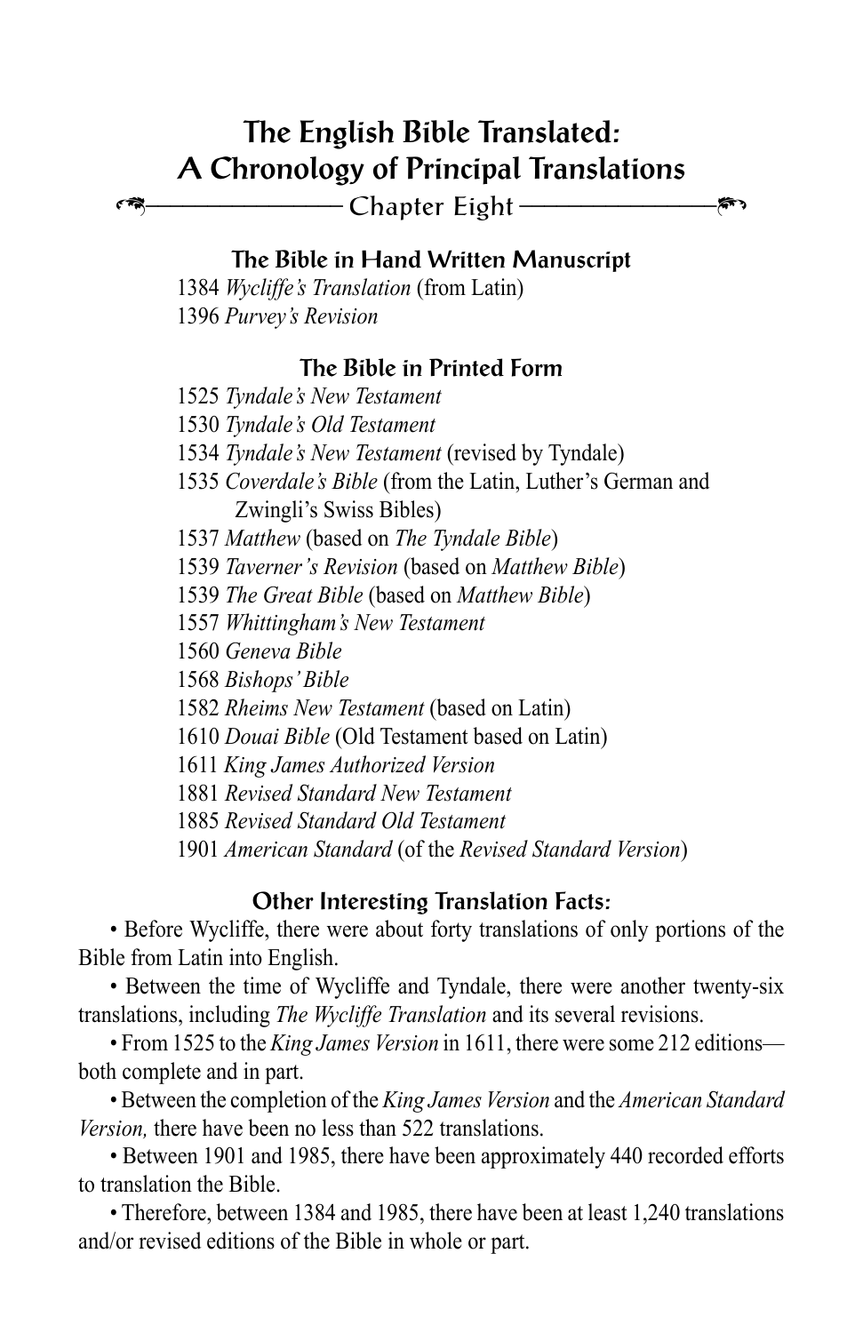# The English Bible Translated: A Chronology of Principal Translations

## Chapter Eight

### The Bible in Hand Written Manuscript

1384 *Wycliffe's Translation* (from Latin)
1396 *Purvey's Revision*

### The Bible in Printed Form

1525 *Tyndale's New Testament*
1530 *Tyndale's Old Testament*
1534 *Tyndale's New Testament* (revised by Tyndale)
1535 *Coverdale's Bible* (from the Latin, Luther's German and Zwingli's Swiss Bibles)
1537 *Matthew* (based on *The Tyndale Bible*)
1539 *Taverner's Revision* (based on *Matthew Bible*)
1539 *The Great Bible* (based on *Matthew Bible*)
1557 *Whittingham's New Testament*
1560 *Geneva Bible*
1568 *Bishops' Bible*
1582 *Rheims New Testament* (based on Latin)
1610 *Douai Bible* (Old Testament based on Latin)
1611 *King James Authorized Version*
1881 *Revised Standard New Testament*
1885 *Revised Standard Old Testament*
1901 *American Standard* (of the *Revised Standard Version*)

### Other Interesting Translation Facts:

- Before Wycliffe, there were about forty translations of only portions of the Bible from Latin into English.
- Between the time of Wycliffe and Tyndale, there were another twenty-six translations, including *The Wycliffe Translation* and its several revisions.
- From 1525 to the *King James Version* in 1611, there were some 212 editions—both complete and in part.
- Between the completion of the *King James Version* and the *American Standard Version,* there have been no less than 522 translations.
- Between 1901 and 1985, there have been approximately 440 recorded efforts to translation the Bible.
- Therefore, between 1384 and 1985, there have been at least 1,240 translations and/or revised editions of the Bible in whole or part.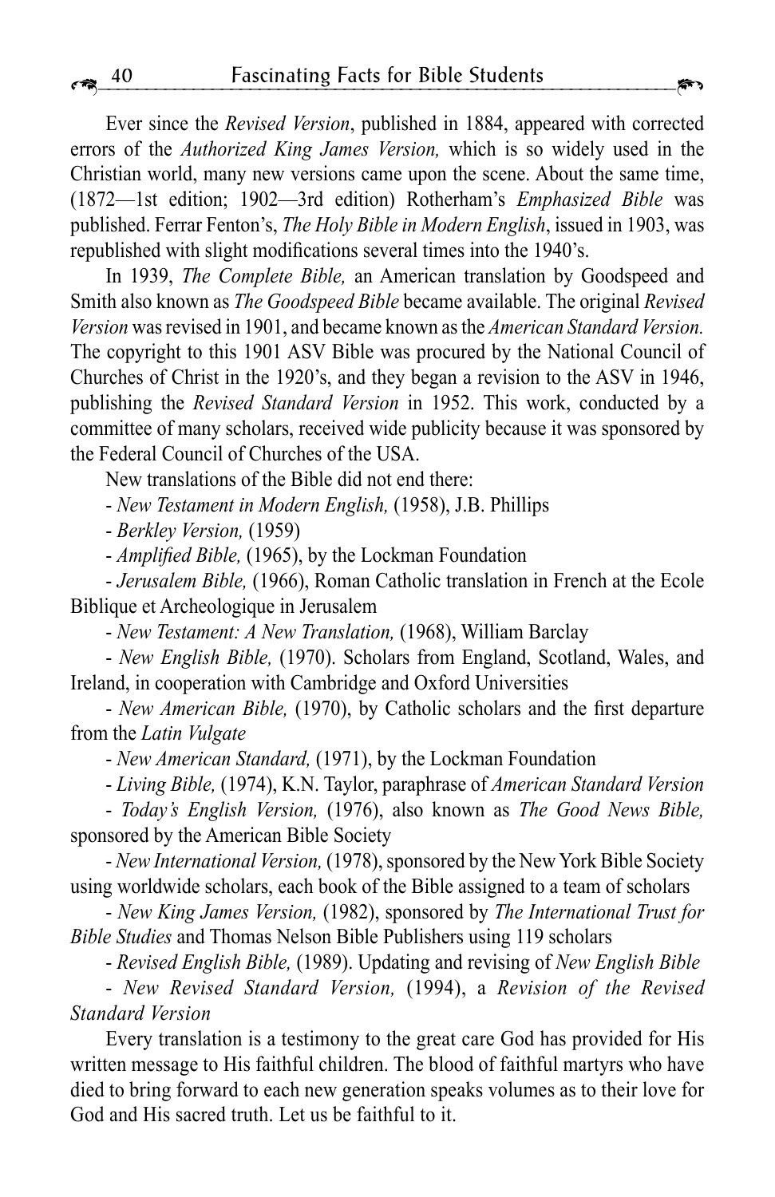Ever since the *Revised Version*, published in 1884, appeared with corrected errors of the *Authorized King James Version,* which is so widely used in the Christian world, many new versions came upon the scene. About the same time, (1872—1st edition; 1902—3rd edition) Rotherham's *Emphasized Bible* was published. Ferrar Fenton's, *The Holy Bible in Modern English*, issued in 1903, was republished with slight modifications several times into the 1940's.

In 1939, *The Complete Bible,* an American translation by Goodspeed and Smith also known as *The Goodspeed Bible* became available. The original *Revised Version* was revised in 1901, and became known as the *American Standard Version.* The copyright to this 1901 ASV Bible was procured by the National Council of Churches of Christ in the 1920's, and they began a revision to the ASV in 1946, publishing the *Revised Standard Version* in 1952. This work, conducted by a committee of many scholars, received wide publicity because it was sponsored by the Federal Council of Churches of the USA.

New translations of the Bible did not end there:

- *New Testament in Modern English,* (1958), J.B. Phillips
- *Berkley Version,* (1959)
- *Amplified Bible,* (1965), by the Lockman Foundation
- *Jerusalem Bible,* (1966), Roman Catholic translation in French at the Ecole Biblique et Archeologique in Jerusalem
- *New Testament: A New Translation,* (1968), William Barclay
- *New English Bible,* (1970). Scholars from England, Scotland, Wales, and Ireland, in cooperation with Cambridge and Oxford Universities
- *New American Bible,* (1970), by Catholic scholars and the first departure from the *Latin Vulgate*
- *New American Standard,* (1971), by the Lockman Foundation
- *Living Bible,* (1974), K.N. Taylor, paraphrase of *American Standard Version*
- *Today's English Version,* (1976), also known as *The Good News Bible,* sponsored by the American Bible Society
- *New International Version,* (1978), sponsored by the New York Bible Society using worldwide scholars, each book of the Bible assigned to a team of scholars
- *New King James Version,* (1982), sponsored by *The International Trust for Bible Studies* and Thomas Nelson Bible Publishers using 119 scholars
- *Revised English Bible,* (1989). Updating and revising of *New English Bible*
- *New Revised Standard Version,* (1994), a *Revision of the Revised Standard Version*

Every translation is a testimony to the great care God has provided for His written message to His faithful children. The blood of faithful martyrs who have died to bring forward to each new generation speaks volumes as to their love for God and His sacred truth. Let us be faithful to it.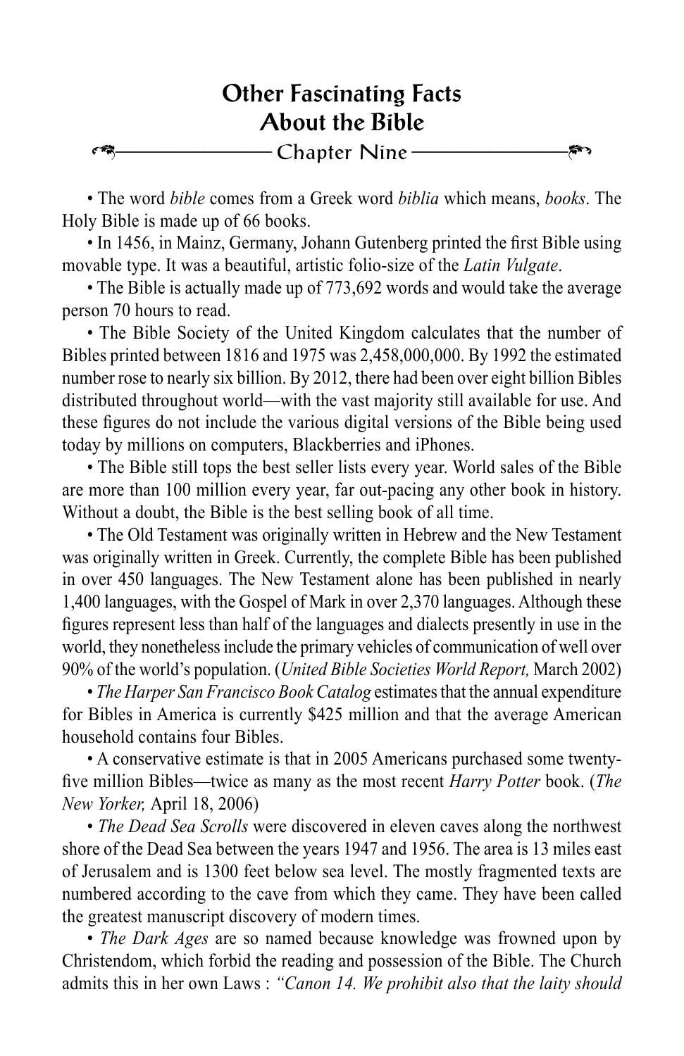# Other Fascinating Facts About the Bible

## Chapter Nine

• The word *bible* comes from a Greek word *biblia* which means, *books*. The Holy Bible is made up of 66 books.

• In 1456, in Mainz, Germany, Johann Gutenberg printed the first Bible using movable type. It was a beautiful, artistic folio-size of the *Latin Vulgate*.

• The Bible is actually made up of 773,692 words and would take the average person 70 hours to read.

• The Bible Society of the United Kingdom calculates that the number of Bibles printed between 1816 and 1975 was 2,458,000,000. By 1992 the estimated number rose to nearly six billion. By 2012, there had been over eight billion Bibles distributed throughout world—with the vast majority still available for use. And these figures do not include the various digital versions of the Bible being used today by millions on computers, Blackberries and iPhones.

• The Bible still tops the best seller lists every year. World sales of the Bible are more than 100 million every year, far out-pacing any other book in history. Without a doubt, the Bible is the best selling book of all time.

• The Old Testament was originally written in Hebrew and the New Testament was originally written in Greek. Currently, the complete Bible has been published in over 450 languages. The New Testament alone has been published in nearly 1,400 languages, with the Gospel of Mark in over 2,370 languages. Although these figures represent less than half of the languages and dialects presently in use in the world, they nonetheless include the primary vehicles of communication of well over 90% of the world's population. (*United Bible Societies World Report,* March 2002)

• *The Harper San Francisco Book Catalog* estimates that the annual expenditure for Bibles in America is currently $425 million and that the average American household contains four Bibles.

• A conservative estimate is that in 2005 Americans purchased some twenty-five million Bibles—twice as many as the most recent *Harry Potter* book. (*The New Yorker,* April 18, 2006)

• *The Dead Sea Scrolls* were discovered in eleven caves along the northwest shore of the Dead Sea between the years 1947 and 1956. The area is 13 miles east of Jerusalem and is 1300 feet below sea level. The mostly fragmented texts are numbered according to the cave from which they came. They have been called the greatest manuscript discovery of modern times.

• *The Dark Ages* are so named because knowledge was frowned upon by Christendom, which forbid the reading and possession of the Bible. The Church admits this in her own Laws : *"Canon 14. We prohibit also that the laity should*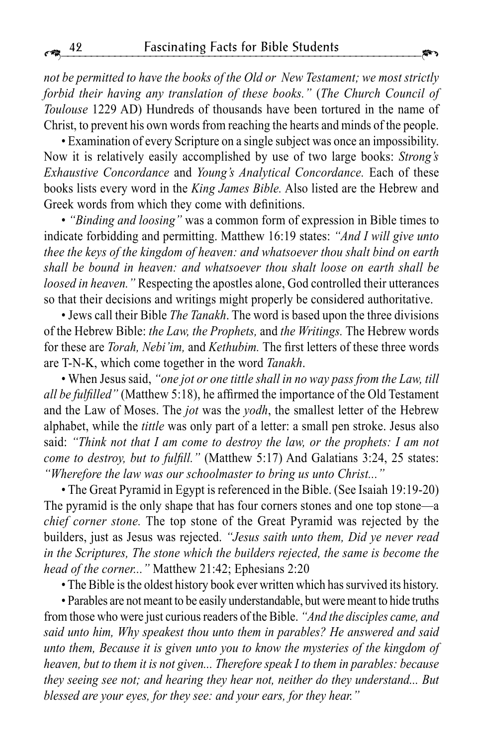*not be permitted to have the books of the Old or New Testament; we most strictly forbid their having any translation of these books."* (*The Church Council of Toulouse* 1229 AD) Hundreds of thousands have been tortured in the name of Christ, to prevent his own words from reaching the hearts and minds of the people.

• Examination of every Scripture on a single subject was once an impossibility. Now it is relatively easily accomplished by use of two large books: *Strong's Exhaustive Concordance* and *Young's Analytical Concordance.* Each of these books lists every word in the *King James Bible.* Also listed are the Hebrew and Greek words from which they come with definitions.

• *"Binding and loosing"* was a common form of expression in Bible times to indicate forbidding and permitting. Matthew 16:19 states: *"And I will give unto thee the keys of the kingdom of heaven: and whatsoever thou shalt bind on earth shall be bound in heaven: and whatsoever thou shalt loose on earth shall be loosed in heaven."* Respecting the apostles alone, God controlled their utterances so that their decisions and writings might properly be considered authoritative.

• Jews call their Bible *The Tanakh*. The word is based upon the three divisions of the Hebrew Bible: *the Law, the Prophets,* and *the Writings.* The Hebrew words for these are *Torah, Nebi'im,* and *Kethubim.* The first letters of these three words are T-N-K, which come together in the word *Tanakh*.

• When Jesus said, *"one jot or one tittle shall in no way pass from the Law, till all be fulfilled"* (Matthew 5:18), he affirmed the importance of the Old Testament and the Law of Moses. The *jot* was the *yodh*, the smallest letter of the Hebrew alphabet, while the *tittle* was only part of a letter: a small pen stroke. Jesus also said: *"Think not that I am come to destroy the law, or the prophets: I am not come to destroy, but to fulfill."* (Matthew 5:17) And Galatians 3:24, 25 states: *"Wherefore the law was our schoolmaster to bring us unto Christ..."*

• The Great Pyramid in Egypt is referenced in the Bible. (See Isaiah 19:19-20) The pyramid is the only shape that has four corners stones and one top stone—a *chief corner stone.* The top stone of the Great Pyramid was rejected by the builders, just as Jesus was rejected. *"Jesus saith unto them, Did ye never read in the Scriptures, The stone which the builders rejected, the same is become the head of the corner..."* Matthew 21:42; Ephesians 2:20

• The Bible is the oldest history book ever written which has survived its history.

• Parables are not meant to be easily understandable, but were meant to hide truths from those who were just curious readers of the Bible. *"And the disciples came, and said unto him, Why speakest thou unto them in parables? He answered and said unto them, Because it is given unto you to know the mysteries of the kingdom of heaven, but to them it is not given... Therefore speak I to them in parables: because they seeing see not; and hearing they hear not, neither do they understand... But blessed are your eyes, for they see: and your ears, for they hear."*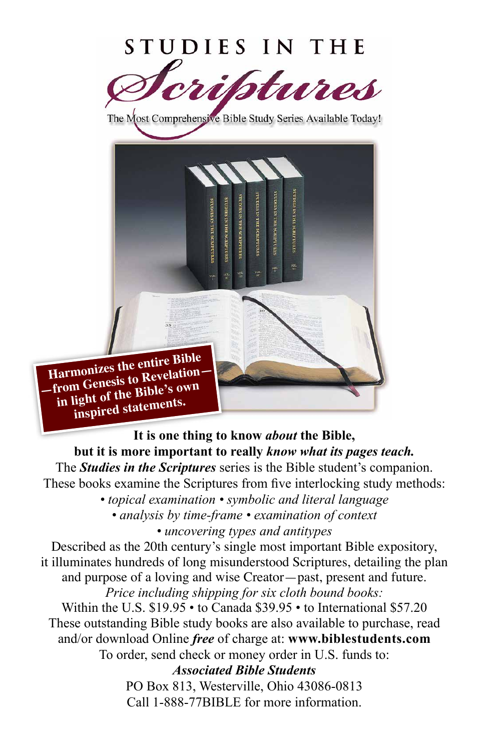# STUDIES IN THE Scriptures

The Most Comprehensive Bible Study Series Available Today!

**Harmonizes the entire Bible —from Genesis to Revelation— in light of the Bible's own inspired statements.**

**It is one thing to know *about* the Bible, but it is more important to really *know what its pages teach.***

The ***Studies in the Scriptures*** series is the Bible student's companion. These books examine the Scriptures from five interlocking study methods:

- *topical examination* • *symbolic and literal language*
- *analysis by time-frame* • *examination of context*
- *uncovering types and antitypes*

Described as the 20th century's single most important Bible expository, it illuminates hundreds of long misunderstood Scriptures, detailing the plan and purpose of a loving and wise Creator—past, present and future.

*Price including shipping for six cloth bound books:*

Within the U.S. $19.95 • to Canada $39.95 • to International $57.20

These outstanding Bible study books are also available to purchase, read and/or download Online ***free*** of charge at: **www.biblestudents.com**

To order, send check or money order in U.S. funds to:

***Associated Bible Students***

PO Box 813, Westerville, Ohio 43086-0813

Call 1-888-77BIBLE for more information.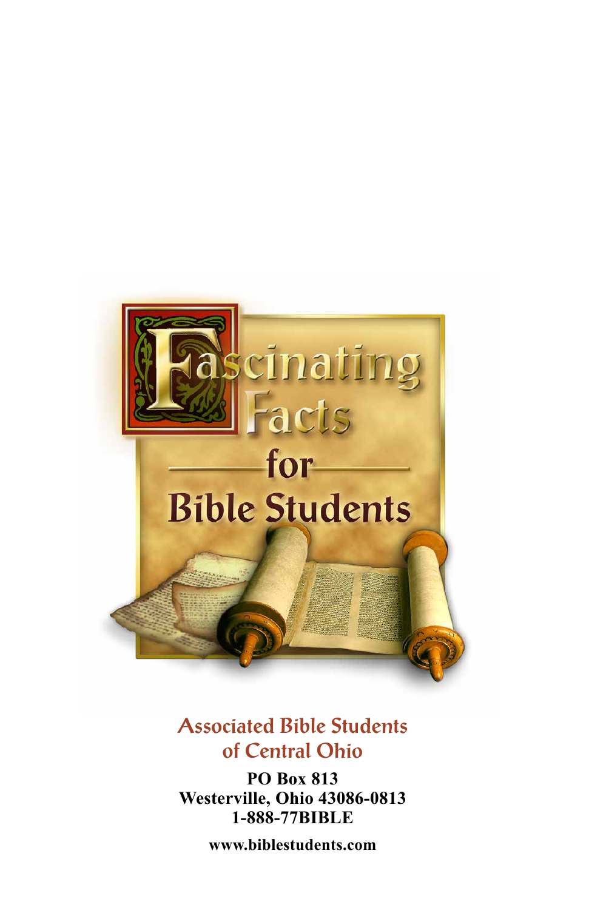# Fascinating Facts for Bible Students

Associated Bible Students of Central Ohio

**PO Box 813**
**Westerville, Ohio 43086-0813**
**1-888-77BIBLE**

**www.biblestudents.com**